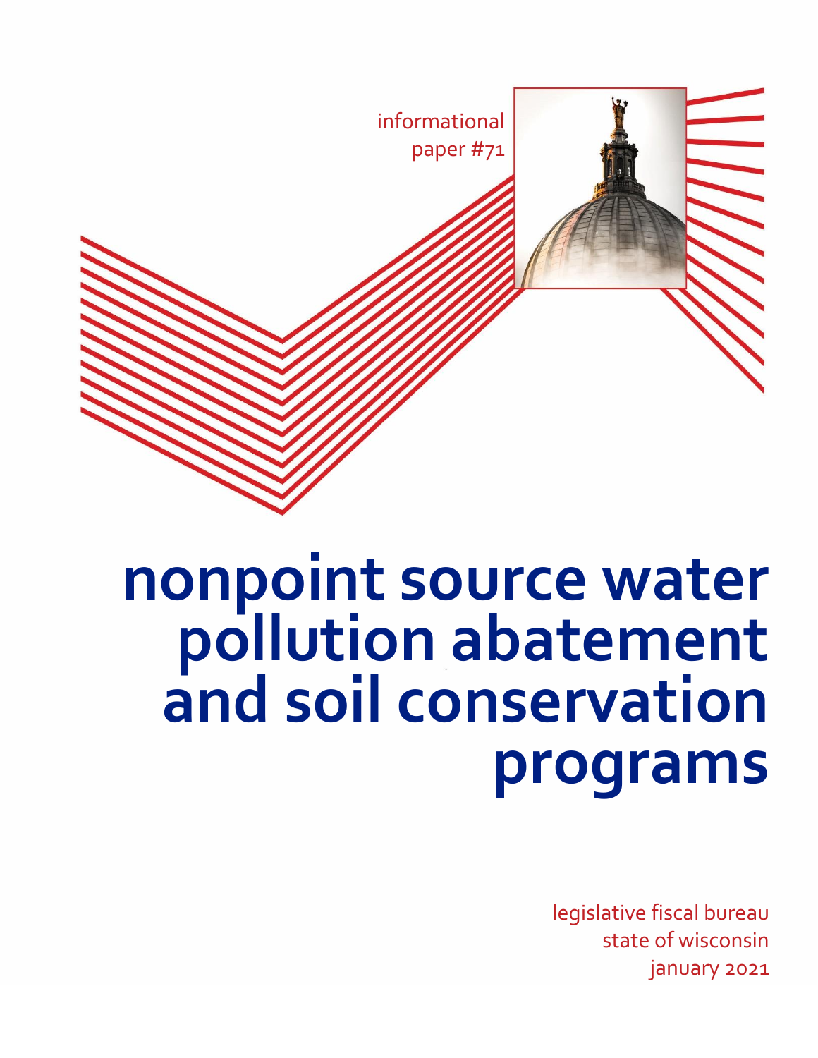informational
paper #71

# nonpoint source water pollution abatement and soil conservation programs

legislative fiscal bureau
state of wisconsin
january 2021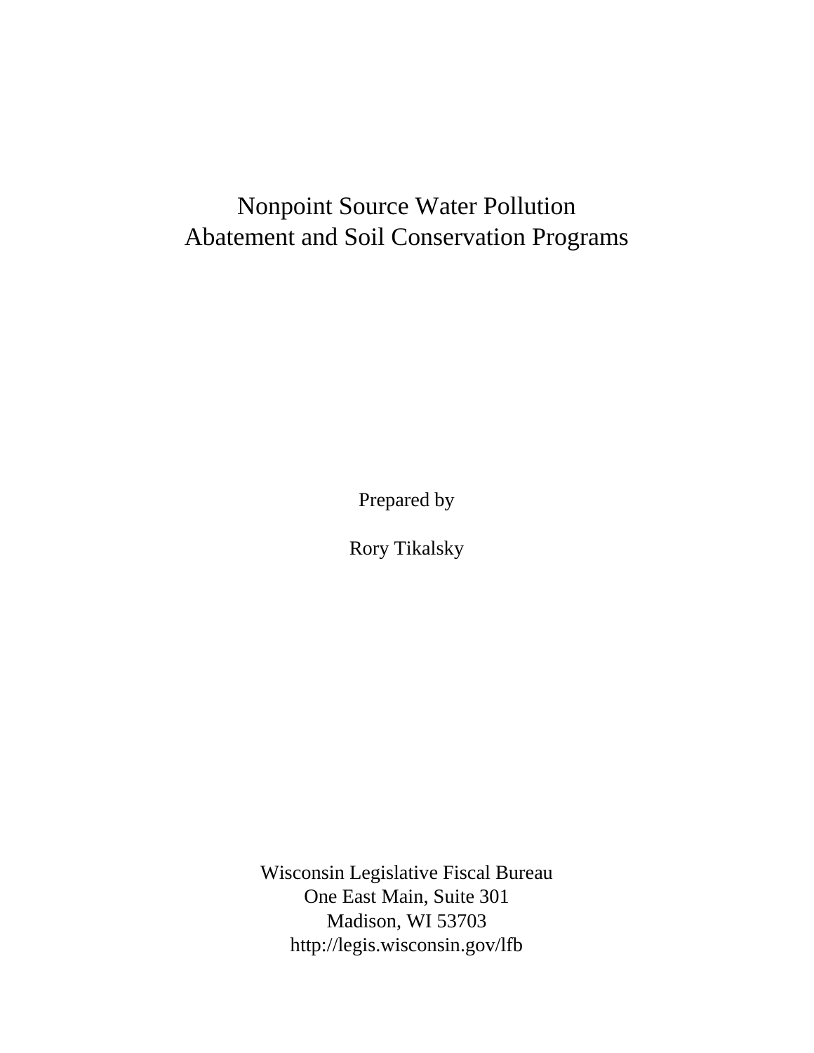# Nonpoint Source Water Pollution Abatement and Soil Conservation Programs

Prepared by

Rory Tikalsky

Wisconsin Legislative Fiscal Bureau
One East Main, Suite 301
Madison, WI 53703
http://legis.wisconsin.gov/lfb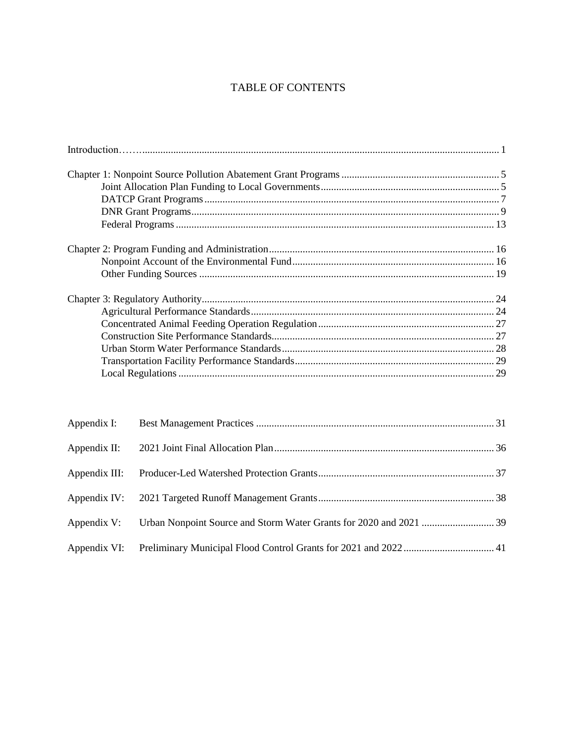# TABLE OF CONTENTS

| | |
|---|---|
| Introduction | 1 |
| Chapter 1: Nonpoint Source Pollution Abatement Grant Programs | 5 |
| Joint Allocation Plan Funding to Local Governments | 5 |
| DATCP Grant Programs | 7 |
| DNR Grant Programs | 9 |
| Federal Programs | 13 |
| Chapter 2: Program Funding and Administration | 16 |
| Nonpoint Account of the Environmental Fund | 16 |
| Other Funding Sources | 19 |
| Chapter 3: Regulatory Authority | 24 |
| Agricultural Performance Standards | 24 |
| Concentrated Animal Feeding Operation Regulation | 27 |
| Construction Site Performance Standards | 27 |
| Urban Storm Water Performance Standards | 28 |
| Transportation Facility Performance Standards | 29 |
| Local Regulations | 29 |

| | | |
|---|---|---|
| Appendix I: | Best Management Practices | 31 |
| Appendix II: | 2021 Joint Final Allocation Plan | 36 |
| Appendix III: | Producer-Led Watershed Protection Grants | 37 |
| Appendix IV: | 2021 Targeted Runoff Management Grants | 38 |
| Appendix V: | Urban Nonpoint Source and Storm Water Grants for 2020 and 2021 | 39 |
| Appendix VI: | Preliminary Municipal Flood Control Grants for 2021 and 2022 | 41 |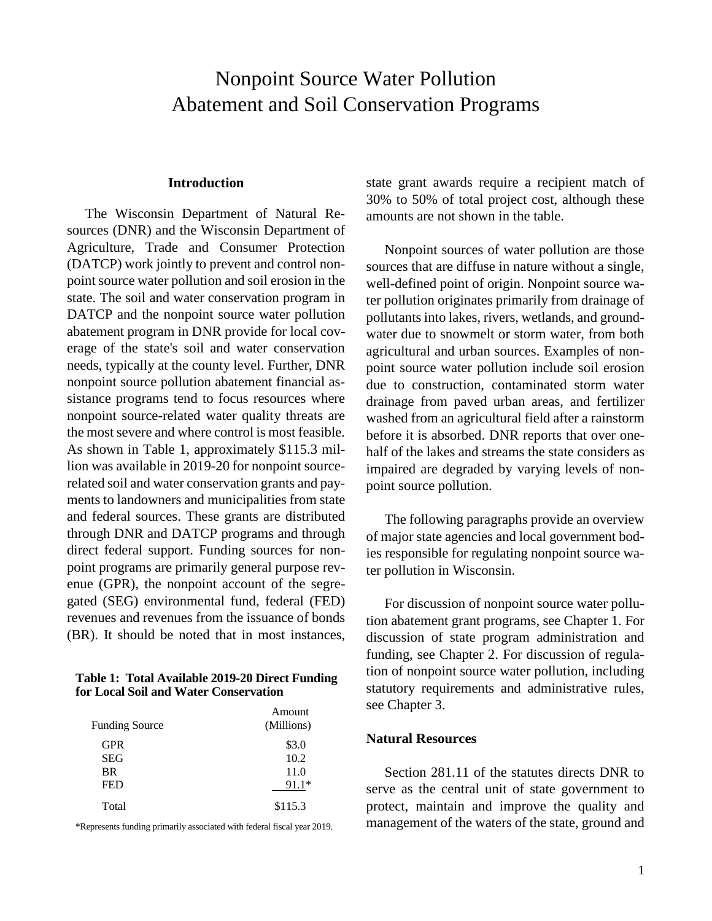# Nonpoint Source Water Pollution Abatement and Soil Conservation Programs

## Introduction

The Wisconsin Department of Natural Resources (DNR) and the Wisconsin Department of Agriculture, Trade and Consumer Protection (DATCP) work jointly to prevent and control nonpoint source water pollution and soil erosion in the state. The soil and water conservation program in DATCP and the nonpoint source water pollution abatement program in DNR provide for local coverage of the state's soil and water conservation needs, typically at the county level. Further, DNR nonpoint source pollution abatement financial assistance programs tend to focus resources where nonpoint source-related water quality threats are the most severe and where control is most feasible. As shown in Table 1, approximately $115.3 million was available in 2019-20 for nonpoint source-related soil and water conservation grants and payments to landowners and municipalities from state and federal sources. These grants are distributed through DNR and DATCP programs and through direct federal support. Funding sources for nonpoint programs are primarily general purpose revenue (GPR), the nonpoint account of the segregated (SEG) environmental fund, federal (FED) revenues and revenues from the issuance of bonds (BR). It should be noted that in most instances, state grant awards require a recipient match of 30% to 50% of total project cost, although these amounts are not shown in the table.

**Table 1: Total Available 2019-20 Direct Funding for Local Soil and Water Conservation**

| Funding Source | Amount (Millions) |
|---|---|
| GPR | $3.0 |
| SEG | 10.2 |
| BR | 11.0 |
| FED | 91.1* |
| Total | $115.3 |

*Represents funding primarily associated with federal fiscal year 2019.

Nonpoint sources of water pollution are those sources that are diffuse in nature without a single, well-defined point of origin. Nonpoint source water pollution originates primarily from drainage of pollutants into lakes, rivers, wetlands, and groundwater due to snowmelt or storm water, from both agricultural and urban sources. Examples of nonpoint source water pollution include soil erosion due to construction, contaminated storm water drainage from paved urban areas, and fertilizer washed from an agricultural field after a rainstorm before it is absorbed. DNR reports that over one-half of the lakes and streams the state considers as impaired are degraded by varying levels of nonpoint source pollution.

The following paragraphs provide an overview of major state agencies and local government bodies responsible for regulating nonpoint source water pollution in Wisconsin.

For discussion of nonpoint source water pollution abatement grant programs, see Chapter 1. For discussion of state program administration and funding, see Chapter 2. For discussion of regulation of nonpoint source water pollution, including statutory requirements and administrative rules, see Chapter 3.

### Natural Resources

Section 281.11 of the statutes directs DNR to serve as the central unit of state government to protect, maintain and improve the quality and management of the waters of the state, ground and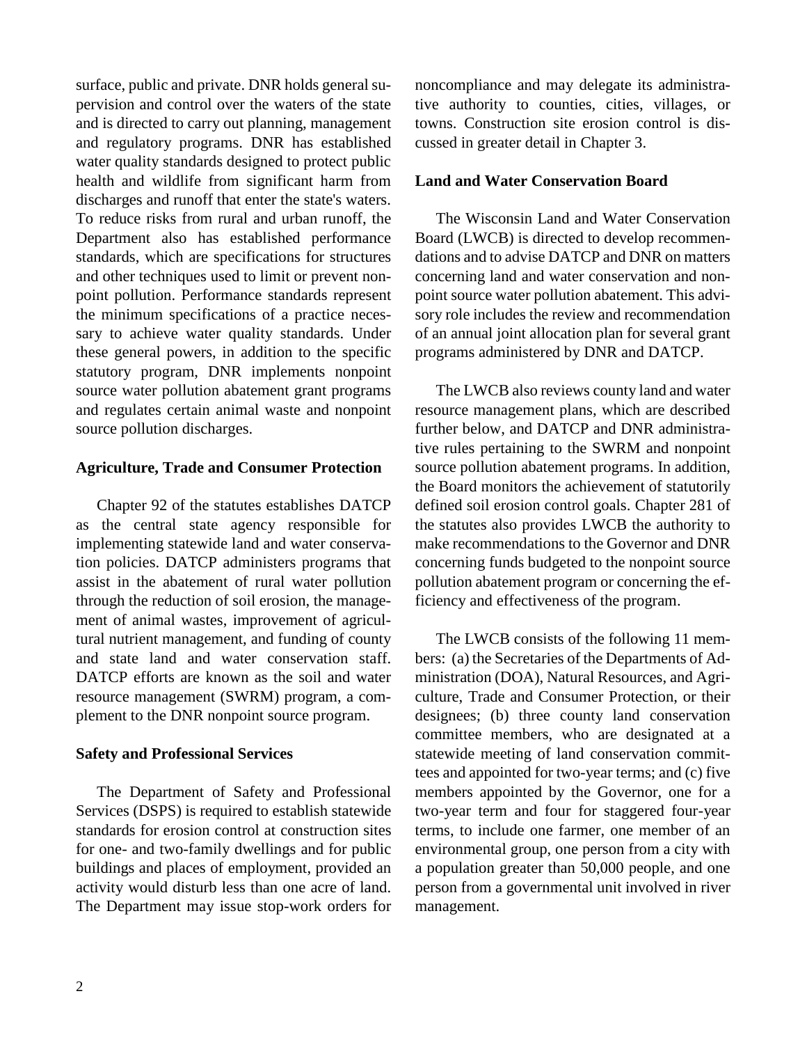surface, public and private. DNR holds general supervision and control over the waters of the state and is directed to carry out planning, management and regulatory programs. DNR has established water quality standards designed to protect public health and wildlife from significant harm from discharges and runoff that enter the state's waters. To reduce risks from rural and urban runoff, the Department also has established performance standards, which are specifications for structures and other techniques used to limit or prevent nonpoint pollution. Performance standards represent the minimum specifications of a practice necessary to achieve water quality standards. Under these general powers, in addition to the specific statutory program, DNR implements nonpoint source water pollution abatement grant programs and regulates certain animal waste and nonpoint source pollution discharges.

**Agriculture, Trade and Consumer Protection**

Chapter 92 of the statutes establishes DATCP as the central state agency responsible for implementing statewide land and water conservation policies. DATCP administers programs that assist in the abatement of rural water pollution through the reduction of soil erosion, the management of animal wastes, improvement of agricultural nutrient management, and funding of county and state land and water conservation staff. DATCP efforts are known as the soil and water resource management (SWRM) program, a complement to the DNR nonpoint source program.

**Safety and Professional Services**

The Department of Safety and Professional Services (DSPS) is required to establish statewide standards for erosion control at construction sites for one- and two-family dwellings and for public buildings and places of employment, provided an activity would disturb less than one acre of land. The Department may issue stop-work orders for noncompliance and may delegate its administrative authority to counties, cities, villages, or towns. Construction site erosion control is discussed in greater detail in Chapter 3.

**Land and Water Conservation Board**

The Wisconsin Land and Water Conservation Board (LWCB) is directed to develop recommendations and to advise DATCP and DNR on matters concerning land and water conservation and nonpoint source water pollution abatement. This advisory role includes the review and recommendation of an annual joint allocation plan for several grant programs administered by DNR and DATCP.

The LWCB also reviews county land and water resource management plans, which are described further below, and DATCP and DNR administrative rules pertaining to the SWRM and nonpoint source pollution abatement programs. In addition, the Board monitors the achievement of statutorily defined soil erosion control goals. Chapter 281 of the statutes also provides LWCB the authority to make recommendations to the Governor and DNR concerning funds budgeted to the nonpoint source pollution abatement program or concerning the efficiency and effectiveness of the program.

The LWCB consists of the following 11 members: (a) the Secretaries of the Departments of Administration (DOA), Natural Resources, and Agriculture, Trade and Consumer Protection, or their designees; (b) three county land conservation committee members, who are designated at a statewide meeting of land conservation committees and appointed for two-year terms; and (c) five members appointed by the Governor, one for a two-year term and four for staggered four-year terms, to include one farmer, one member of an environmental group, one person from a city with a population greater than 50,000 people, and one person from a governmental unit involved in river management.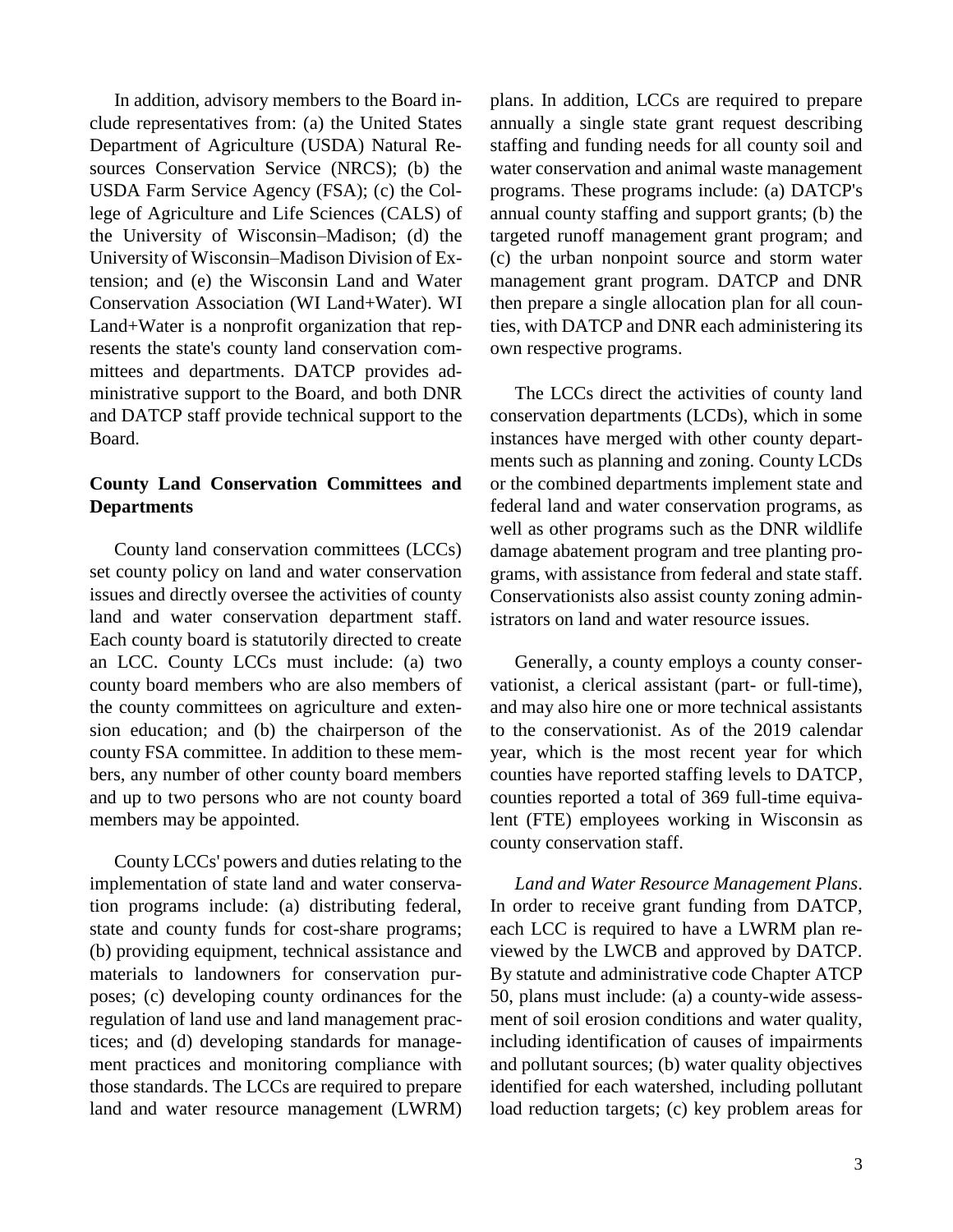In addition, advisory members to the Board include representatives from: (a) the United States Department of Agriculture (USDA) Natural Resources Conservation Service (NRCS); (b) the USDA Farm Service Agency (FSA); (c) the College of Agriculture and Life Sciences (CALS) of the University of Wisconsin–Madison; (d) the University of Wisconsin–Madison Division of Extension; and (e) the Wisconsin Land and Water Conservation Association (WI Land+Water). WI Land+Water is a nonprofit organization that represents the state's county land conservation committees and departments. DATCP provides administrative support to the Board, and both DNR and DATCP staff provide technical support to the Board.

**County Land Conservation Committees and Departments**

County land conservation committees (LCCs) set county policy on land and water conservation issues and directly oversee the activities of county land and water conservation department staff. Each county board is statutorily directed to create an LCC. County LCCs must include: (a) two county board members who are also members of the county committees on agriculture and extension education; and (b) the chairperson of the county FSA committee. In addition to these members, any number of other county board members and up to two persons who are not county board members may be appointed.

County LCCs' powers and duties relating to the implementation of state land and water conservation programs include: (a) distributing federal, state and county funds for cost-share programs; (b) providing equipment, technical assistance and materials to landowners for conservation purposes; (c) developing county ordinances for the regulation of land use and land management practices; and (d) developing standards for management practices and monitoring compliance with those standards. The LCCs are required to prepare land and water resource management (LWRM) plans. In addition, LCCs are required to prepare annually a single state grant request describing staffing and funding needs for all county soil and water conservation and animal waste management programs. These programs include: (a) DATCP's annual county staffing and support grants; (b) the targeted runoff management grant program; and (c) the urban nonpoint source and storm water management grant program. DATCP and DNR then prepare a single allocation plan for all counties, with DATCP and DNR each administering its own respective programs.

The LCCs direct the activities of county land conservation departments (LCDs), which in some instances have merged with other county departments such as planning and zoning. County LCDs or the combined departments implement state and federal land and water conservation programs, as well as other programs such as the DNR wildlife damage abatement program and tree planting programs, with assistance from federal and state staff. Conservationists also assist county zoning administrators on land and water resource issues.

Generally, a county employs a county conservationist, a clerical assistant (part- or full-time), and may also hire one or more technical assistants to the conservationist. As of the 2019 calendar year, which is the most recent year for which counties have reported staffing levels to DATCP, counties reported a total of 369 full-time equivalent (FTE) employees working in Wisconsin as county conservation staff.

*Land and Water Resource Management Plans*. In order to receive grant funding from DATCP, each LCC is required to have a LWRM plan reviewed by the LWCB and approved by DATCP. By statute and administrative code Chapter ATCP 50, plans must include: (a) a county-wide assessment of soil erosion conditions and water quality, including identification of causes of impairments and pollutant sources; (b) water quality objectives identified for each watershed, including pollutant load reduction targets; (c) key problem areas for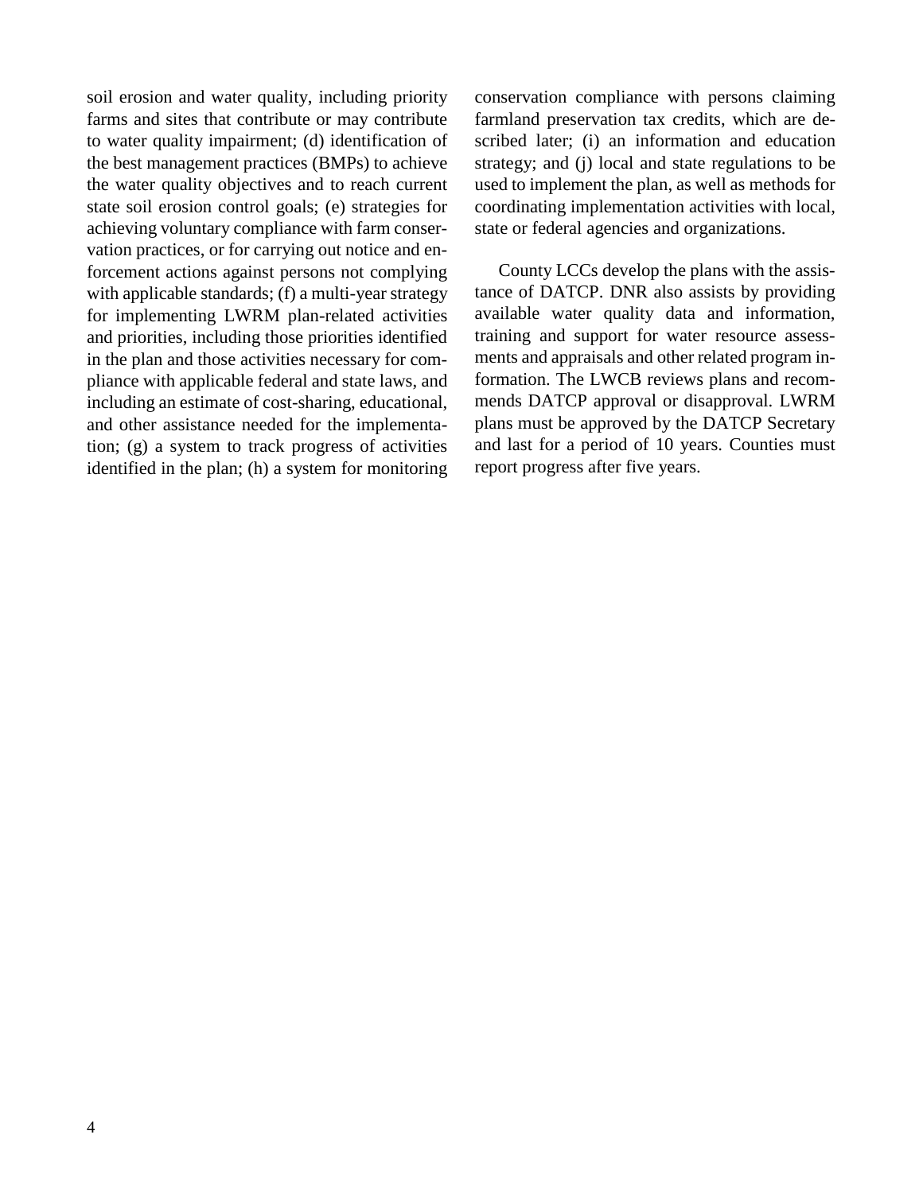soil erosion and water quality, including priority farms and sites that contribute or may contribute to water quality impairment; (d) identification of the best management practices (BMPs) to achieve the water quality objectives and to reach current state soil erosion control goals; (e) strategies for achieving voluntary compliance with farm conservation practices, or for carrying out notice and enforcement actions against persons not complying with applicable standards; (f) a multi-year strategy for implementing LWRM plan-related activities and priorities, including those priorities identified in the plan and those activities necessary for compliance with applicable federal and state laws, and including an estimate of cost-sharing, educational, and other assistance needed for the implementation; (g) a system to track progress of activities identified in the plan; (h) a system for monitoring conservation compliance with persons claiming farmland preservation tax credits, which are described later; (i) an information and education strategy; and (j) local and state regulations to be used to implement the plan, as well as methods for coordinating implementation activities with local, state or federal agencies and organizations.

County LCCs develop the plans with the assistance of DATCP. DNR also assists by providing available water quality data and information, training and support for water resource assessments and appraisals and other related program information. The LWCB reviews plans and recommends DATCP approval or disapproval. LWRM plans must be approved by the DATCP Secretary and last for a period of 10 years. Counties must report progress after five years.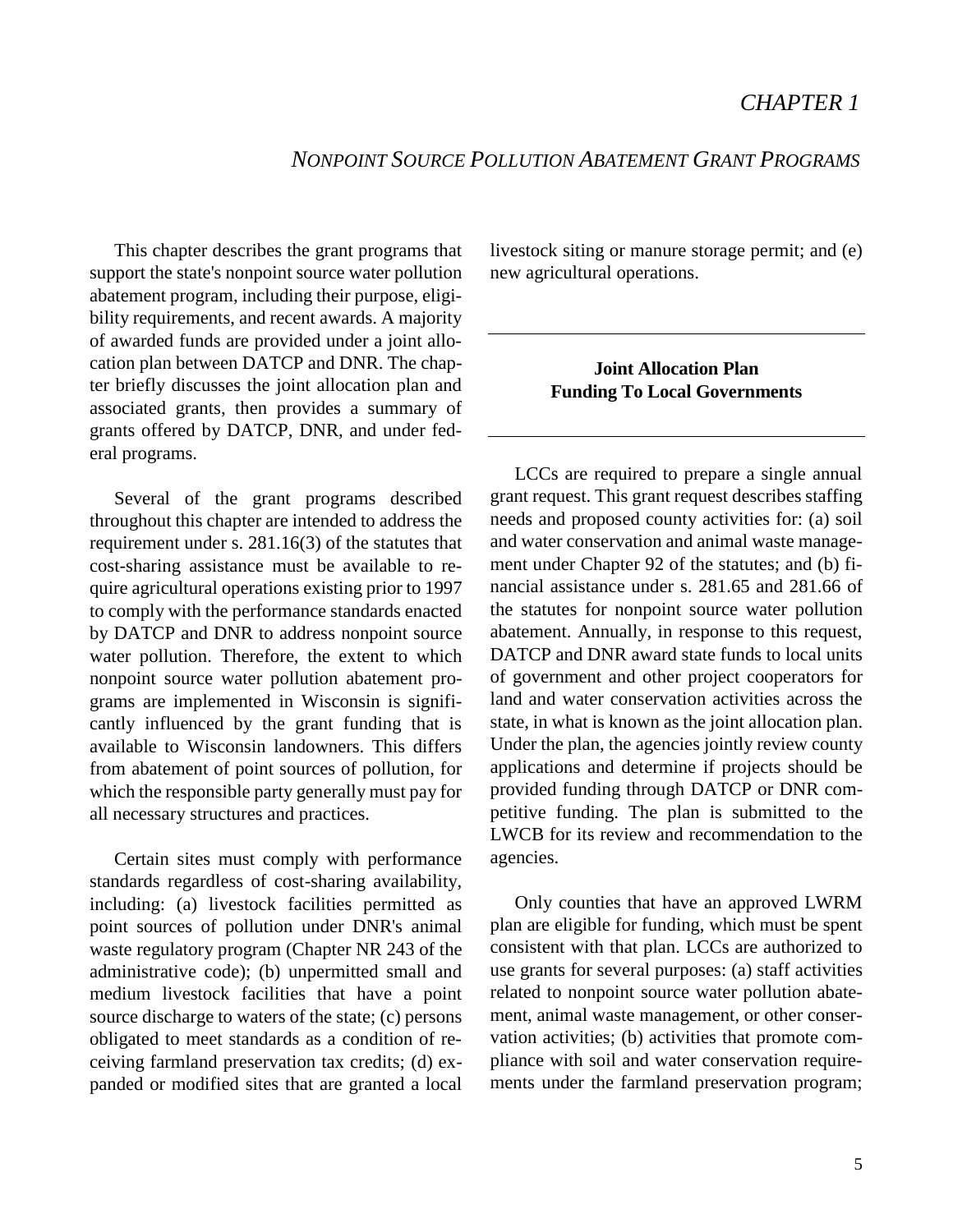# CHAPTER 1

## *NONPOINT SOURCE POLLUTION ABATEMENT GRANT PROGRAMS*

This chapter describes the grant programs that support the state's nonpoint source water pollution abatement program, including their purpose, eligibility requirements, and recent awards. A majority of awarded funds are provided under a joint allocation plan between DATCP and DNR. The chapter briefly discusses the joint allocation plan and associated grants, then provides a summary of grants offered by DATCP, DNR, and under federal programs.

Several of the grant programs described throughout this chapter are intended to address the requirement under s. 281.16(3) of the statutes that cost-sharing assistance must be available to require agricultural operations existing prior to 1997 to comply with the performance standards enacted by DATCP and DNR to address nonpoint source water pollution. Therefore, the extent to which nonpoint source water pollution abatement programs are implemented in Wisconsin is significantly influenced by the grant funding that is available to Wisconsin landowners. This differs from abatement of point sources of pollution, for which the responsible party generally must pay for all necessary structures and practices.

Certain sites must comply with performance standards regardless of cost-sharing availability, including: (a) livestock facilities permitted as point sources of pollution under DNR's animal waste regulatory program (Chapter NR 243 of the administrative code); (b) unpermitted small and medium livestock facilities that have a point source discharge to waters of the state; (c) persons obligated to meet standards as a condition of receiving farmland preservation tax credits; (d) expanded or modified sites that are granted a local livestock siting or manure storage permit; and (e) new agricultural operations.

### Joint Allocation Plan Funding To Local Governments

LCCs are required to prepare a single annual grant request. This grant request describes staffing needs and proposed county activities for: (a) soil and water conservation and animal waste management under Chapter 92 of the statutes; and (b) financial assistance under s. 281.65 and 281.66 of the statutes for nonpoint source water pollution abatement. Annually, in response to this request, DATCP and DNR award state funds to local units of government and other project cooperators for land and water conservation activities across the state, in what is known as the joint allocation plan. Under the plan, the agencies jointly review county applications and determine if projects should be provided funding through DATCP or DNR competitive funding. The plan is submitted to the LWCB for its review and recommendation to the agencies.

Only counties that have an approved LWRM plan are eligible for funding, which must be spent consistent with that plan. LCCs are authorized to use grants for several purposes: (a) staff activities related to nonpoint source water pollution abatement, animal waste management, or other conservation activities; (b) activities that promote compliance with soil and water conservation requirements under the farmland preservation program;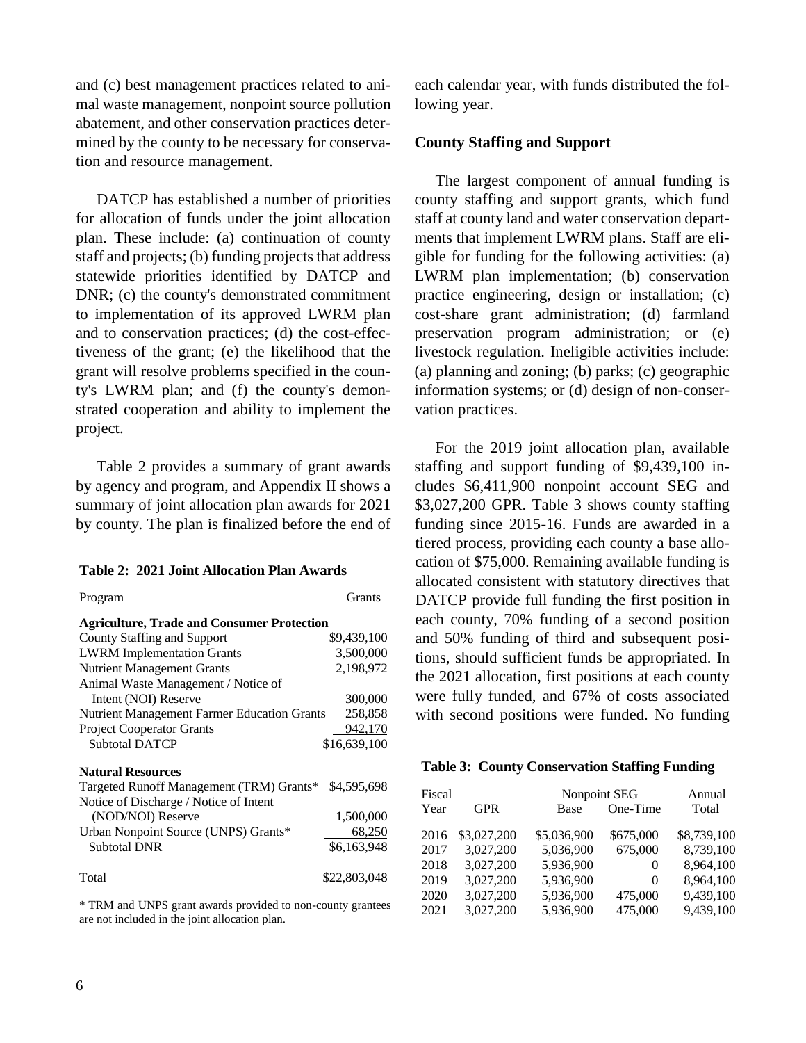and (c) best management practices related to animal waste management, nonpoint source pollution abatement, and other conservation practices determined by the county to be necessary for conservation and resource management.

DATCP has established a number of priorities for allocation of funds under the joint allocation plan. These include: (a) continuation of county staff and projects; (b) funding projects that address statewide priorities identified by DATCP and DNR; (c) the county's demonstrated commitment to implementation of its approved LWRM plan and to conservation practices; (d) the cost-effectiveness of the grant; (e) the likelihood that the grant will resolve problems specified in the county's LWRM plan; and (f) the county's demonstrated cooperation and ability to implement the project.

Table 2 provides a summary of grant awards by agency and program, and Appendix II shows a summary of joint allocation plan awards for 2021 by county. The plan is finalized before the end of each calendar year, with funds distributed the following year.

**Table 2: 2021 Joint Allocation Plan Awards**

| Program | Grants |
|---|---|
| **Agriculture, Trade and Consumer Protection** | |
| County Staffing and Support | $9,439,100 |
| LWRM Implementation Grants | 3,500,000 |
| Nutrient Management Grants | 2,198,972 |
| Animal Waste Management / Notice of Intent (NOI) Reserve | 300,000 |
| Nutrient Management Farmer Education Grants | 258,858 |
| Project Cooperator Grants | 942,170 |
| Subtotal DATCP | $16,639,100 |
| **Natural Resources** | |
| Targeted Runoff Management (TRM) Grants* | $4,595,698 |
| Notice of Discharge / Notice of Intent (NOD/NOI) Reserve | 1,500,000 |
| Urban Nonpoint Source (UNPS) Grants* | 68,250 |
| Subtotal DNR | $6,163,948 |
| Total | $22,803,048 |

\* TRM and UNPS grant awards provided to non-county grantees are not included in the joint allocation plan.

### County Staffing and Support

The largest component of annual funding is county staffing and support grants, which fund staff at county land and water conservation departments that implement LWRM plans. Staff are eligible for funding for the following activities: (a) LWRM plan implementation; (b) conservation practice engineering, design or installation; (c) cost-share grant administration; (d) farmland preservation program administration; or (e) livestock regulation. Ineligible activities include: (a) planning and zoning; (b) parks; (c) geographic information systems; or (d) design of non-conservation practices.

For the 2019 joint allocation plan, available staffing and support funding of $9,439,100 includes $6,411,900 nonpoint account SEG and $3,027,200 GPR. Table 3 shows county staffing funding since 2015-16. Funds are awarded in a tiered process, providing each county a base allocation of $75,000. Remaining available funding is allocated consistent with statutory directives that DATCP provide full funding the first position in each county, 70% funding of a second position and 50% funding of third and subsequent positions, should sufficient funds be appropriated. In the 2021 allocation, first positions at each county were fully funded, and 67% of costs associated with second positions were funded. No funding

**Table 3: County Conservation Staffing Funding**

| Fiscal Year | GPR | Nonpoint SEG Base | Nonpoint SEG One-Time | Annual Total |
|---|---|---|---|---|
| 2016 | $3,027,200 | $5,036,900 | $675,000 | $8,739,100 |
| 2017 | 3,027,200 | 5,036,900 | 675,000 | 8,739,100 |
| 2018 | 3,027,200 | 5,936,900 | 0 | 8,964,100 |
| 2019 | 3,027,200 | 5,936,900 | 0 | 8,964,100 |
| 2020 | 3,027,200 | 5,936,900 | 475,000 | 9,439,100 |
| 2021 | 3,027,200 | 5,936,900 | 475,000 | 9,439,100 |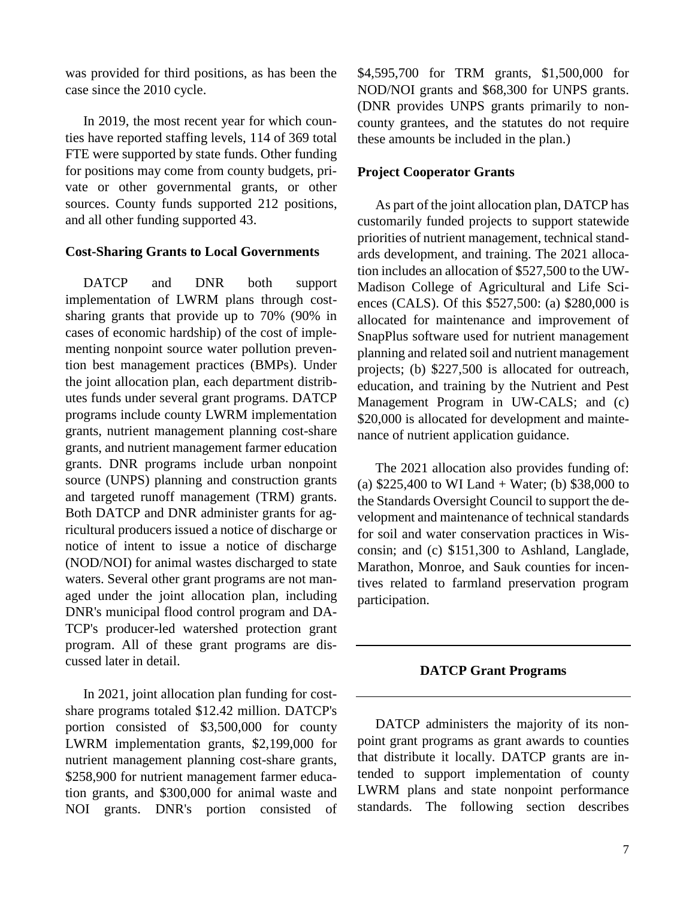was provided for third positions, as has been the case since the 2010 cycle.

In 2019, the most recent year for which counties have reported staffing levels, 114 of 369 total FTE were supported by state funds. Other funding for positions may come from county budgets, private or other governmental grants, or other sources. County funds supported 212 positions, and all other funding supported 43.

### Cost-Sharing Grants to Local Governments

DATCP and DNR both support implementation of LWRM plans through cost-sharing grants that provide up to 70% (90% in cases of economic hardship) of the cost of implementing nonpoint source water pollution prevention best management practices (BMPs). Under the joint allocation plan, each department distributes funds under several grant programs. DATCP programs include county LWRM implementation grants, nutrient management planning cost-share grants, and nutrient management farmer education grants. DNR programs include urban nonpoint source (UNPS) planning and construction grants and targeted runoff management (TRM) grants. Both DATCP and DNR administer grants for agricultural producers issued a notice of discharge or notice of intent to issue a notice of discharge (NOD/NOI) for animal wastes discharged to state waters. Several other grant programs are not managed under the joint allocation plan, including DNR's municipal flood control program and DATCP's producer-led watershed protection grant program. All of these grant programs are discussed later in detail.

In 2021, joint allocation plan funding for cost-share programs totaled $12.42 million. DATCP's portion consisted of $3,500,000 for county LWRM implementation grants, $2,199,000 for nutrient management planning cost-share grants, $258,900 for nutrient management farmer education grants, and $300,000 for animal waste and NOI grants. DNR's portion consisted of $4,595,700 for TRM grants, $1,500,000 for NOD/NOI grants and $68,300 for UNPS grants. (DNR provides UNPS grants primarily to non-county grantees, and the statutes do not require these amounts be included in the plan.)

### Project Cooperator Grants

As part of the joint allocation plan, DATCP has customarily funded projects to support statewide priorities of nutrient management, technical standards development, and training. The 2021 allocation includes an allocation of $527,500 to the UW-Madison College of Agricultural and Life Sciences (CALS). Of this $527,500: (a) $280,000 is allocated for maintenance and improvement of SnapPlus software used for nutrient management planning and related soil and nutrient management projects; (b) $227,500 is allocated for outreach, education, and training by the Nutrient and Pest Management Program in UW-CALS; and (c) $20,000 is allocated for development and maintenance of nutrient application guidance.

The 2021 allocation also provides funding of: (a) $225,400 to WI Land + Water; (b) $38,000 to the Standards Oversight Council to support the development and maintenance of technical standards for soil and water conservation practices in Wisconsin; and (c) $151,300 to Ashland, Langlade, Marathon, Monroe, and Sauk counties for incentives related to farmland preservation program participation.

## DATCP Grant Programs

DATCP administers the majority of its nonpoint grant programs as grant awards to counties that distribute it locally. DATCP grants are intended to support implementation of county LWRM plans and state nonpoint performance standards. The following section describes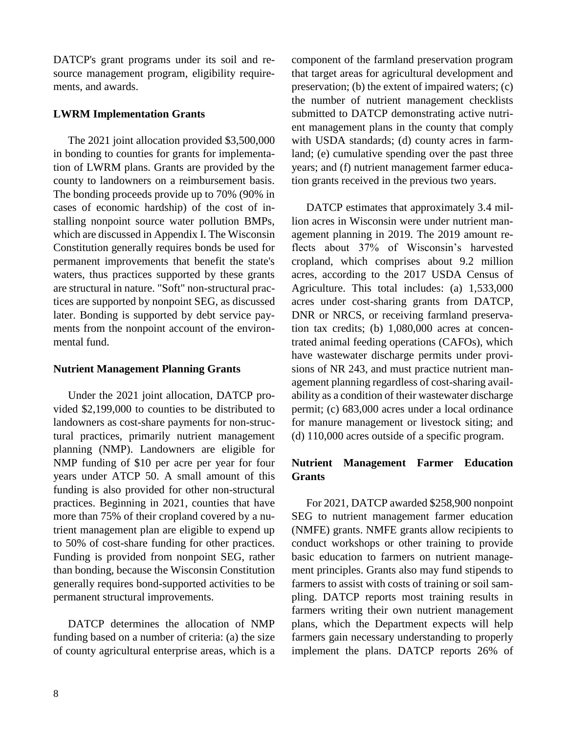DATCP's grant programs under its soil and resource management program, eligibility requirements, and awards.

**LWRM Implementation Grants**

The 2021 joint allocation provided $3,500,000 in bonding to counties for grants for implementation of LWRM plans. Grants are provided by the county to landowners on a reimbursement basis. The bonding proceeds provide up to 70% (90% in cases of economic hardship) of the cost of installing nonpoint source water pollution BMPs, which are discussed in Appendix I. The Wisconsin Constitution generally requires bonds be used for permanent improvements that benefit the state's waters, thus practices supported by these grants are structural in nature. "Soft" non-structural practices are supported by nonpoint SEG, as discussed later. Bonding is supported by debt service payments from the nonpoint account of the environmental fund.

**Nutrient Management Planning Grants**

Under the 2021 joint allocation, DATCP provided $2,199,000 to counties to be distributed to landowners as cost-share payments for non-structural practices, primarily nutrient management planning (NMP). Landowners are eligible for NMP funding of $10 per acre per year for four years under ATCP 50. A small amount of this funding is also provided for other non-structural practices. Beginning in 2021, counties that have more than 75% of their cropland covered by a nutrient management plan are eligible to expend up to 50% of cost-share funding for other practices. Funding is provided from nonpoint SEG, rather than bonding, because the Wisconsin Constitution generally requires bond-supported activities to be permanent structural improvements.

DATCP determines the allocation of NMP funding based on a number of criteria: (a) the size of county agricultural enterprise areas, which is a component of the farmland preservation program that target areas for agricultural development and preservation; (b) the extent of impaired waters; (c) the number of nutrient management checklists submitted to DATCP demonstrating active nutrient management plans in the county that comply with USDA standards; (d) county acres in farmland; (e) cumulative spending over the past three years; and (f) nutrient management farmer education grants received in the previous two years.

DATCP estimates that approximately 3.4 million acres in Wisconsin were under nutrient management planning in 2019. The 2019 amount reflects about 37% of Wisconsin's harvested cropland, which comprises about 9.2 million acres, according to the 2017 USDA Census of Agriculture. This total includes: (a) 1,533,000 acres under cost-sharing grants from DATCP, DNR or NRCS, or receiving farmland preservation tax credits; (b) 1,080,000 acres at concentrated animal feeding operations (CAFOs), which have wastewater discharge permits under provisions of NR 243, and must practice nutrient management planning regardless of cost-sharing availability as a condition of their wastewater discharge permit; (c) 683,000 acres under a local ordinance for manure management or livestock siting; and (d) 110,000 acres outside of a specific program.

**Nutrient Management Farmer Education Grants**

For 2021, DATCP awarded $258,900 nonpoint SEG to nutrient management farmer education (NMFE) grants. NMFE grants allow recipients to conduct workshops or other training to provide basic education to farmers on nutrient management principles. Grants also may fund stipends to farmers to assist with costs of training or soil sampling. DATCP reports most training results in farmers writing their own nutrient management plans, which the Department expects will help farmers gain necessary understanding to properly implement the plans. DATCP reports 26% of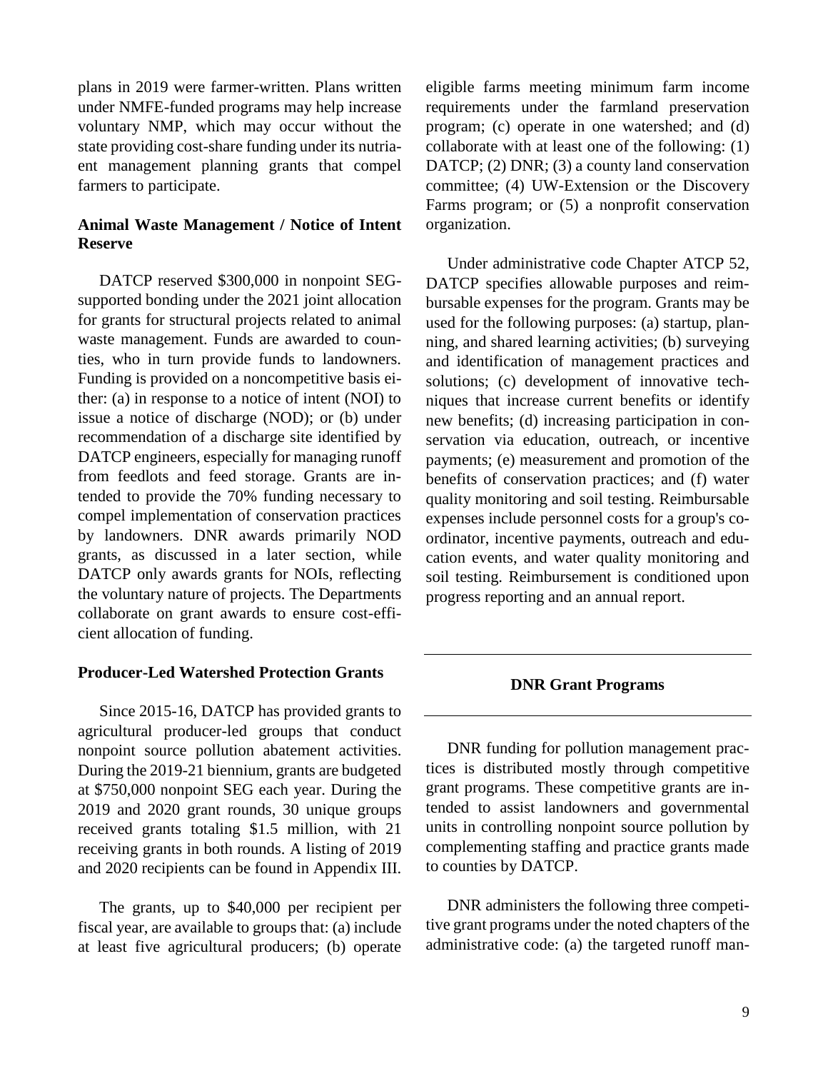plans in 2019 were farmer-written. Plans written under NMFE-funded programs may help increase voluntary NMP, which may occur without the state providing cost-share funding under its nutriaent management planning grants that compel farmers to participate.

### Animal Waste Management / Notice of Intent Reserve

DATCP reserved $300,000 in nonpoint SEG-supported bonding under the 2021 joint allocation for grants for structural projects related to animal waste management. Funds are awarded to counties, who in turn provide funds to landowners. Funding is provided on a noncompetitive basis either: (a) in response to a notice of intent (NOI) to issue a notice of discharge (NOD); or (b) under recommendation of a discharge site identified by DATCP engineers, especially for managing runoff from feedlots and feed storage. Grants are intended to provide the 70% funding necessary to compel implementation of conservation practices by landowners. DNR awards primarily NOD grants, as discussed in a later section, while DATCP only awards grants for NOIs, reflecting the voluntary nature of projects. The Departments collaborate on grant awards to ensure cost-efficient allocation of funding.

### Producer-Led Watershed Protection Grants

Since 2015-16, DATCP has provided grants to agricultural producer-led groups that conduct nonpoint source pollution abatement activities. During the 2019-21 biennium, grants are budgeted at $750,000 nonpoint SEG each year. During the 2019 and 2020 grant rounds, 30 unique groups received grants totaling $1.5 million, with 21 receiving grants in both rounds. A listing of 2019 and 2020 recipients can be found in Appendix III.

The grants, up to $40,000 per recipient per fiscal year, are available to groups that: (a) include at least five agricultural producers; (b) operate eligible farms meeting minimum farm income requirements under the farmland preservation program; (c) operate in one watershed; and (d) collaborate with at least one of the following: (1) DATCP; (2) DNR; (3) a county land conservation committee; (4) UW-Extension or the Discovery Farms program; or (5) a nonprofit conservation organization.

Under administrative code Chapter ATCP 52, DATCP specifies allowable purposes and reimbursable expenses for the program. Grants may be used for the following purposes: (a) startup, planning, and shared learning activities; (b) surveying and identification of management practices and solutions; (c) development of innovative techniques that increase current benefits or identify new benefits; (d) increasing participation in conservation via education, outreach, or incentive payments; (e) measurement and promotion of the benefits of conservation practices; and (f) water quality monitoring and soil testing. Reimbursable expenses include personnel costs for a group's coordinator, incentive payments, outreach and education events, and water quality monitoring and soil testing. Reimbursement is conditioned upon progress reporting and an annual report.

## DNR Grant Programs

DNR funding for pollution management practices is distributed mostly through competitive grant programs. These competitive grants are intended to assist landowners and governmental units in controlling nonpoint source pollution by complementing staffing and practice grants made to counties by DATCP.

DNR administers the following three competitive grant programs under the noted chapters of the administrative code: (a) the targeted runoff man-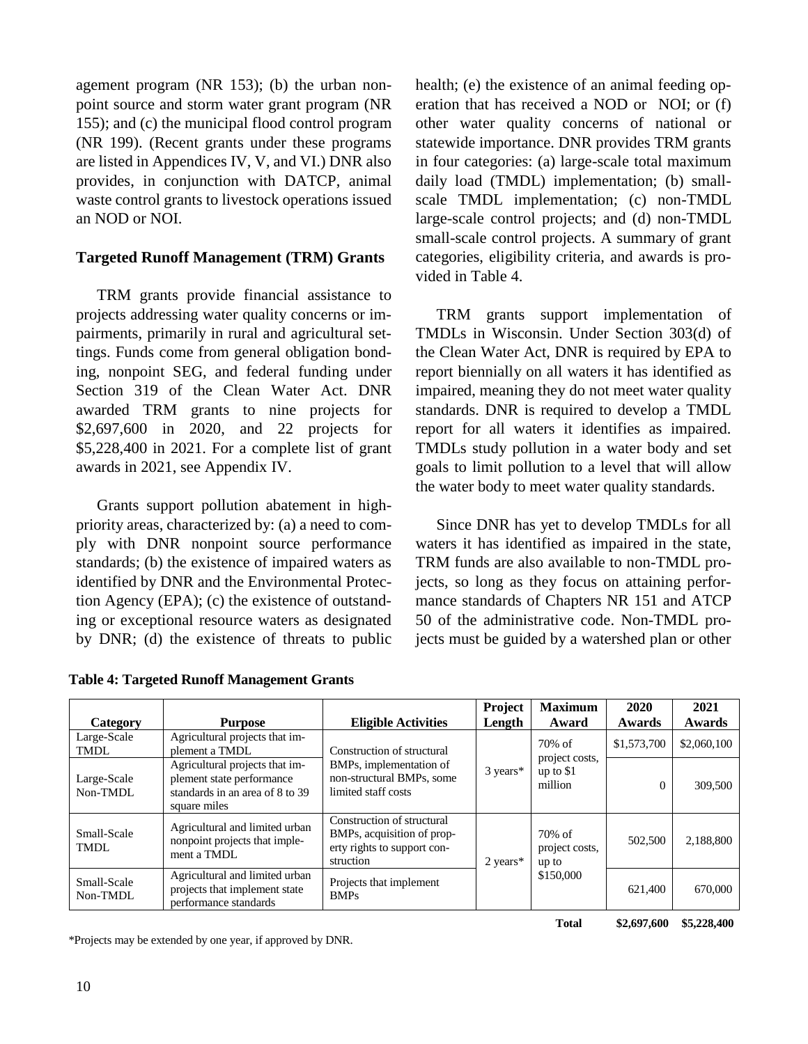agement program (NR 153); (b) the urban nonpoint source and storm water grant program (NR 155); and (c) the municipal flood control program (NR 199). (Recent grants under these programs are listed in Appendices IV, V, and VI.) DNR also provides, in conjunction with DATCP, animal waste control grants to livestock operations issued an NOD or NOI.

**Targeted Runoff Management (TRM) Grants**

TRM grants provide financial assistance to projects addressing water quality concerns or impairments, primarily in rural and agricultural settings. Funds come from general obligation bonding, nonpoint SEG, and federal funding under Section 319 of the Clean Water Act. DNR awarded TRM grants to nine projects for $2,697,600 in 2020, and 22 projects for $5,228,400 in 2021. For a complete list of grant awards in 2021, see Appendix IV.

Grants support pollution abatement in high-priority areas, characterized by: (a) a need to comply with DNR nonpoint source performance standards; (b) the existence of impaired waters as identified by DNR and the Environmental Protection Agency (EPA); (c) the existence of outstanding or exceptional resource waters as designated by DNR; (d) the existence of threats to public health; (e) the existence of an animal feeding operation that has received a NOD or NOI; or (f) other water quality concerns of national or statewide importance. DNR provides TRM grants in four categories: (a) large-scale total maximum daily load (TMDL) implementation; (b) small-scale TMDL implementation; (c) non-TMDL large-scale control projects; and (d) non-TMDL small-scale control projects. A summary of grant categories, eligibility criteria, and awards is provided in Table 4.

TRM grants support implementation of TMDLs in Wisconsin. Under Section 303(d) of the Clean Water Act, DNR is required by EPA to report biennially on all waters it has identified as impaired, meaning they do not meet water quality standards. DNR is required to develop a TMDL report for all waters it identifies as impaired. TMDLs study pollution in a water body and set goals to limit pollution to a level that will allow the water body to meet water quality standards.

Since DNR has yet to develop TMDLs for all waters it has identified as impaired in the state, TRM funds are also available to non-TMDL projects, so long as they focus on attaining performance standards of Chapters NR 151 and ATCP 50 of the administrative code. Non-TMDL projects must be guided by a watershed plan or other

**Table 4: Targeted Runoff Management Grants**

| Category | Purpose | Eligible Activities | Project Length | Maximum Award | 2020 Awards | 2021 Awards |
|---|---|---|---|---|---|---|
| Large-Scale TMDL | Agricultural projects that implement a TMDL | Construction of structural BMPs, implementation of non-structural BMPs, some limited staff costs | 3 years* | 70% of project costs, up to $1 million | $1,573,700 | $2,060,100 |
| Large-Scale Non-TMDL | Agricultural projects that implement state performance standards in an area of 8 to 39 square miles | | | | 0 | 309,500 |
| Small-Scale TMDL | Agricultural and limited urban nonpoint projects that implement a TMDL | Construction of structural BMPs, acquisition of property rights to support construction | 2 years* | 70% of project costs, up to $150,000 | 502,500 | 2,188,800 |
| Small-Scale Non-TMDL | Agricultural and limited urban projects that implement state performance standards | Projects that implement BMPs | | | 621,400 | 670,000 |
| | | | | **Total** | **$2,697,600** | **$5,228,400** |

\*Projects may be extended by one year, if approved by DNR.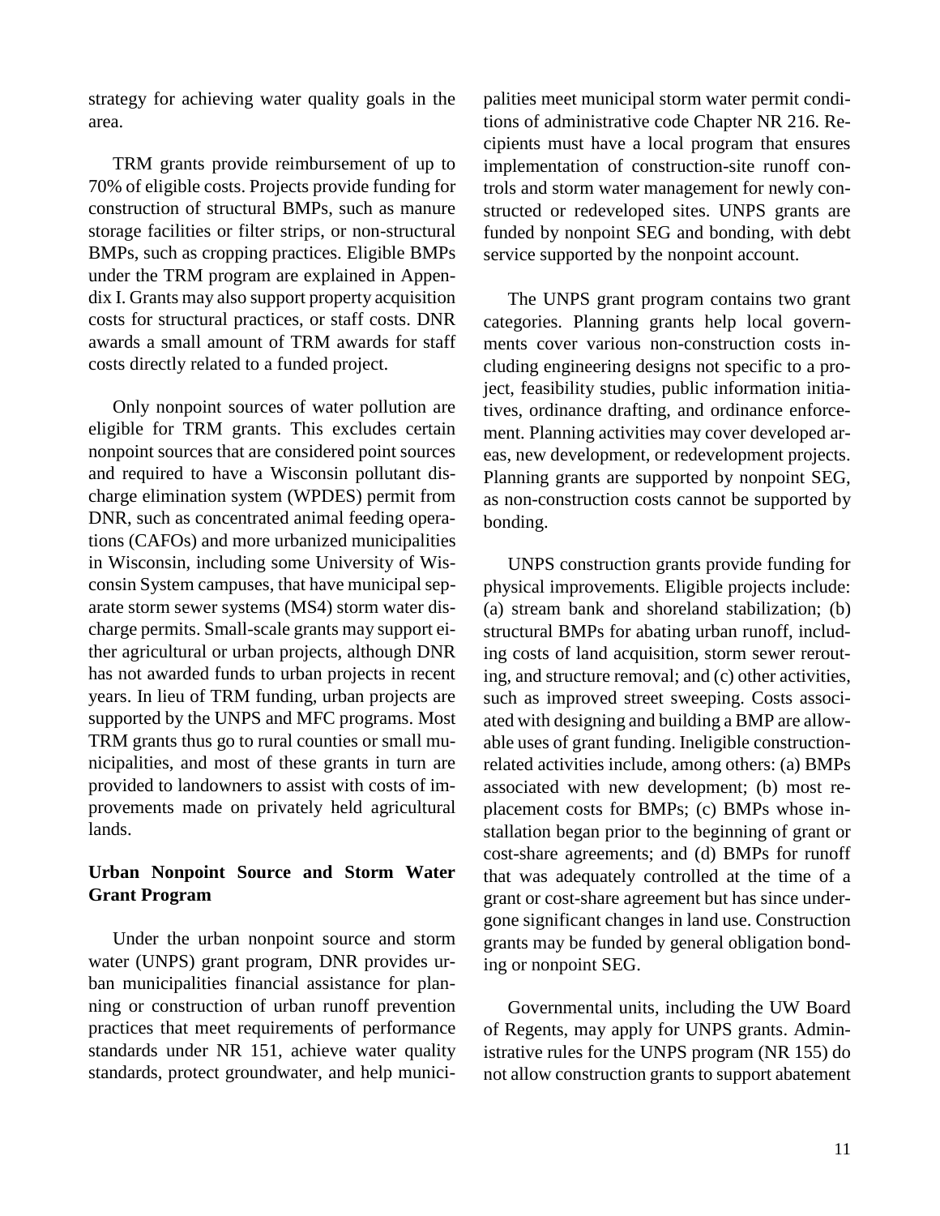strategy for achieving water quality goals in the area.

TRM grants provide reimbursement of up to 70% of eligible costs. Projects provide funding for construction of structural BMPs, such as manure storage facilities or filter strips, or non-structural BMPs, such as cropping practices. Eligible BMPs under the TRM program are explained in Appendix I. Grants may also support property acquisition costs for structural practices, or staff costs. DNR awards a small amount of TRM awards for staff costs directly related to a funded project.

Only nonpoint sources of water pollution are eligible for TRM grants. This excludes certain nonpoint sources that are considered point sources and required to have a Wisconsin pollutant discharge elimination system (WPDES) permit from DNR, such as concentrated animal feeding operations (CAFOs) and more urbanized municipalities in Wisconsin, including some University of Wisconsin System campuses, that have municipal separate storm sewer systems (MS4) storm water discharge permits. Small-scale grants may support either agricultural or urban projects, although DNR has not awarded funds to urban projects in recent years. In lieu of TRM funding, urban projects are supported by the UNPS and MFC programs. Most TRM grants thus go to rural counties or small municipalities, and most of these grants in turn are provided to landowners to assist with costs of improvements made on privately held agricultural lands.

**Urban Nonpoint Source and Storm Water Grant Program**

Under the urban nonpoint source and storm water (UNPS) grant program, DNR provides urban municipalities financial assistance for planning or construction of urban runoff prevention practices that meet requirements of performance standards under NR 151, achieve water quality standards, protect groundwater, and help municipalities meet municipal storm water permit conditions of administrative code Chapter NR 216. Recipients must have a local program that ensures implementation of construction-site runoff controls and storm water management for newly constructed or redeveloped sites. UNPS grants are funded by nonpoint SEG and bonding, with debt service supported by the nonpoint account.

The UNPS grant program contains two grant categories. Planning grants help local governments cover various non-construction costs including engineering designs not specific to a project, feasibility studies, public information initiatives, ordinance drafting, and ordinance enforcement. Planning activities may cover developed areas, new development, or redevelopment projects. Planning grants are supported by nonpoint SEG, as non-construction costs cannot be supported by bonding.

UNPS construction grants provide funding for physical improvements. Eligible projects include: (a) stream bank and shoreland stabilization; (b) structural BMPs for abating urban runoff, including costs of land acquisition, storm sewer rerouting, and structure removal; and (c) other activities, such as improved street sweeping. Costs associated with designing and building a BMP are allowable uses of grant funding. Ineligible construction-related activities include, among others: (a) BMPs associated with new development; (b) most replacement costs for BMPs; (c) BMPs whose installation began prior to the beginning of grant or cost-share agreements; and (d) BMPs for runoff that was adequately controlled at the time of a grant or cost-share agreement but has since undergone significant changes in land use. Construction grants may be funded by general obligation bonding or nonpoint SEG.

Governmental units, including the UW Board of Regents, may apply for UNPS grants. Administrative rules for the UNPS program (NR 155) do not allow construction grants to support abatement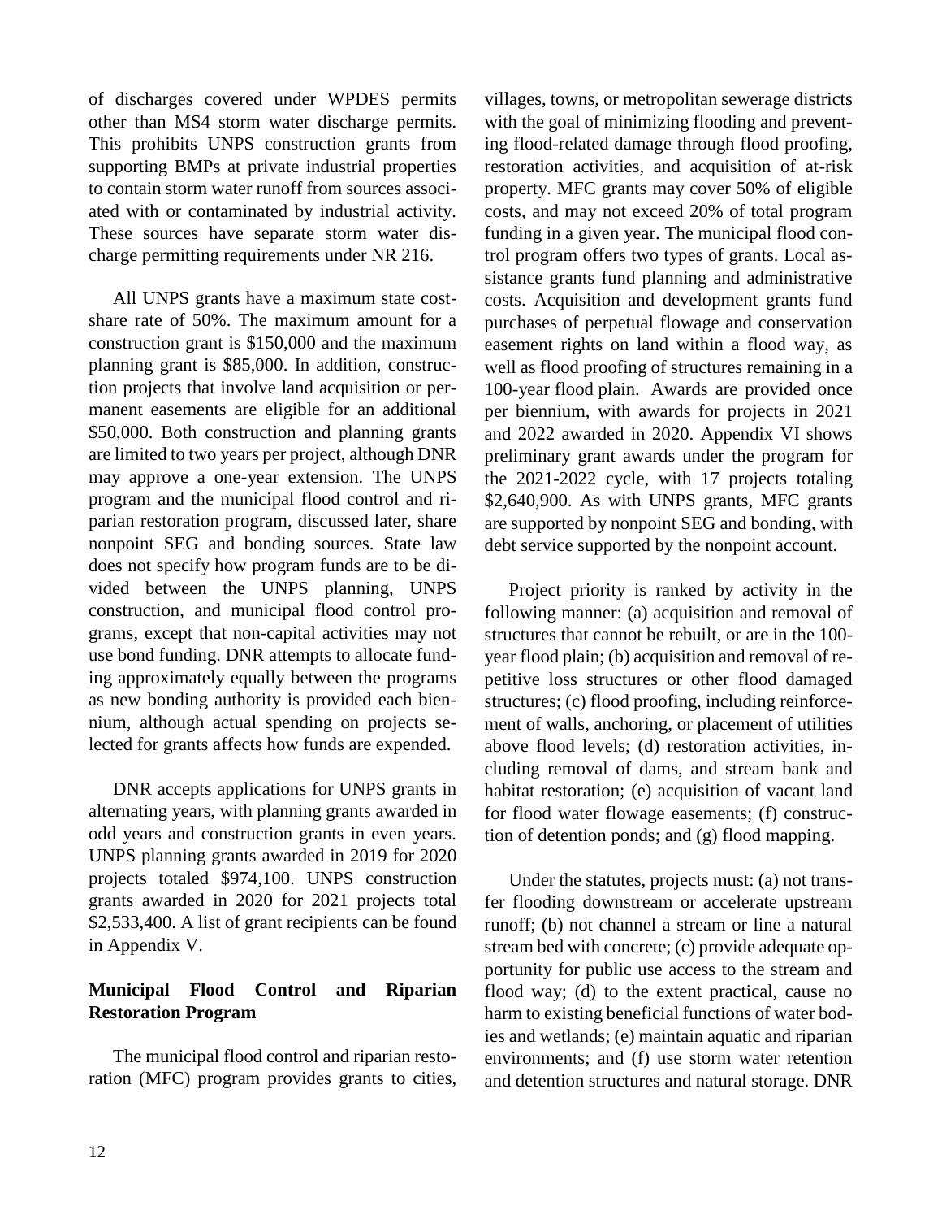of discharges covered under WPDES permits other than MS4 storm water discharge permits. This prohibits UNPS construction grants from supporting BMPs at private industrial properties to contain storm water runoff from sources associated with or contaminated by industrial activity. These sources have separate storm water discharge permitting requirements under NR 216.

All UNPS grants have a maximum state cost-share rate of 50%. The maximum amount for a construction grant is $150,000 and the maximum planning grant is $85,000. In addition, construction projects that involve land acquisition or permanent easements are eligible for an additional $50,000. Both construction and planning grants are limited to two years per project, although DNR may approve a one-year extension. The UNPS program and the municipal flood control and riparian restoration program, discussed later, share nonpoint SEG and bonding sources. State law does not specify how program funds are to be divided between the UNPS planning, UNPS construction, and municipal flood control programs, except that non-capital activities may not use bond funding. DNR attempts to allocate funding approximately equally between the programs as new bonding authority is provided each biennium, although actual spending on projects selected for grants affects how funds are expended.

DNR accepts applications for UNPS grants in alternating years, with planning grants awarded in odd years and construction grants in even years. UNPS planning grants awarded in 2019 for 2020 projects totaled $974,100. UNPS construction grants awarded in 2020 for 2021 projects total $2,533,400. A list of grant recipients can be found in Appendix V.

**Municipal Flood Control and Riparian Restoration Program**

The municipal flood control and riparian restoration (MFC) program provides grants to cities, villages, towns, or metropolitan sewerage districts with the goal of minimizing flooding and preventing flood-related damage through flood proofing, restoration activities, and acquisition of at-risk property. MFC grants may cover 50% of eligible costs, and may not exceed 20% of total program funding in a given year. The municipal flood control program offers two types of grants. Local assistance grants fund planning and administrative costs. Acquisition and development grants fund purchases of perpetual flowage and conservation easement rights on land within a flood way, as well as flood proofing of structures remaining in a 100-year flood plain. Awards are provided once per biennium, with awards for projects in 2021 and 2022 awarded in 2020. Appendix VI shows preliminary grant awards under the program for the 2021-2022 cycle, with 17 projects totaling $2,640,900. As with UNPS grants, MFC grants are supported by nonpoint SEG and bonding, with debt service supported by the nonpoint account.

Project priority is ranked by activity in the following manner: (a) acquisition and removal of structures that cannot be rebuilt, or are in the 100-year flood plain; (b) acquisition and removal of repetitive loss structures or other flood damaged structures; (c) flood proofing, including reinforcement of walls, anchoring, or placement of utilities above flood levels; (d) restoration activities, including removal of dams, and stream bank and habitat restoration; (e) acquisition of vacant land for flood water flowage easements; (f) construction of detention ponds; and (g) flood mapping.

Under the statutes, projects must: (a) not transfer flooding downstream or accelerate upstream runoff; (b) not channel a stream or line a natural stream bed with concrete; (c) provide adequate opportunity for public use access to the stream and flood way; (d) to the extent practical, cause no harm to existing beneficial functions of water bodies and wetlands; (e) maintain aquatic and riparian environments; and (f) use storm water retention and detention structures and natural storage. DNR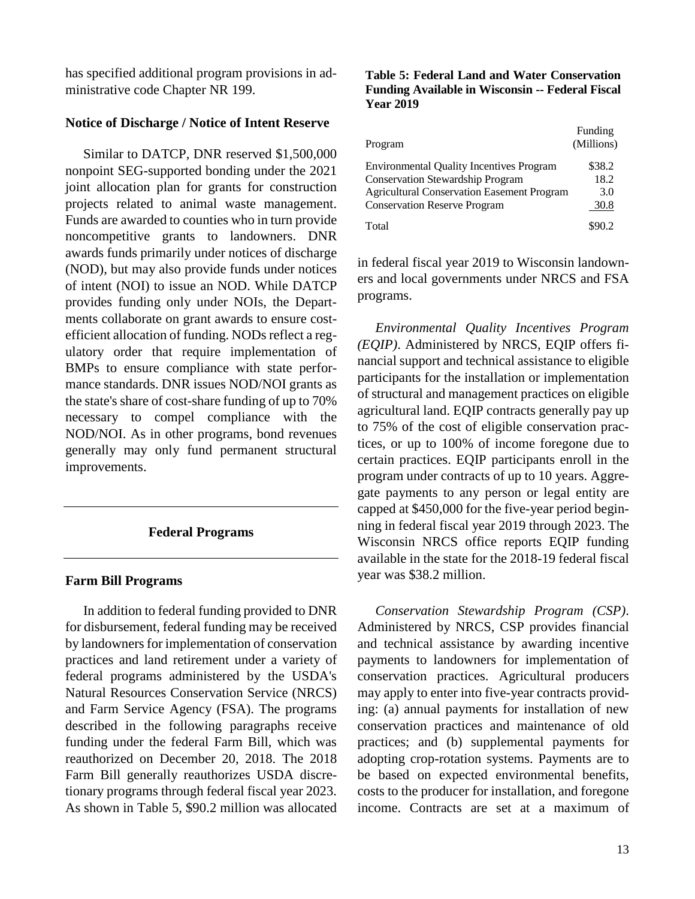has specified additional program provisions in administrative code Chapter NR 199.

**Notice of Discharge / Notice of Intent Reserve**

Similar to DATCP, DNR reserved $1,500,000 nonpoint SEG-supported bonding under the 2021 joint allocation plan for grants for construction projects related to animal waste management. Funds are awarded to counties who in turn provide noncompetitive grants to landowners. DNR awards funds primarily under notices of discharge (NOD), but may also provide funds under notices of intent (NOI) to issue an NOD. While DATCP provides funding only under NOIs, the Departments collaborate on grant awards to ensure cost-efficient allocation of funding. NODs reflect a regulatory order that require implementation of BMPs to ensure compliance with state performance standards. DNR issues NOD/NOI grants as the state's share of cost-share funding of up to 70% necessary to compel compliance with the NOD/NOI. As in other programs, bond revenues generally may only fund permanent structural improvements.

## Federal Programs

**Farm Bill Programs**

In addition to federal funding provided to DNR for disbursement, federal funding may be received by landowners for implementation of conservation practices and land retirement under a variety of federal programs administered by the USDA's Natural Resources Conservation Service (NRCS) and Farm Service Agency (FSA). The programs described in the following paragraphs receive funding under the federal Farm Bill, which was reauthorized on December 20, 2018. The 2018 Farm Bill generally reauthorizes USDA discretionary programs through federal fiscal year 2023. As shown in Table 5, $90.2 million was allocated in federal fiscal year 2019 to Wisconsin landowners and local governments under NRCS and FSA programs.

**Table 5: Federal Land and Water Conservation Funding Available in Wisconsin -- Federal Fiscal Year 2019**

| Program | Funding (Millions) |
|---|---|
| Environmental Quality Incentives Program | $38.2 |
| Conservation Stewardship Program | 18.2 |
| Agricultural Conservation Easement Program | 3.0 |
| Conservation Reserve Program | 30.8 |
| Total | $90.2 |

*Environmental Quality Incentives Program (EQIP)*. Administered by NRCS, EQIP offers financial support and technical assistance to eligible participants for the installation or implementation of structural and management practices on eligible agricultural land. EQIP contracts generally pay up to 75% of the cost of eligible conservation practices, or up to 100% of income foregone due to certain practices. EQIP participants enroll in the program under contracts of up to 10 years. Aggregate payments to any person or legal entity are capped at $450,000 for the five-year period beginning in federal fiscal year 2019 through 2023. The Wisconsin NRCS office reports EQIP funding available in the state for the 2018-19 federal fiscal year was $38.2 million.

*Conservation Stewardship Program (CSP)*. Administered by NRCS, CSP provides financial and technical assistance by awarding incentive payments to landowners for implementation of conservation practices. Agricultural producers may apply to enter into five-year contracts providing: (a) annual payments for installation of new conservation practices and maintenance of old practices; and (b) supplemental payments for adopting crop-rotation systems. Payments are to be based on expected environmental benefits, costs to the producer for installation, and foregone income. Contracts are set at a maximum of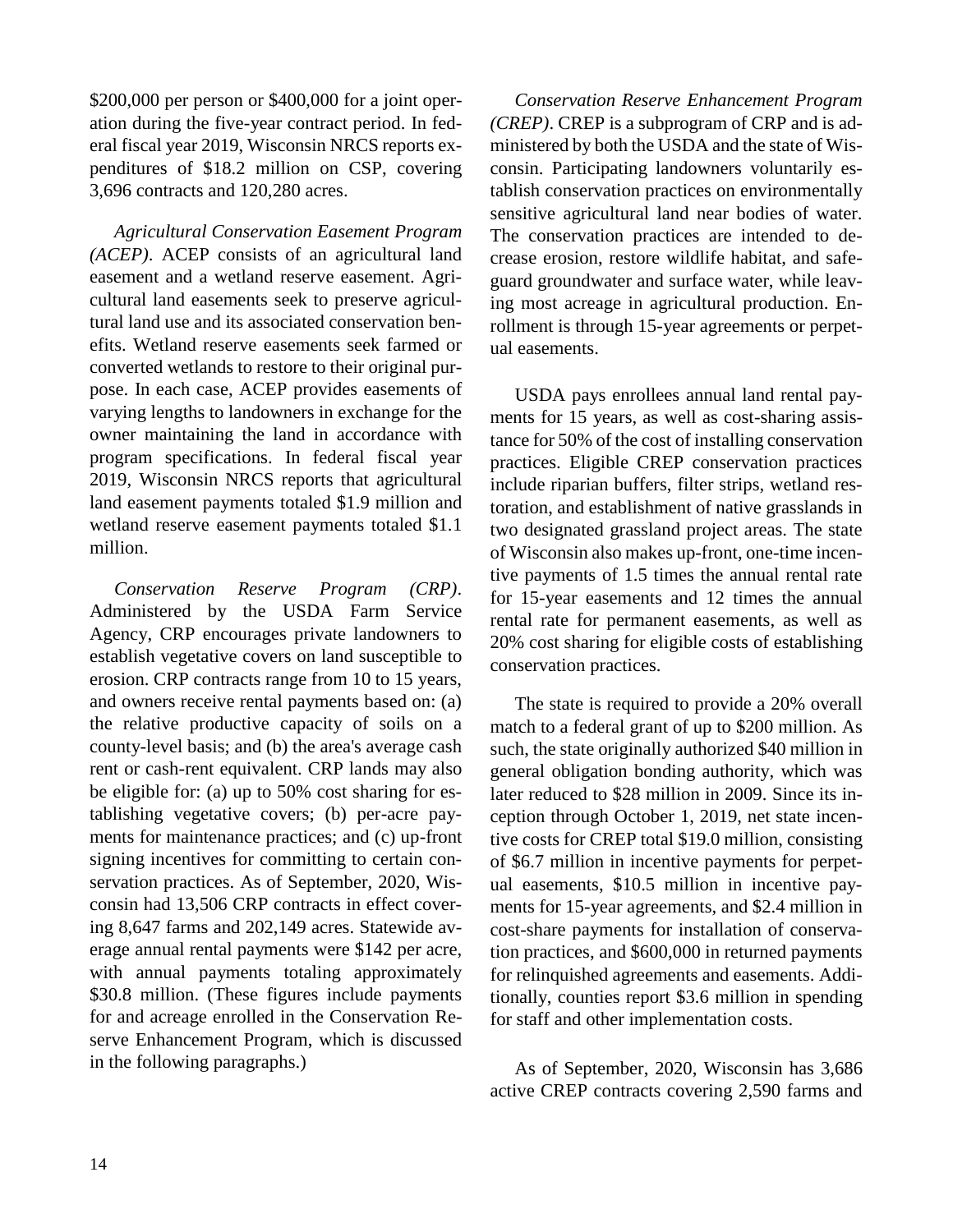$200,000 per person or $400,000 for a joint operation during the five-year contract period. In federal fiscal year 2019, Wisconsin NRCS reports expenditures of $18.2 million on CSP, covering 3,696 contracts and 120,280 acres.

*Agricultural Conservation Easement Program (ACEP)*. ACEP consists of an agricultural land easement and a wetland reserve easement. Agricultural land easements seek to preserve agricultural land use and its associated conservation benefits. Wetland reserve easements seek farmed or converted wetlands to restore to their original purpose. In each case, ACEP provides easements of varying lengths to landowners in exchange for the owner maintaining the land in accordance with program specifications. In federal fiscal year 2019, Wisconsin NRCS reports that agricultural land easement payments totaled $1.9 million and wetland reserve easement payments totaled $1.1 million.

*Conservation Reserve Program (CRP)*. Administered by the USDA Farm Service Agency, CRP encourages private landowners to establish vegetative covers on land susceptible to erosion. CRP contracts range from 10 to 15 years, and owners receive rental payments based on: (a) the relative productive capacity of soils on a county-level basis; and (b) the area's average cash rent or cash-rent equivalent. CRP lands may also be eligible for: (a) up to 50% cost sharing for establishing vegetative covers; (b) per-acre payments for maintenance practices; and (c) up-front signing incentives for committing to certain conservation practices. As of September, 2020, Wisconsin had 13,506 CRP contracts in effect covering 8,647 farms and 202,149 acres. Statewide average annual rental payments were $142 per acre, with annual payments totaling approximately $30.8 million. (These figures include payments for and acreage enrolled in the Conservation Reserve Enhancement Program, which is discussed in the following paragraphs.)

*Conservation Reserve Enhancement Program (CREP)*. CREP is a subprogram of CRP and is administered by both the USDA and the state of Wisconsin. Participating landowners voluntarily establish conservation practices on environmentally sensitive agricultural land near bodies of water. The conservation practices are intended to decrease erosion, restore wildlife habitat, and safeguard groundwater and surface water, while leaving most acreage in agricultural production. Enrollment is through 15-year agreements or perpetual easements.

USDA pays enrollees annual land rental payments for 15 years, as well as cost-sharing assistance for 50% of the cost of installing conservation practices. Eligible CREP conservation practices include riparian buffers, filter strips, wetland restoration, and establishment of native grasslands in two designated grassland project areas. The state of Wisconsin also makes up-front, one-time incentive payments of 1.5 times the annual rental rate for 15-year easements and 12 times the annual rental rate for permanent easements, as well as 20% cost sharing for eligible costs of establishing conservation practices.

The state is required to provide a 20% overall match to a federal grant of up to $200 million. As such, the state originally authorized $40 million in general obligation bonding authority, which was later reduced to $28 million in 2009. Since its inception through October 1, 2019, net state incentive costs for CREP total $19.0 million, consisting of $6.7 million in incentive payments for perpetual easements, $10.5 million in incentive payments for 15-year agreements, and $2.4 million in cost-share payments for installation of conservation practices, and $600,000 in returned payments for relinquished agreements and easements. Additionally, counties report $3.6 million in spending for staff and other implementation costs.

As of September, 2020, Wisconsin has 3,686 active CREP contracts covering 2,590 farms and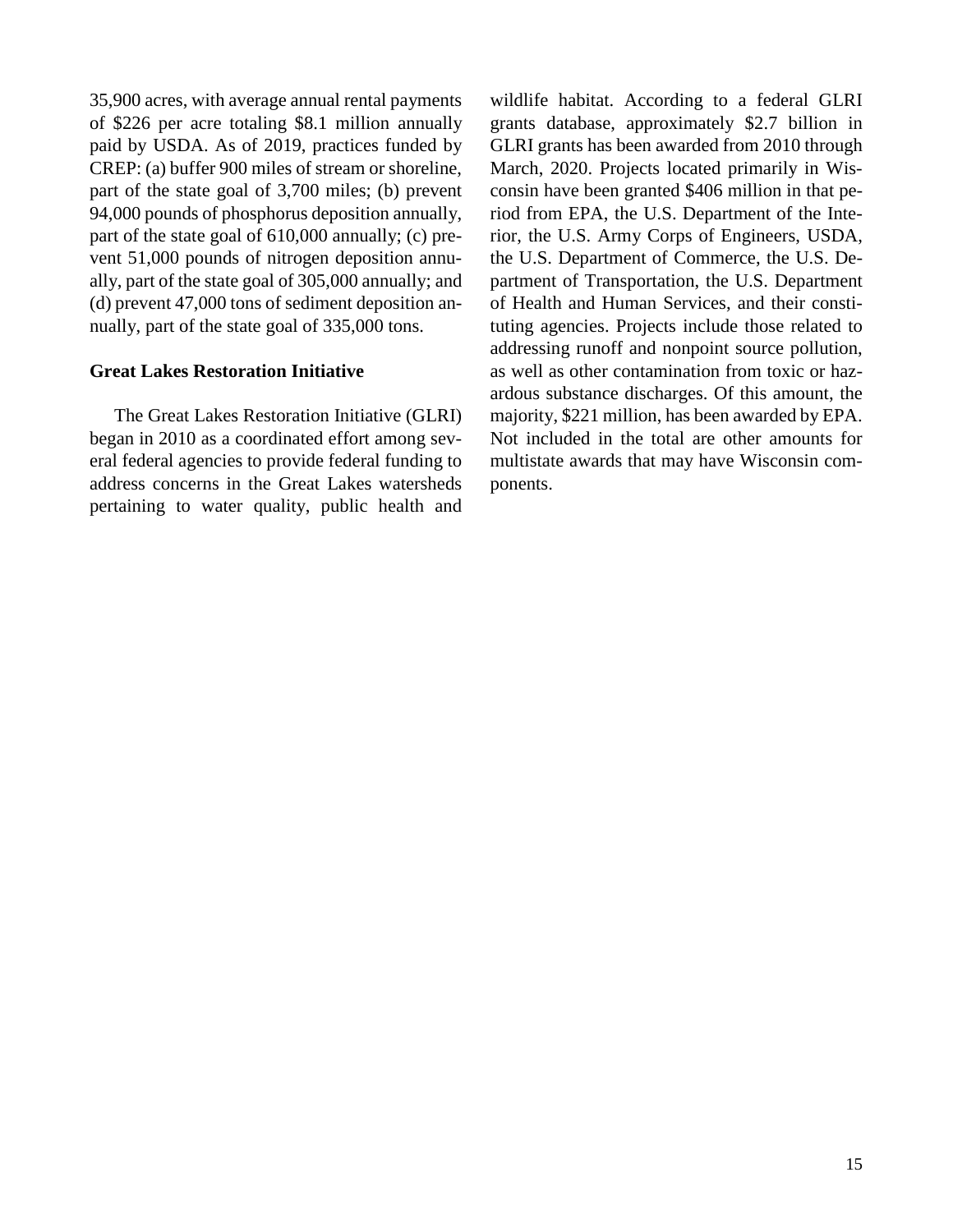35,900 acres, with average annual rental payments of $226 per acre totaling $8.1 million annually paid by USDA. As of 2019, practices funded by CREP: (a) buffer 900 miles of stream or shoreline, part of the state goal of 3,700 miles; (b) prevent 94,000 pounds of phosphorus deposition annually, part of the state goal of 610,000 annually; (c) prevent 51,000 pounds of nitrogen deposition annually, part of the state goal of 305,000 annually; and (d) prevent 47,000 tons of sediment deposition annually, part of the state goal of 335,000 tons.

**Great Lakes Restoration Initiative**

The Great Lakes Restoration Initiative (GLRI) began in 2010 as a coordinated effort among several federal agencies to provide federal funding to address concerns in the Great Lakes watersheds pertaining to water quality, public health and wildlife habitat. According to a federal GLRI grants database, approximately $2.7 billion in GLRI grants has been awarded from 2010 through March, 2020. Projects located primarily in Wisconsin have been granted $406 million in that period from EPA, the U.S. Department of the Interior, the U.S. Army Corps of Engineers, USDA, the U.S. Department of Commerce, the U.S. Department of Transportation, the U.S. Department of Health and Human Services, and their constituting agencies. Projects include those related to addressing runoff and nonpoint source pollution, as well as other contamination from toxic or hazardous substance discharges. Of this amount, the majority, $221 million, has been awarded by EPA. Not included in the total are other amounts for multistate awards that may have Wisconsin components.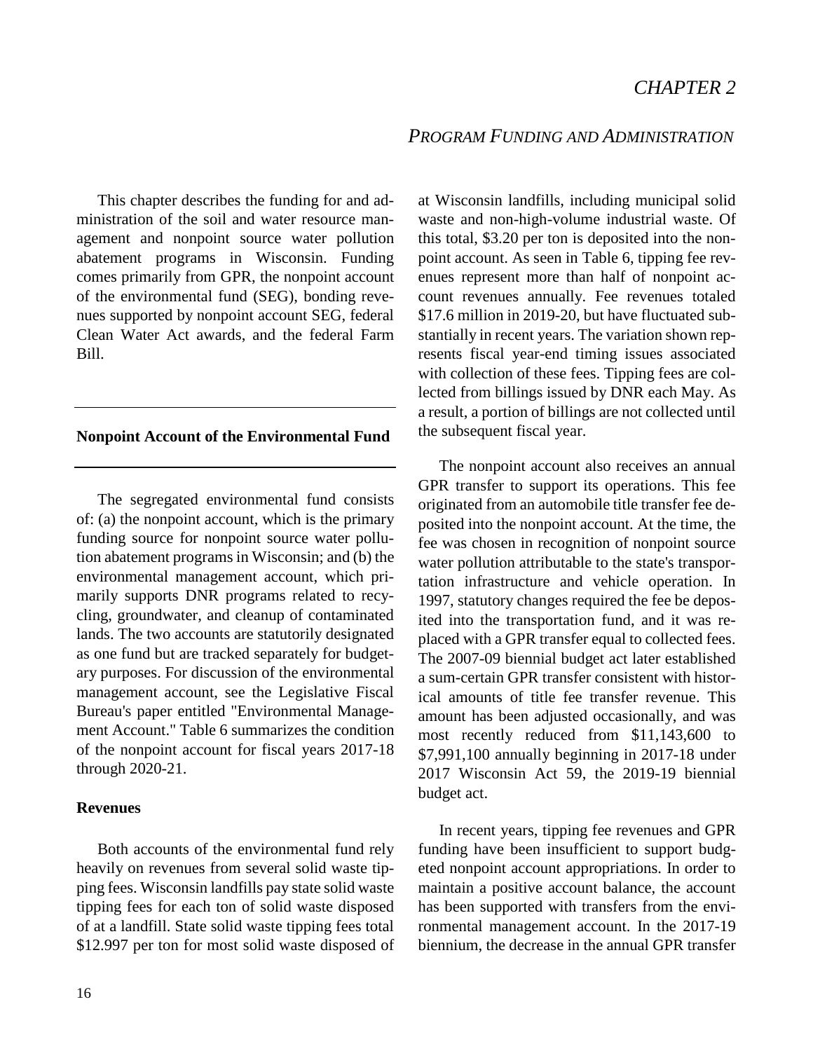# CHAPTER 2

## PROGRAM FUNDING AND ADMINISTRATION

This chapter describes the funding for and administration of the soil and water resource management and nonpoint source water pollution abatement programs in Wisconsin. Funding comes primarily from GPR, the nonpoint account of the environmental fund (SEG), bonding revenues supported by nonpoint account SEG, federal Clean Water Act awards, and the federal Farm Bill.

### Nonpoint Account of the Environmental Fund

The segregated environmental fund consists of: (a) the nonpoint account, which is the primary funding source for nonpoint source water pollution abatement programs in Wisconsin; and (b) the environmental management account, which primarily supports DNR programs related to recycling, groundwater, and cleanup of contaminated lands. The two accounts are statutorily designated as one fund but are tracked separately for budgetary purposes. For discussion of the environmental management account, see the Legislative Fiscal Bureau's paper entitled "Environmental Management Account." Table 6 summarizes the condition of the nonpoint account for fiscal years 2017-18 through 2020-21.

#### Revenues

Both accounts of the environmental fund rely heavily on revenues from several solid waste tipping fees. Wisconsin landfills pay state solid waste tipping fees for each ton of solid waste disposed of at a landfill. State solid waste tipping fees total \$12.997 per ton for most solid waste disposed of at Wisconsin landfills, including municipal solid waste and non-high-volume industrial waste. Of this total, \$3.20 per ton is deposited into the nonpoint account. As seen in Table 6, tipping fee revenues represent more than half of nonpoint account revenues annually. Fee revenues totaled \$17.6 million in 2019-20, but have fluctuated substantially in recent years. The variation shown represents fiscal year-end timing issues associated with collection of these fees. Tipping fees are collected from billings issued by DNR each May. As a result, a portion of billings are not collected until the subsequent fiscal year.

The nonpoint account also receives an annual GPR transfer to support its operations. This fee originated from an automobile title transfer fee deposited into the nonpoint account. At the time, the fee was chosen in recognition of nonpoint source water pollution attributable to the state's transportation infrastructure and vehicle operation. In 1997, statutory changes required the fee be deposited into the transportation fund, and it was replaced with a GPR transfer equal to collected fees. The 2007-09 biennial budget act later established a sum-certain GPR transfer consistent with historical amounts of title fee transfer revenue. This amount has been adjusted occasionally, and was most recently reduced from \$11,143,600 to \$7,991,100 annually beginning in 2017-18 under 2017 Wisconsin Act 59, the 2019-19 biennial budget act.

In recent years, tipping fee revenues and GPR funding have been insufficient to support budgeted nonpoint account appropriations. In order to maintain a positive account balance, the account has been supported with transfers from the environmental management account. In the 2017-19 biennium, the decrease in the annual GPR transfer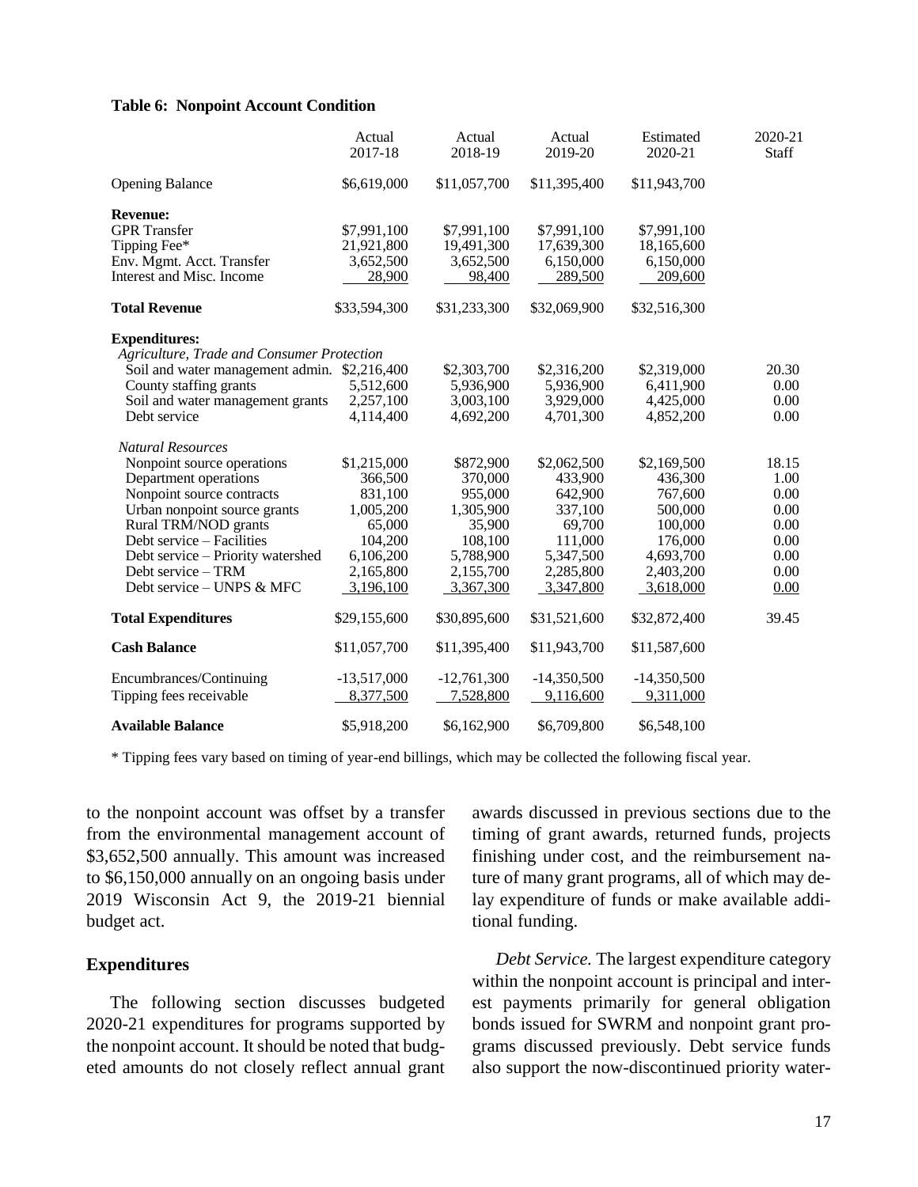**Table 6: Nonpoint Account Condition**

| | Actual 2017-18 | Actual 2018-19 | Actual 2019-20 | Estimated 2020-21 | 2020-21 Staff |
|---|---|---|---|---|---|
| Opening Balance | $6,619,000 | $11,057,700 | $11,395,400 | $11,943,700 | |
| **Revenue:** | | | | | |
| GPR Transfer | $7,991,100 | $7,991,100 | $7,991,100 | $7,991,100 | |
| Tipping Fee* | 21,921,800 | 19,491,300 | 17,639,300 | 18,165,600 | |
| Env. Mgmt. Acct. Transfer | 3,652,500 | 3,652,500 | 6,150,000 | 6,150,000 | |
| Interest and Misc. Income | 28,900 | 98,400 | 289,500 | 209,600 | |
| **Total Revenue** | $33,594,300 | $31,233,300 | $32,069,900 | $32,516,300 | |
| **Expenditures:** | | | | | |
| *Agriculture, Trade and Consumer Protection* | | | | | |
| Soil and water management admin. | $2,216,400 | $2,303,700 | $2,316,200 | $2,319,000 | 20.30 |
| County staffing grants | 5,512,600 | 5,936,900 | 5,936,900 | 6,411,900 | 0.00 |
| Soil and water management grants | 2,257,100 | 3,003,100 | 3,929,000 | 4,425,000 | 0.00 |
| Debt service | 4,114,400 | 4,692,200 | 4,701,300 | 4,852,200 | 0.00 |
| *Natural Resources* | | | | | |
| Nonpoint source operations | $1,215,000 | $872,900 | $2,062,500 | $2,169,500 | 18.15 |
| Department operations | 366,500 | 370,000 | 433,900 | 436,300 | 1.00 |
| Nonpoint source contracts | 831,100 | 955,000 | 642,900 | 767,600 | 0.00 |
| Urban nonpoint source grants | 1,005,200 | 1,305,900 | 337,100 | 500,000 | 0.00 |
| Rural TRM/NOD grants | 65,000 | 35,900 | 69,700 | 100,000 | 0.00 |
| Debt service – Facilities | 104,200 | 108,100 | 111,000 | 176,000 | 0.00 |
| Debt service – Priority watershed | 6,106,200 | 5,788,900 | 5,347,500 | 4,693,700 | 0.00 |
| Debt service – TRM | 2,165,800 | 2,155,700 | 2,285,800 | 2,403,200 | 0.00 |
| Debt service – UNPS & MFC | 3,196,100 | 3,367,300 | 3,347,800 | 3,618,000 | 0.00 |
| **Total Expenditures** | $29,155,600 | $30,895,600 | $31,521,600 | $32,872,400 | 39.45 |
| **Cash Balance** | $11,057,700 | $11,395,400 | $11,943,700 | $11,587,600 | |
| Encumbrances/Continuing | -13,517,000 | -12,761,300 | -14,350,500 | -14,350,500 | |
| Tipping fees receivable | 8,377,500 | 7,528,800 | 9,116,600 | 9,311,000 | |
| **Available Balance** | $5,918,200 | $6,162,900 | $6,709,800 | $6,548,100 | |

* Tipping fees vary based on timing of year-end billings, which may be collected the following fiscal year.

to the nonpoint account was offset by a transfer from the environmental management account of $3,652,500 annually. This amount was increased to $6,150,000 annually on an ongoing basis under 2019 Wisconsin Act 9, the 2019-21 biennial budget act.

## Expenditures

The following section discusses budgeted 2020-21 expenditures for programs supported by the nonpoint account. It should be noted that budgeted amounts do not closely reflect annual grant awards discussed in previous sections due to the timing of grant awards, returned funds, projects finishing under cost, and the reimbursement nature of many grant programs, all of which may delay expenditure of funds or make available additional funding.

*Debt Service.* The largest expenditure category within the nonpoint account is principal and interest payments primarily for general obligation bonds issued for SWRM and nonpoint grant programs discussed previously. Debt service funds also support the now-discontinued priority water-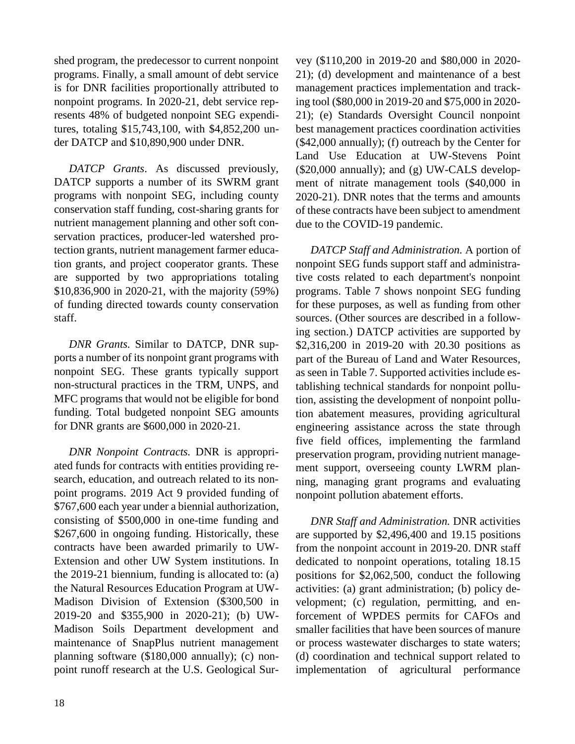shed program, the predecessor to current nonpoint programs. Finally, a small amount of debt service is for DNR facilities proportionally attributed to nonpoint programs. In 2020-21, debt service represents 48% of budgeted nonpoint SEG expenditures, totaling $15,743,100, with $4,852,200 under DATCP and $10,890,900 under DNR.

*DATCP Grants*. As discussed previously, DATCP supports a number of its SWRM grant programs with nonpoint SEG, including county conservation staff funding, cost-sharing grants for nutrient management planning and other soft conservation practices, producer-led watershed protection grants, nutrient management farmer education grants, and project cooperator grants. These are supported by two appropriations totaling $10,836,900 in 2020-21, with the majority (59%) of funding directed towards county conservation staff.

*DNR Grants.* Similar to DATCP, DNR supports a number of its nonpoint grant programs with nonpoint SEG. These grants typically support non-structural practices in the TRM, UNPS, and MFC programs that would not be eligible for bond funding. Total budgeted nonpoint SEG amounts for DNR grants are $600,000 in 2020-21.

*DNR Nonpoint Contracts.* DNR is appropriated funds for contracts with entities providing research, education, and outreach related to its nonpoint programs. 2019 Act 9 provided funding of $767,600 each year under a biennial authorization, consisting of $500,000 in one-time funding and $267,600 in ongoing funding. Historically, these contracts have been awarded primarily to UW-Extension and other UW System institutions. In the 2019-21 biennium, funding is allocated to: (a) the Natural Resources Education Program at UW-Madison Division of Extension ($300,500 in 2019-20 and $355,900 in 2020-21); (b) UW-Madison Soils Department development and maintenance of SnapPlus nutrient management planning software ($180,000 annually); (c) nonpoint runoff research at the U.S. Geological Survey ($110,200 in 2019-20 and $80,000 in 2020-21); (d) development and maintenance of a best management practices implementation and tracking tool ($80,000 in 2019-20 and $75,000 in 2020-21); (e) Standards Oversight Council nonpoint best management practices coordination activities ($42,000 annually); (f) outreach by the Center for Land Use Education at UW-Stevens Point ($20,000 annually); and (g) UW-CALS development of nitrate management tools ($40,000 in 2020-21). DNR notes that the terms and amounts of these contracts have been subject to amendment due to the COVID-19 pandemic.

*DATCP Staff and Administration.* A portion of nonpoint SEG funds support staff and administrative costs related to each department's nonpoint programs. Table 7 shows nonpoint SEG funding for these purposes, as well as funding from other sources. (Other sources are described in a following section.) DATCP activities are supported by $2,316,200 in 2019-20 with 20.30 positions as part of the Bureau of Land and Water Resources, as seen in Table 7. Supported activities include establishing technical standards for nonpoint pollution, assisting the development of nonpoint pollution abatement measures, providing agricultural engineering assistance across the state through five field offices, implementing the farmland preservation program, providing nutrient management support, overseeing county LWRM planning, managing grant programs and evaluating nonpoint pollution abatement efforts.

*DNR Staff and Administration.* DNR activities are supported by $2,496,400 and 19.15 positions from the nonpoint account in 2019-20. DNR staff dedicated to nonpoint operations, totaling 18.15 positions for $2,062,500, conduct the following activities: (a) grant administration; (b) policy development; (c) regulation, permitting, and enforcement of WPDES permits for CAFOs and smaller facilities that have been sources of manure or process wastewater discharges to state waters; (d) coordination and technical support related to implementation of agricultural performance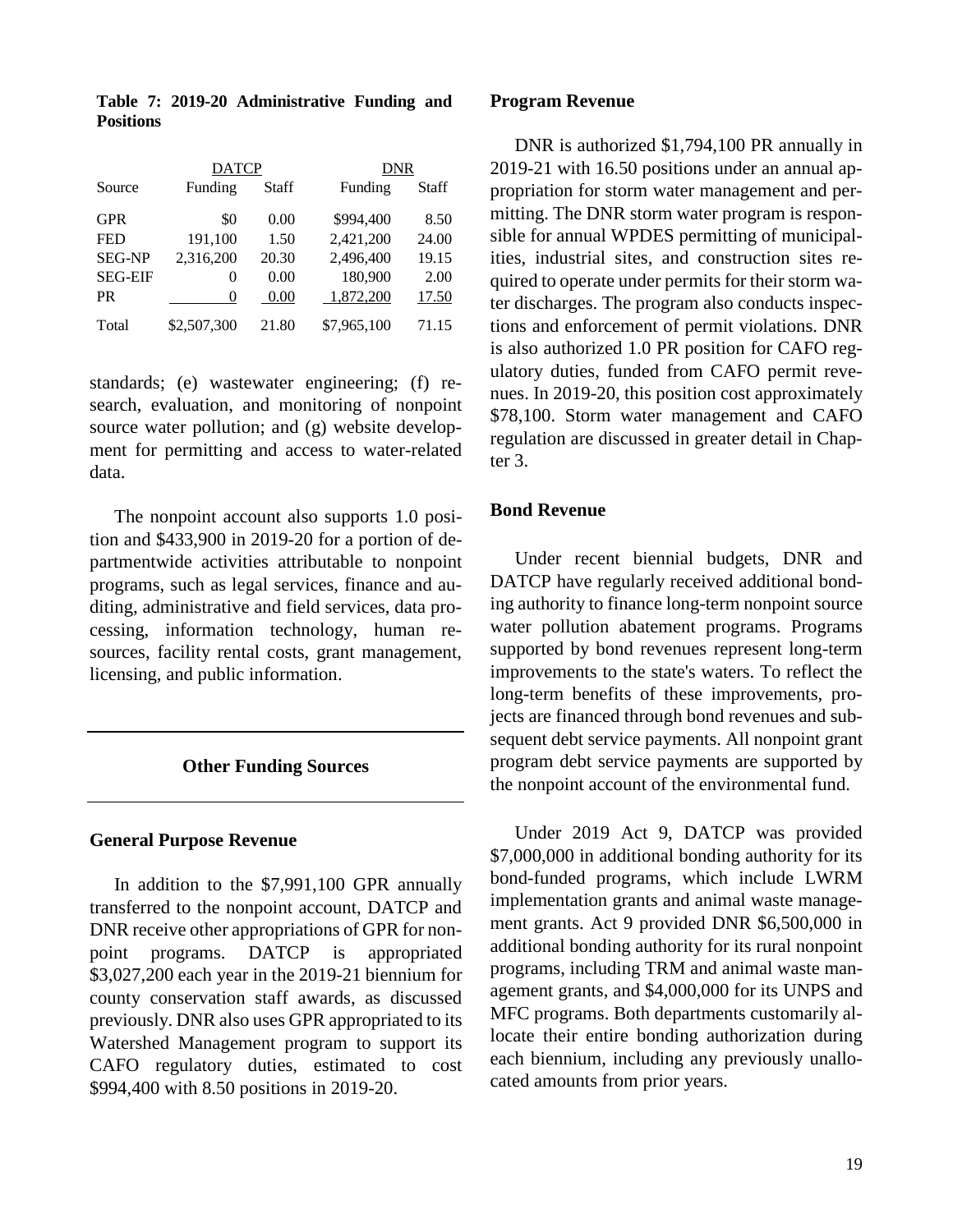**Table 7: 2019-20 Administrative Funding and Positions**

| | DATCP | | DNR | |
|---|---|---|---|---|
| Source | Funding | Staff | Funding | Staff |
| GPR | $0 | 0.00 | $994,400 | 8.50 |
| FED | 191,100 | 1.50 | 2,421,200 | 24.00 |
| SEG-NP | 2,316,200 | 20.30 | 2,496,400 | 19.15 |
| SEG-EIF | 0 | 0.00 | 180,900 | 2.00 |
| PR | 0 | 0.00 | 1,872,200 | 17.50 |
| Total | $2,507,300 | 21.80 | $7,965,100 | 71.15 |

standards; (e) wastewater engineering; (f) research, evaluation, and monitoring of nonpoint source water pollution; and (g) website development for permitting and access to water-related data.

The nonpoint account also supports 1.0 position and $433,900 in 2019-20 for a portion of departmentwide activities attributable to nonpoint programs, such as legal services, finance and auditing, administrative and field services, data processing, information technology, human resources, facility rental costs, grant management, licensing, and public information.

## Other Funding Sources

### General Purpose Revenue

In addition to the $7,991,100 GPR annually transferred to the nonpoint account, DATCP and DNR receive other appropriations of GPR for nonpoint programs. DATCP is appropriated $3,027,200 each year in the 2019-21 biennium for county conservation staff awards, as discussed previously. DNR also uses GPR appropriated to its Watershed Management program to support its CAFO regulatory duties, estimated to cost $994,400 with 8.50 positions in 2019-20.

### Program Revenue

DNR is authorized $1,794,100 PR annually in 2019-21 with 16.50 positions under an annual appropriation for storm water management and permitting. The DNR storm water program is responsible for annual WPDES permitting of municipalities, industrial sites, and construction sites required to operate under permits for their storm water discharges. The program also conducts inspections and enforcement of permit violations. DNR is also authorized 1.0 PR position for CAFO regulatory duties, funded from CAFO permit revenues. In 2019-20, this position cost approximately $78,100. Storm water management and CAFO regulation are discussed in greater detail in Chapter 3.

### Bond Revenue

Under recent biennial budgets, DNR and DATCP have regularly received additional bonding authority to finance long-term nonpoint source water pollution abatement programs. Programs supported by bond revenues represent long-term improvements to the state's waters. To reflect the long-term benefits of these improvements, projects are financed through bond revenues and subsequent debt service payments. All nonpoint grant program debt service payments are supported by the nonpoint account of the environmental fund.

Under 2019 Act 9, DATCP was provided $7,000,000 in additional bonding authority for its bond-funded programs, which include LWRM implementation grants and animal waste management grants. Act 9 provided DNR $6,500,000 in additional bonding authority for its rural nonpoint programs, including TRM and animal waste management grants, and $4,000,000 for its UNPS and MFC programs. Both departments customarily allocate their entire bonding authorization during each biennium, including any previously unallocated amounts from prior years.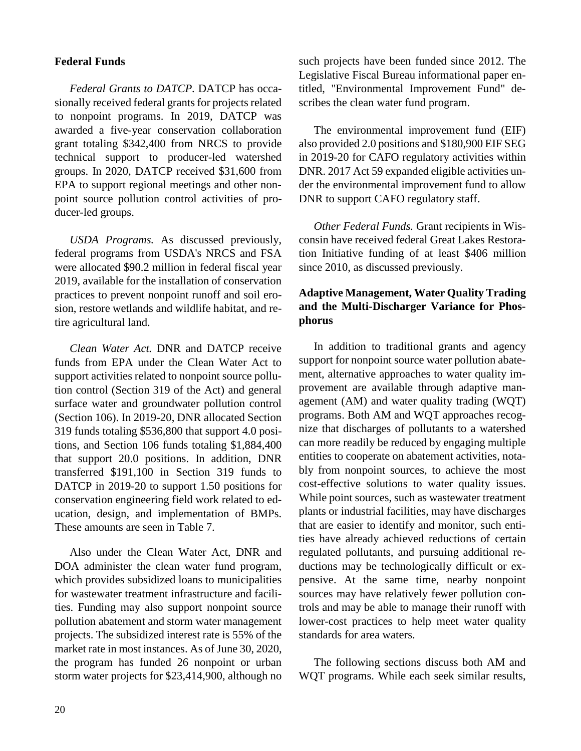**Federal Funds**

*Federal Grants to DATCP*. DATCP has occasionally received federal grants for projects related to nonpoint programs. In 2019, DATCP was awarded a five-year conservation collaboration grant totaling $342,400 from NRCS to provide technical support to producer-led watershed groups. In 2020, DATCP received $31,600 from EPA to support regional meetings and other nonpoint source pollution control activities of producer-led groups.

*USDA Programs.* As discussed previously, federal programs from USDA's NRCS and FSA were allocated $90.2 million in federal fiscal year 2019, available for the installation of conservation practices to prevent nonpoint runoff and soil erosion, restore wetlands and wildlife habitat, and retire agricultural land.

*Clean Water Act.* DNR and DATCP receive funds from EPA under the Clean Water Act to support activities related to nonpoint source pollution control (Section 319 of the Act) and general surface water and groundwater pollution control (Section 106). In 2019-20, DNR allocated Section 319 funds totaling $536,800 that support 4.0 positions, and Section 106 funds totaling $1,884,400 that support 20.0 positions. In addition, DNR transferred $191,100 in Section 319 funds to DATCP in 2019-20 to support 1.50 positions for conservation engineering field work related to education, design, and implementation of BMPs. These amounts are seen in Table 7.

Also under the Clean Water Act, DNR and DOA administer the clean water fund program, which provides subsidized loans to municipalities for wastewater treatment infrastructure and facilities. Funding may also support nonpoint source pollution abatement and storm water management projects. The subsidized interest rate is 55% of the market rate in most instances. As of June 30, 2020, the program has funded 26 nonpoint or urban storm water projects for $23,414,900, although no such projects have been funded since 2012. The Legislative Fiscal Bureau informational paper entitled, "Environmental Improvement Fund" describes the clean water fund program.

The environmental improvement fund (EIF) also provided 2.0 positions and $180,900 EIF SEG in 2019-20 for CAFO regulatory activities within DNR. 2017 Act 59 expanded eligible activities under the environmental improvement fund to allow DNR to support CAFO regulatory staff.

*Other Federal Funds.* Grant recipients in Wisconsin have received federal Great Lakes Restoration Initiative funding of at least $406 million since 2010, as discussed previously.

**Adaptive Management, Water Quality Trading and the Multi-Discharger Variance for Phosphorus**

In addition to traditional grants and agency support for nonpoint source water pollution abatement, alternative approaches to water quality improvement are available through adaptive management (AM) and water quality trading (WQT) programs. Both AM and WQT approaches recognize that discharges of pollutants to a watershed can more readily be reduced by engaging multiple entities to cooperate on abatement activities, notably from nonpoint sources, to achieve the most cost-effective solutions to water quality issues. While point sources, such as wastewater treatment plants or industrial facilities, may have discharges that are easier to identify and monitor, such entities have already achieved reductions of certain regulated pollutants, and pursuing additional reductions may be technologically difficult or expensive. At the same time, nearby nonpoint sources may have relatively fewer pollution controls and may be able to manage their runoff with lower-cost practices to help meet water quality standards for area waters.

The following sections discuss both AM and WQT programs. While each seek similar results,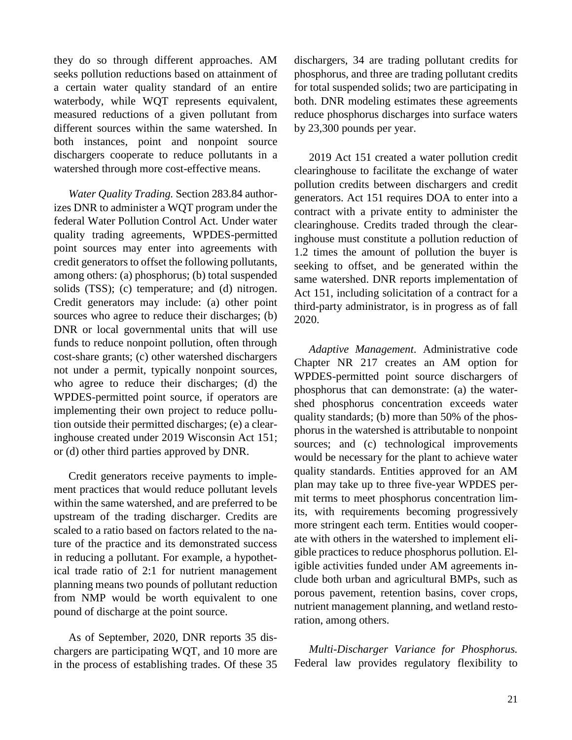they do so through different approaches. AM seeks pollution reductions based on attainment of a certain water quality standard of an entire waterbody, while WQT represents equivalent, measured reductions of a given pollutant from different sources within the same watershed. In both instances, point and nonpoint source dischargers cooperate to reduce pollutants in a watershed through more cost-effective means.

*Water Quality Trading.* Section 283.84 authorizes DNR to administer a WQT program under the federal Water Pollution Control Act. Under water quality trading agreements, WPDES-permitted point sources may enter into agreements with credit generators to offset the following pollutants, among others: (a) phosphorus; (b) total suspended solids (TSS); (c) temperature; and (d) nitrogen. Credit generators may include: (a) other point sources who agree to reduce their discharges; (b) DNR or local governmental units that will use funds to reduce nonpoint pollution, often through cost-share grants; (c) other watershed dischargers not under a permit, typically nonpoint sources, who agree to reduce their discharges; (d) the WPDES-permitted point source, if operators are implementing their own project to reduce pollution outside their permitted discharges; (e) a clearinghouse created under 2019 Wisconsin Act 151; or (d) other third parties approved by DNR.

Credit generators receive payments to implement practices that would reduce pollutant levels within the same watershed, and are preferred to be upstream of the trading discharger. Credits are scaled to a ratio based on factors related to the nature of the practice and its demonstrated success in reducing a pollutant. For example, a hypothetical trade ratio of 2:1 for nutrient management planning means two pounds of pollutant reduction from NMP would be worth equivalent to one pound of discharge at the point source.

As of September, 2020, DNR reports 35 dischargers are participating WQT, and 10 more are in the process of establishing trades. Of these 35 dischargers, 34 are trading pollutant credits for phosphorus, and three are trading pollutant credits for total suspended solids; two are participating in both. DNR modeling estimates these agreements reduce phosphorus discharges into surface waters by 23,300 pounds per year.

2019 Act 151 created a water pollution credit clearinghouse to facilitate the exchange of water pollution credits between dischargers and credit generators. Act 151 requires DOA to enter into a contract with a private entity to administer the clearinghouse. Credits traded through the clearinghouse must constitute a pollution reduction of 1.2 times the amount of pollution the buyer is seeking to offset, and be generated within the same watershed. DNR reports implementation of Act 151, including solicitation of a contract for a third-party administrator, is in progress as of fall 2020.

*Adaptive Management*. Administrative code Chapter NR 217 creates an AM option for WPDES-permitted point source dischargers of phosphorus that can demonstrate: (a) the watershed phosphorus concentration exceeds water quality standards; (b) more than 50% of the phosphorus in the watershed is attributable to nonpoint sources; and (c) technological improvements would be necessary for the plant to achieve water quality standards. Entities approved for an AM plan may take up to three five-year WPDES permit terms to meet phosphorus concentration limits, with requirements becoming progressively more stringent each term. Entities would cooperate with others in the watershed to implement eligible practices to reduce phosphorus pollution. Eligible activities funded under AM agreements include both urban and agricultural BMPs, such as porous pavement, retention basins, cover crops, nutrient management planning, and wetland restoration, among others.

*Multi-Discharger Variance for Phosphorus.* Federal law provides regulatory flexibility to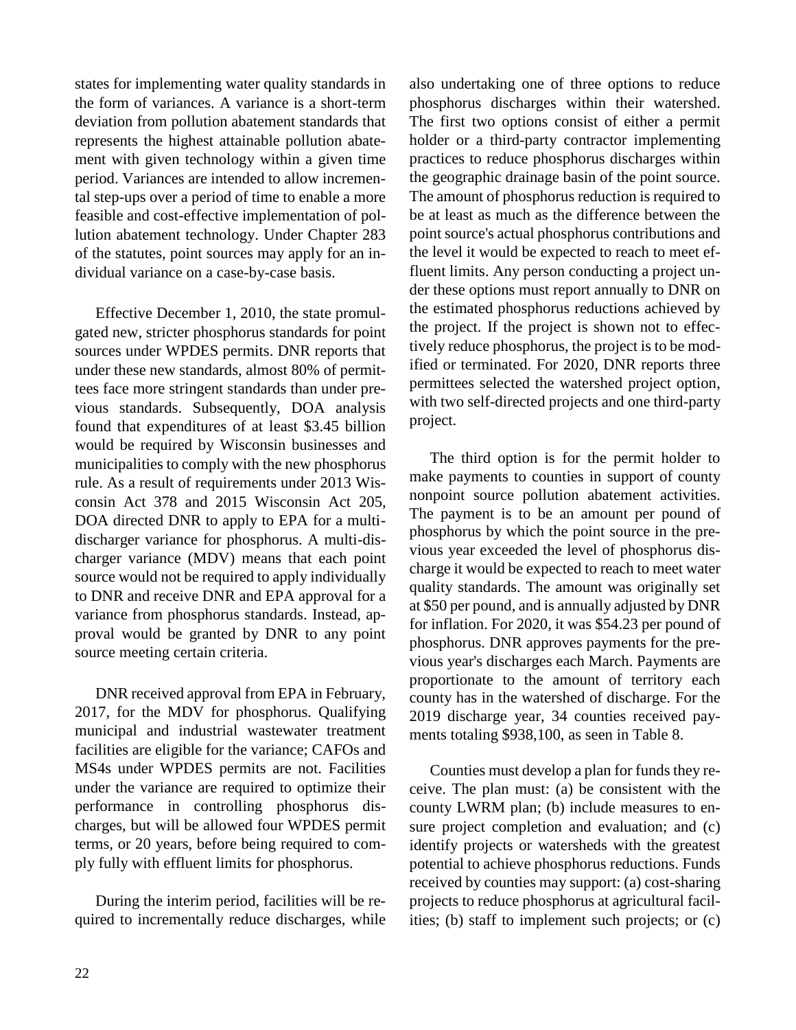states for implementing water quality standards in the form of variances. A variance is a short-term deviation from pollution abatement standards that represents the highest attainable pollution abatement with given technology within a given time period. Variances are intended to allow incremental step-ups over a period of time to enable a more feasible and cost-effective implementation of pollution abatement technology. Under Chapter 283 of the statutes, point sources may apply for an individual variance on a case-by-case basis.

Effective December 1, 2010, the state promulgated new, stricter phosphorus standards for point sources under WPDES permits. DNR reports that under these new standards, almost 80% of permittees face more stringent standards than under previous standards. Subsequently, DOA analysis found that expenditures of at least $3.45 billion would be required by Wisconsin businesses and municipalities to comply with the new phosphorus rule. As a result of requirements under 2013 Wisconsin Act 378 and 2015 Wisconsin Act 205, DOA directed DNR to apply to EPA for a multi-discharger variance for phosphorus. A multi-discharger variance (MDV) means that each point source would not be required to apply individually to DNR and receive DNR and EPA approval for a variance from phosphorus standards. Instead, approval would be granted by DNR to any point source meeting certain criteria.

DNR received approval from EPA in February, 2017, for the MDV for phosphorus. Qualifying municipal and industrial wastewater treatment facilities are eligible for the variance; CAFOs and MS4s under WPDES permits are not. Facilities under the variance are required to optimize their performance in controlling phosphorus discharges, but will be allowed four WPDES permit terms, or 20 years, before being required to comply fully with effluent limits for phosphorus.

During the interim period, facilities will be required to incrementally reduce discharges, while also undertaking one of three options to reduce phosphorus discharges within their watershed. The first two options consist of either a permit holder or a third-party contractor implementing practices to reduce phosphorus discharges within the geographic drainage basin of the point source. The amount of phosphorus reduction is required to be at least as much as the difference between the point source's actual phosphorus contributions and the level it would be expected to reach to meet effluent limits. Any person conducting a project under these options must report annually to DNR on the estimated phosphorus reductions achieved by the project. If the project is shown not to effectively reduce phosphorus, the project is to be modified or terminated. For 2020, DNR reports three permittees selected the watershed project option, with two self-directed projects and one third-party project.

The third option is for the permit holder to make payments to counties in support of county nonpoint source pollution abatement activities. The payment is to be an amount per pound of phosphorus by which the point source in the previous year exceeded the level of phosphorus discharge it would be expected to reach to meet water quality standards. The amount was originally set at $50 per pound, and is annually adjusted by DNR for inflation. For 2020, it was $54.23 per pound of phosphorus. DNR approves payments for the previous year's discharges each March. Payments are proportionate to the amount of territory each county has in the watershed of discharge. For the 2019 discharge year, 34 counties received payments totaling $938,100, as seen in Table 8.

Counties must develop a plan for funds they receive. The plan must: (a) be consistent with the county LWRM plan; (b) include measures to ensure project completion and evaluation; and (c) identify projects or watersheds with the greatest potential to achieve phosphorus reductions. Funds received by counties may support: (a) cost-sharing projects to reduce phosphorus at agricultural facilities; (b) staff to implement such projects; or (c)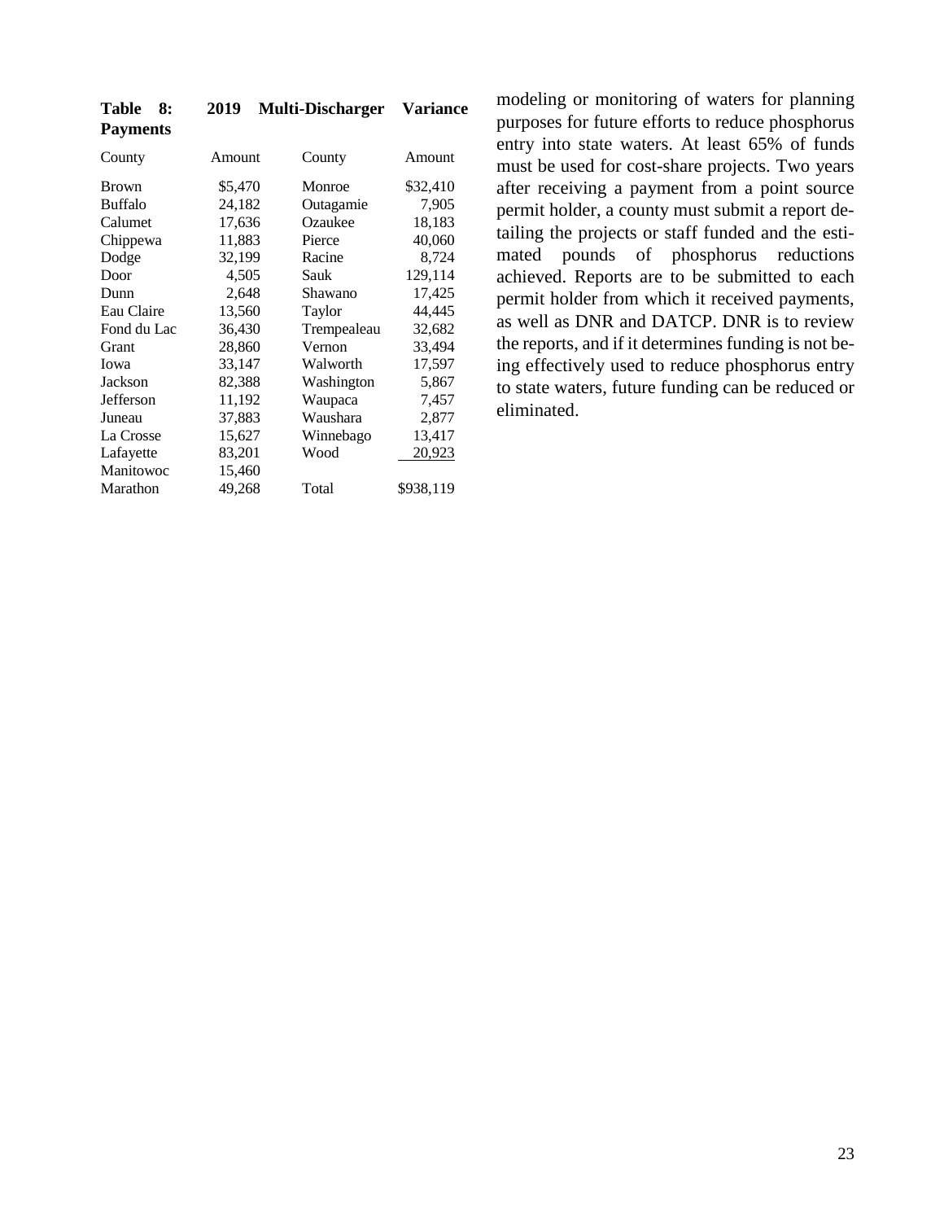**Table 8: 2019 Multi-Discharger Variance Payments**

| County | Amount | County | Amount |
|---|---|---|---|
| Brown | $5,470 | Monroe | $32,410 |
| Buffalo | 24,182 | Outagamie | 7,905 |
| Calumet | 17,636 | Ozaukee | 18,183 |
| Chippewa | 11,883 | Pierce | 40,060 |
| Dodge | 32,199 | Racine | 8,724 |
| Door | 4,505 | Sauk | 129,114 |
| Dunn | 2,648 | Shawano | 17,425 |
| Eau Claire | 13,560 | Taylor | 44,445 |
| Fond du Lac | 36,430 | Trempealeau | 32,682 |
| Grant | 28,860 | Vernon | 33,494 |
| Iowa | 33,147 | Walworth | 17,597 |
| Jackson | 82,388 | Washington | 5,867 |
| Jefferson | 11,192 | Waupaca | 7,457 |
| Juneau | 37,883 | Waushara | 2,877 |
| La Crosse | 15,627 | Winnebago | 13,417 |
| Lafayette | 83,201 | Wood | 20,923 |
| Manitowoc | 15,460 | | |
| Marathon | 49,268 | Total | $938,119 |

modeling or monitoring of waters for planning purposes for future efforts to reduce phosphorus entry into state waters. At least 65% of funds must be used for cost-share projects. Two years after receiving a payment from a point source permit holder, a county must submit a report detailing the projects or staff funded and the estimated pounds of phosphorus reductions achieved. Reports are to be submitted to each permit holder from which it received payments, as well as DNR and DATCP. DNR is to review the reports, and if it determines funding is not being effectively used to reduce phosphorus entry to state waters, future funding can be reduced or eliminated.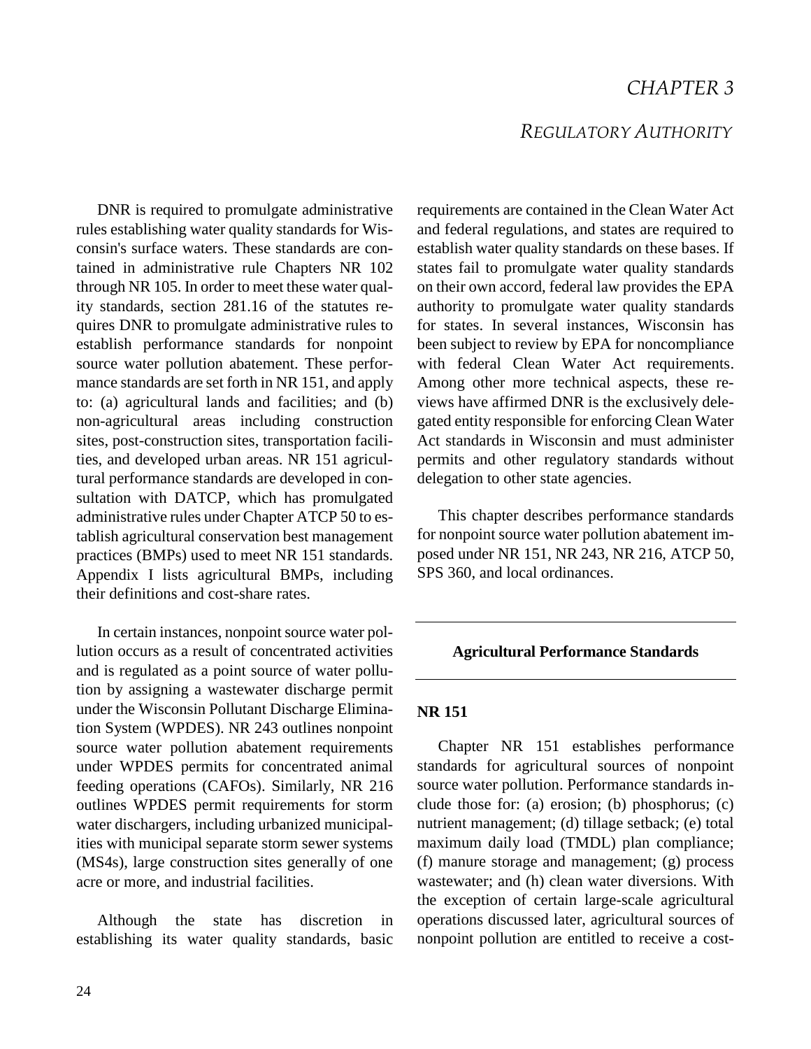# CHAPTER 3

## REGULATORY AUTHORITY

DNR is required to promulgate administrative rules establishing water quality standards for Wisconsin's surface waters. These standards are contained in administrative rule Chapters NR 102 through NR 105. In order to meet these water quality standards, section 281.16 of the statutes requires DNR to promulgate administrative rules to establish performance standards for nonpoint source water pollution abatement. These performance standards are set forth in NR 151, and apply to: (a) agricultural lands and facilities; and (b) non-agricultural areas including construction sites, post-construction sites, transportation facilities, and developed urban areas. NR 151 agricultural performance standards are developed in consultation with DATCP, which has promulgated administrative rules under Chapter ATCP 50 to establish agricultural conservation best management practices (BMPs) used to meet NR 151 standards. Appendix I lists agricultural BMPs, including their definitions and cost-share rates.

In certain instances, nonpoint source water pollution occurs as a result of concentrated activities and is regulated as a point source of water pollution by assigning a wastewater discharge permit under the Wisconsin Pollutant Discharge Elimination System (WPDES). NR 243 outlines nonpoint source water pollution abatement requirements under WPDES permits for concentrated animal feeding operations (CAFOs). Similarly, NR 216 outlines WPDES permit requirements for storm water dischargers, including urbanized municipalities with municipal separate storm sewer systems (MS4s), large construction sites generally of one acre or more, and industrial facilities.

Although the state has discretion in establishing its water quality standards, basic requirements are contained in the Clean Water Act and federal regulations, and states are required to establish water quality standards on these bases. If states fail to promulgate water quality standards on their own accord, federal law provides the EPA authority to promulgate water quality standards for states. In several instances, Wisconsin has been subject to review by EPA for noncompliance with federal Clean Water Act requirements. Among other more technical aspects, these reviews have affirmed DNR is the exclusively delegated entity responsible for enforcing Clean Water Act standards in Wisconsin and must administer permits and other regulatory standards without delegation to other state agencies.

This chapter describes performance standards for nonpoint source water pollution abatement imposed under NR 151, NR 243, NR 216, ATCP 50, SPS 360, and local ordinances.

---

**Agricultural Performance Standards**

---

### NR 151

Chapter NR 151 establishes performance standards for agricultural sources of nonpoint source water pollution. Performance standards include those for: (a) erosion; (b) phosphorus; (c) nutrient management; (d) tillage setback; (e) total maximum daily load (TMDL) plan compliance; (f) manure storage and management; (g) process wastewater; and (h) clean water diversions. With the exception of certain large-scale agricultural operations discussed later, agricultural sources of nonpoint pollution are entitled to receive a cost-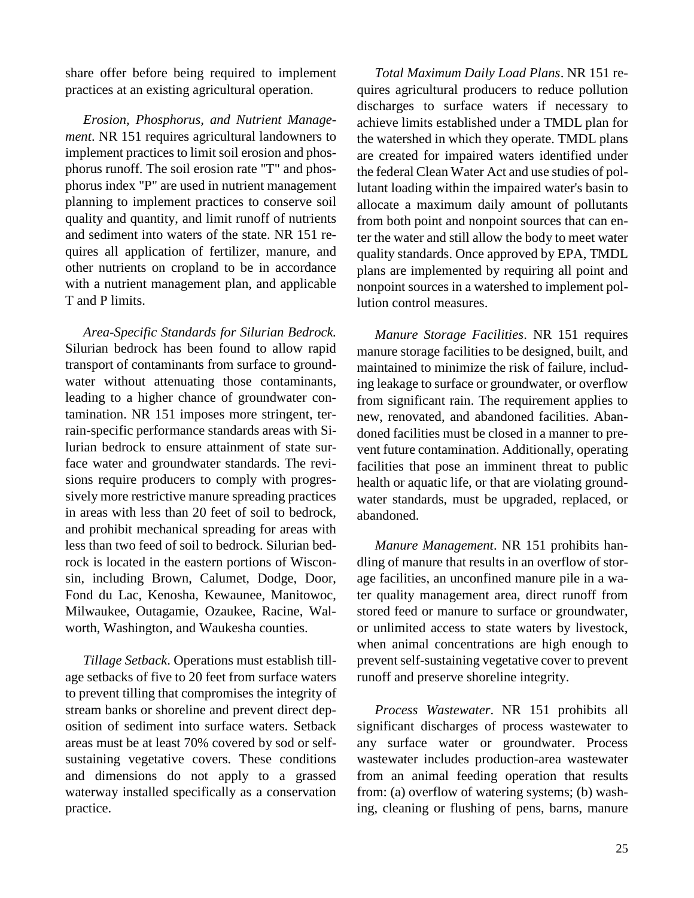share offer before being required to implement practices at an existing agricultural operation.

*Erosion, Phosphorus, and Nutrient Management*. NR 151 requires agricultural landowners to implement practices to limit soil erosion and phosphorus runoff. The soil erosion rate "T" and phosphorus index "P" are used in nutrient management planning to implement practices to conserve soil quality and quantity, and limit runoff of nutrients and sediment into waters of the state. NR 151 requires all application of fertilizer, manure, and other nutrients on cropland to be in accordance with a nutrient management plan, and applicable T and P limits.

*Area-Specific Standards for Silurian Bedrock.* Silurian bedrock has been found to allow rapid transport of contaminants from surface to groundwater without attenuating those contaminants, leading to a higher chance of groundwater contamination. NR 151 imposes more stringent, terrain-specific performance standards areas with Silurian bedrock to ensure attainment of state surface water and groundwater standards. The revisions require producers to comply with progressively more restrictive manure spreading practices in areas with less than 20 feet of soil to bedrock, and prohibit mechanical spreading for areas with less than two feed of soil to bedrock. Silurian bedrock is located in the eastern portions of Wisconsin, including Brown, Calumet, Dodge, Door, Fond du Lac, Kenosha, Kewaunee, Manitowoc, Milwaukee, Outagamie, Ozaukee, Racine, Walworth, Washington, and Waukesha counties.

*Tillage Setback*. Operations must establish tillage setbacks of five to 20 feet from surface waters to prevent tilling that compromises the integrity of stream banks or shoreline and prevent direct deposition of sediment into surface waters. Setback areas must be at least 70% covered by sod or self-sustaining vegetative covers. These conditions and dimensions do not apply to a grassed waterway installed specifically as a conservation practice.

*Total Maximum Daily Load Plans*. NR 151 requires agricultural producers to reduce pollution discharges to surface waters if necessary to achieve limits established under a TMDL plan for the watershed in which they operate. TMDL plans are created for impaired waters identified under the federal Clean Water Act and use studies of pollutant loading within the impaired water's basin to allocate a maximum daily amount of pollutants from both point and nonpoint sources that can enter the water and still allow the body to meet water quality standards. Once approved by EPA, TMDL plans are implemented by requiring all point and nonpoint sources in a watershed to implement pollution control measures.

*Manure Storage Facilities*. NR 151 requires manure storage facilities to be designed, built, and maintained to minimize the risk of failure, including leakage to surface or groundwater, or overflow from significant rain. The requirement applies to new, renovated, and abandoned facilities. Abandoned facilities must be closed in a manner to prevent future contamination. Additionally, operating facilities that pose an imminent threat to public health or aquatic life, or that are violating groundwater standards, must be upgraded, replaced, or abandoned.

*Manure Management*. NR 151 prohibits handling of manure that results in an overflow of storage facilities, an unconfined manure pile in a water quality management area, direct runoff from stored feed or manure to surface or groundwater, or unlimited access to state waters by livestock, when animal concentrations are high enough to prevent self-sustaining vegetative cover to prevent runoff and preserve shoreline integrity.

*Process Wastewater*. NR 151 prohibits all significant discharges of process wastewater to any surface water or groundwater. Process wastewater includes production-area wastewater from an animal feeding operation that results from: (a) overflow of watering systems; (b) washing, cleaning or flushing of pens, barns, manure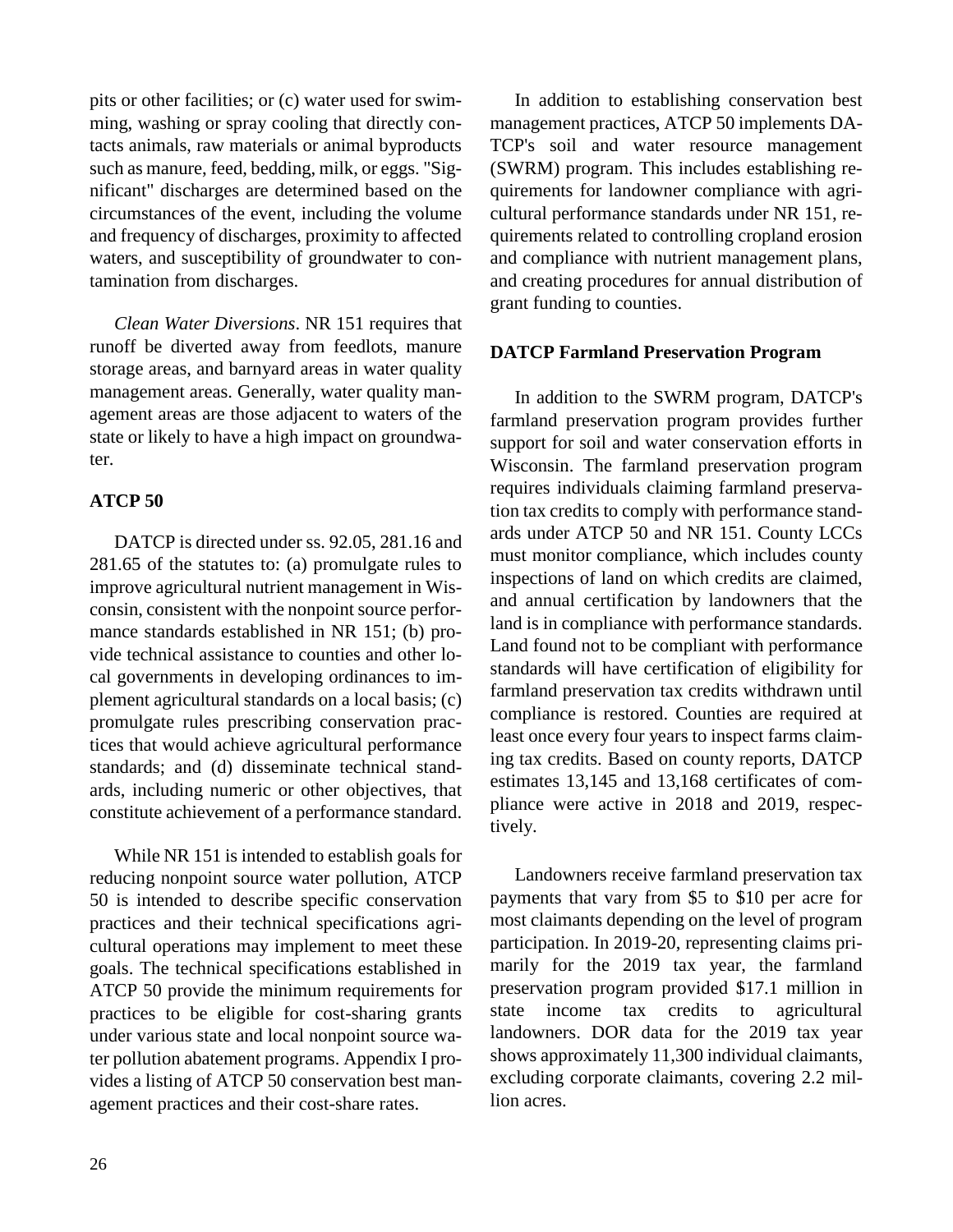pits or other facilities; or (c) water used for swimming, washing or spray cooling that directly contacts animals, raw materials or animal byproducts such as manure, feed, bedding, milk, or eggs. "Significant" discharges are determined based on the circumstances of the event, including the volume and frequency of discharges, proximity to affected waters, and susceptibility of groundwater to contamination from discharges.

*Clean Water Diversions*. NR 151 requires that runoff be diverted away from feedlots, manure storage areas, and barnyard areas in water quality management areas. Generally, water quality management areas are those adjacent to waters of the state or likely to have a high impact on groundwater.

**ATCP 50**

DATCP is directed under ss. 92.05, 281.16 and 281.65 of the statutes to: (a) promulgate rules to improve agricultural nutrient management in Wisconsin, consistent with the nonpoint source performance standards established in NR 151; (b) provide technical assistance to counties and other local governments in developing ordinances to implement agricultural standards on a local basis; (c) promulgate rules prescribing conservation practices that would achieve agricultural performance standards; and (d) disseminate technical standards, including numeric or other objectives, that constitute achievement of a performance standard.

While NR 151 is intended to establish goals for reducing nonpoint source water pollution, ATCP 50 is intended to describe specific conservation practices and their technical specifications agricultural operations may implement to meet these goals. The technical specifications established in ATCP 50 provide the minimum requirements for practices to be eligible for cost-sharing grants under various state and local nonpoint source water pollution abatement programs. Appendix I provides a listing of ATCP 50 conservation best management practices and their cost-share rates.

In addition to establishing conservation best management practices, ATCP 50 implements DATCP's soil and water resource management (SWRM) program. This includes establishing requirements for landowner compliance with agricultural performance standards under NR 151, requirements related to controlling cropland erosion and compliance with nutrient management plans, and creating procedures for annual distribution of grant funding to counties.

**DATCP Farmland Preservation Program**

In addition to the SWRM program, DATCP's farmland preservation program provides further support for soil and water conservation efforts in Wisconsin. The farmland preservation program requires individuals claiming farmland preservation tax credits to comply with performance standards under ATCP 50 and NR 151. County LCCs must monitor compliance, which includes county inspections of land on which credits are claimed, and annual certification by landowners that the land is in compliance with performance standards. Land found not to be compliant with performance standards will have certification of eligibility for farmland preservation tax credits withdrawn until compliance is restored. Counties are required at least once every four years to inspect farms claiming tax credits. Based on county reports, DATCP estimates 13,145 and 13,168 certificates of compliance were active in 2018 and 2019, respectively.

Landowners receive farmland preservation tax payments that vary from $5 to $10 per acre for most claimants depending on the level of program participation. In 2019-20, representing claims primarily for the 2019 tax year, the farmland preservation program provided $17.1 million in state income tax credits to agricultural landowners. DOR data for the 2019 tax year shows approximately 11,300 individual claimants, excluding corporate claimants, covering 2.2 million acres.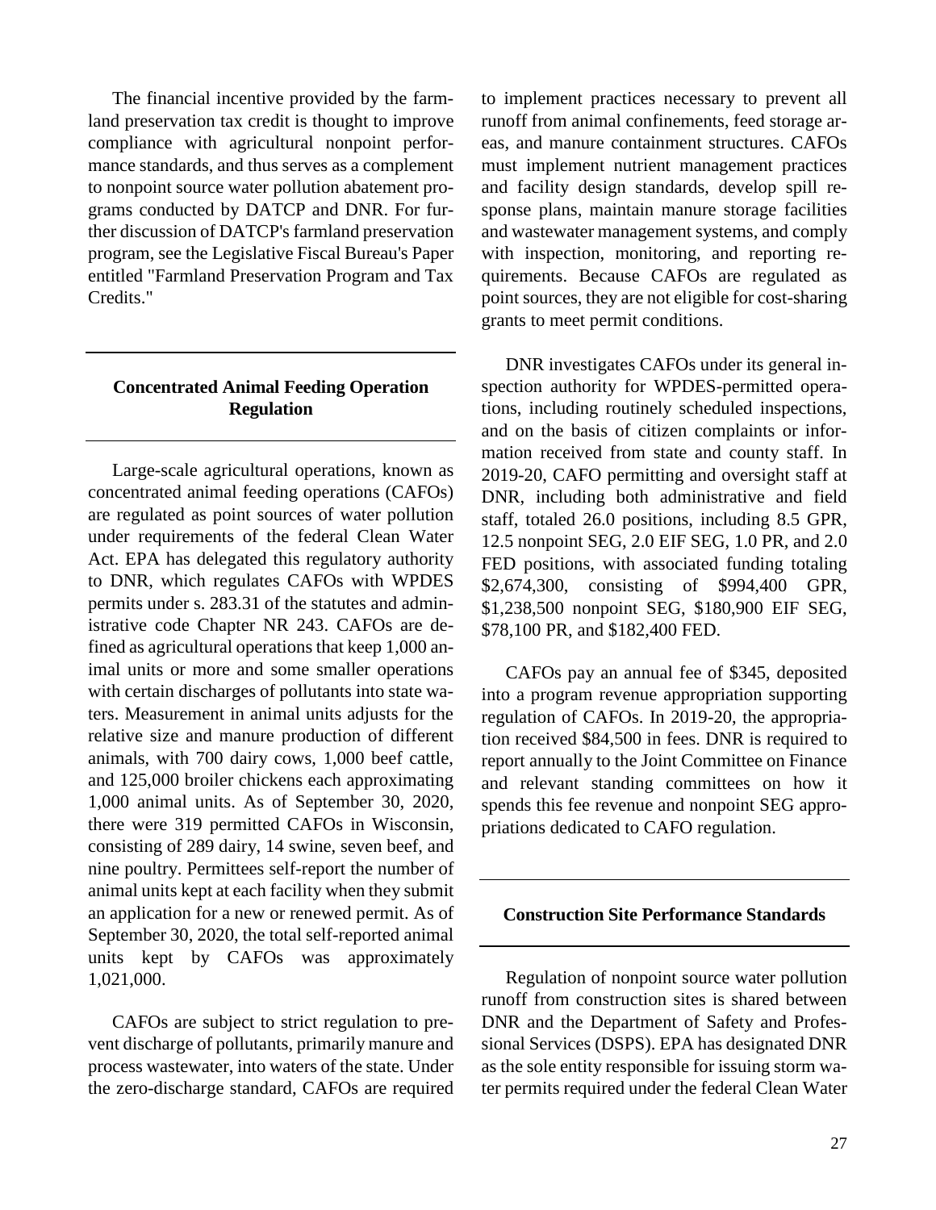The financial incentive provided by the farmland preservation tax credit is thought to improve compliance with agricultural nonpoint performance standards, and thus serves as a complement to nonpoint source water pollution abatement programs conducted by DATCP and DNR. For further discussion of DATCP's farmland preservation program, see the Legislative Fiscal Bureau's Paper entitled "Farmland Preservation Program and Tax Credits."

## Concentrated Animal Feeding Operation Regulation

Large-scale agricultural operations, known as concentrated animal feeding operations (CAFOs) are regulated as point sources of water pollution under requirements of the federal Clean Water Act. EPA has delegated this regulatory authority to DNR, which regulates CAFOs with WPDES permits under s. 283.31 of the statutes and administrative code Chapter NR 243. CAFOs are defined as agricultural operations that keep 1,000 animal units or more and some smaller operations with certain discharges of pollutants into state waters. Measurement in animal units adjusts for the relative size and manure production of different animals, with 700 dairy cows, 1,000 beef cattle, and 125,000 broiler chickens each approximating 1,000 animal units. As of September 30, 2020, there were 319 permitted CAFOs in Wisconsin, consisting of 289 dairy, 14 swine, seven beef, and nine poultry. Permittees self-report the number of animal units kept at each facility when they submit an application for a new or renewed permit. As of September 30, 2020, the total self-reported animal units kept by CAFOs was approximately 1,021,000.

CAFOs are subject to strict regulation to prevent discharge of pollutants, primarily manure and process wastewater, into waters of the state. Under the zero-discharge standard, CAFOs are required to implement practices necessary to prevent all runoff from animal confinements, feed storage areas, and manure containment structures. CAFOs must implement nutrient management practices and facility design standards, develop spill response plans, maintain manure storage facilities and wastewater management systems, and comply with inspection, monitoring, and reporting requirements. Because CAFOs are regulated as point sources, they are not eligible for cost-sharing grants to meet permit conditions.

DNR investigates CAFOs under its general inspection authority for WPDES-permitted operations, including routinely scheduled inspections, and on the basis of citizen complaints or information received from state and county staff. In 2019-20, CAFO permitting and oversight staff at DNR, including both administrative and field staff, totaled 26.0 positions, including 8.5 GPR, 12.5 nonpoint SEG, 2.0 EIF SEG, 1.0 PR, and 2.0 FED positions, with associated funding totaling $2,674,300, consisting of $994,400 GPR, $1,238,500 nonpoint SEG, $180,900 EIF SEG, $78,100 PR, and $182,400 FED.

CAFOs pay an annual fee of $345, deposited into a program revenue appropriation supporting regulation of CAFOs. In 2019-20, the appropriation received $84,500 in fees. DNR is required to report annually to the Joint Committee on Finance and relevant standing committees on how it spends this fee revenue and nonpoint SEG appropriations dedicated to CAFO regulation.

## Construction Site Performance Standards

Regulation of nonpoint source water pollution runoff from construction sites is shared between DNR and the Department of Safety and Professional Services (DSPS). EPA has designated DNR as the sole entity responsible for issuing storm water permits required under the federal Clean Water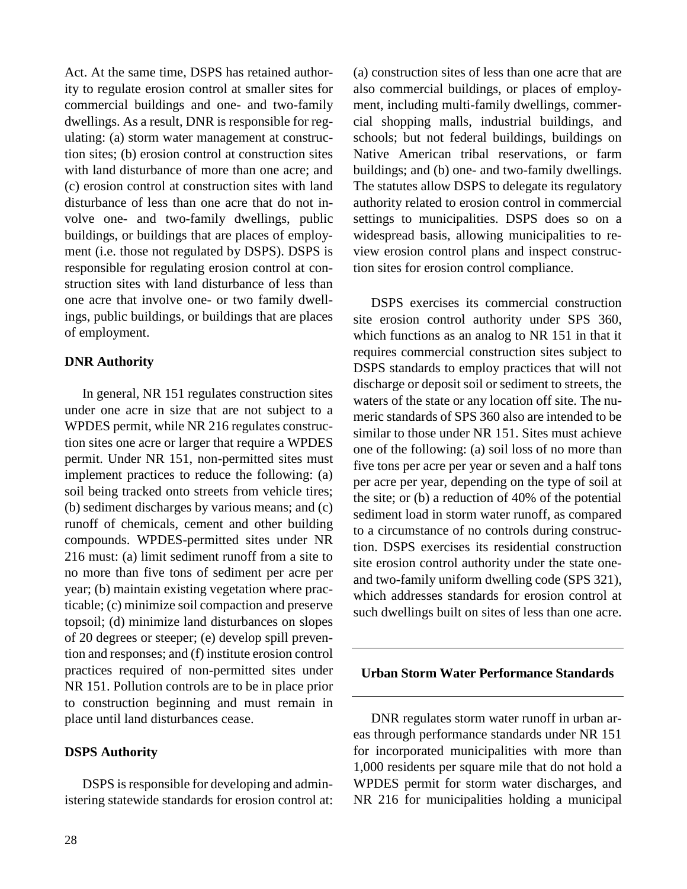Act. At the same time, DSPS has retained authority to regulate erosion control at smaller sites for commercial buildings and one- and two-family dwellings. As a result, DNR is responsible for regulating: (a) storm water management at construction sites; (b) erosion control at construction sites with land disturbance of more than one acre; and (c) erosion control at construction sites with land disturbance of less than one acre that do not involve one- and two-family dwellings, public buildings, or buildings that are places of employment (i.e. those not regulated by DSPS). DSPS is responsible for regulating erosion control at construction sites with land disturbance of less than one acre that involve one- or two family dwellings, public buildings, or buildings that are places of employment.

### DNR Authority

In general, NR 151 regulates construction sites under one acre in size that are not subject to a WPDES permit, while NR 216 regulates construction sites one acre or larger that require a WPDES permit. Under NR 151, non-permitted sites must implement practices to reduce the following: (a) soil being tracked onto streets from vehicle tires; (b) sediment discharges by various means; and (c) runoff of chemicals, cement and other building compounds. WPDES-permitted sites under NR 216 must: (a) limit sediment runoff from a site to no more than five tons of sediment per acre per year; (b) maintain existing vegetation where practicable; (c) minimize soil compaction and preserve topsoil; (d) minimize land disturbances on slopes of 20 degrees or steeper; (e) develop spill prevention and responses; and (f) institute erosion control practices required of non-permitted sites under NR 151. Pollution controls are to be in place prior to construction beginning and must remain in place until land disturbances cease.

### DSPS Authority

DSPS is responsible for developing and administering statewide standards for erosion control at: (a) construction sites of less than one acre that are also commercial buildings, or places of employment, including multi-family dwellings, commercial shopping malls, industrial buildings, and schools; but not federal buildings, buildings on Native American tribal reservations, or farm buildings; and (b) one- and two-family dwellings. The statutes allow DSPS to delegate its regulatory authority related to erosion control in commercial settings to municipalities. DSPS does so on a widespread basis, allowing municipalities to review erosion control plans and inspect construction sites for erosion control compliance.

DSPS exercises its commercial construction site erosion control authority under SPS 360, which functions as an analog to NR 151 in that it requires commercial construction sites subject to DSPS standards to employ practices that will not discharge or deposit soil or sediment to streets, the waters of the state or any location off site. The numeric standards of SPS 360 also are intended to be similar to those under NR 151. Sites must achieve one of the following: (a) soil loss of no more than five tons per acre per year or seven and a half tons per acre per year, depending on the type of soil at the site; or (b) a reduction of 40% of the potential sediment load in storm water runoff, as compared to a circumstance of no controls during construction. DSPS exercises its residential construction site erosion control authority under the state one- and two-family uniform dwelling code (SPS 321), which addresses standards for erosion control at such dwellings built on sites of less than one acre.

## Urban Storm Water Performance Standards

DNR regulates storm water runoff in urban areas through performance standards under NR 151 for incorporated municipalities with more than 1,000 residents per square mile that do not hold a WPDES permit for storm water discharges, and NR 216 for municipalities holding a municipal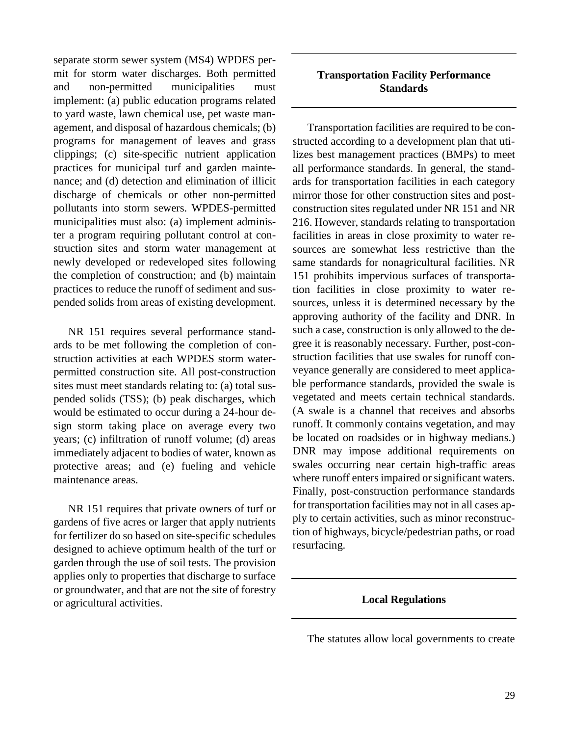separate storm sewer system (MS4) WPDES permit for storm water discharges. Both permitted and non-permitted municipalities must implement: (a) public education programs related to yard waste, lawn chemical use, pet waste management, and disposal of hazardous chemicals; (b) programs for management of leaves and grass clippings; (c) site-specific nutrient application practices for municipal turf and garden maintenance; and (d) detection and elimination of illicit discharge of chemicals or other non-permitted pollutants into storm sewers. WPDES-permitted municipalities must also: (a) implement administer a program requiring pollutant control at construction sites and storm water management at newly developed or redeveloped sites following the completion of construction; and (b) maintain practices to reduce the runoff of sediment and suspended solids from areas of existing development.

NR 151 requires several performance standards to be met following the completion of construction activities at each WPDES storm water-permitted construction site. All post-construction sites must meet standards relating to: (a) total suspended solids (TSS); (b) peak discharges, which would be estimated to occur during a 24-hour design storm taking place on average every two years; (c) infiltration of runoff volume; (d) areas immediately adjacent to bodies of water, known as protective areas; and (e) fueling and vehicle maintenance areas.

NR 151 requires that private owners of turf or gardens of five acres or larger that apply nutrients for fertilizer do so based on site-specific schedules designed to achieve optimum health of the turf or garden through the use of soil tests. The provision applies only to properties that discharge to surface or groundwater, and that are not the site of forestry or agricultural activities.

## Transportation Facility Performance Standards

Transportation facilities are required to be constructed according to a development plan that utilizes best management practices (BMPs) to meet all performance standards. In general, the standards for transportation facilities in each category mirror those for other construction sites and post-construction sites regulated under NR 151 and NR 216. However, standards relating to transportation facilities in areas in close proximity to water resources are somewhat less restrictive than the same standards for nonagricultural facilities. NR 151 prohibits impervious surfaces of transportation facilities in close proximity to water resources, unless it is determined necessary by the approving authority of the facility and DNR. In such a case, construction is only allowed to the degree it is reasonably necessary. Further, post-construction facilities that use swales for runoff conveyance generally are considered to meet applicable performance standards, provided the swale is vegetated and meets certain technical standards. (A swale is a channel that receives and absorbs runoff. It commonly contains vegetation, and may be located on roadsides or in highway medians.) DNR may impose additional requirements on swales occurring near certain high-traffic areas where runoff enters impaired or significant waters. Finally, post-construction performance standards for transportation facilities may not in all cases apply to certain activities, such as minor reconstruction of highways, bicycle/pedestrian paths, or road resurfacing.

## Local Regulations

The statutes allow local governments to create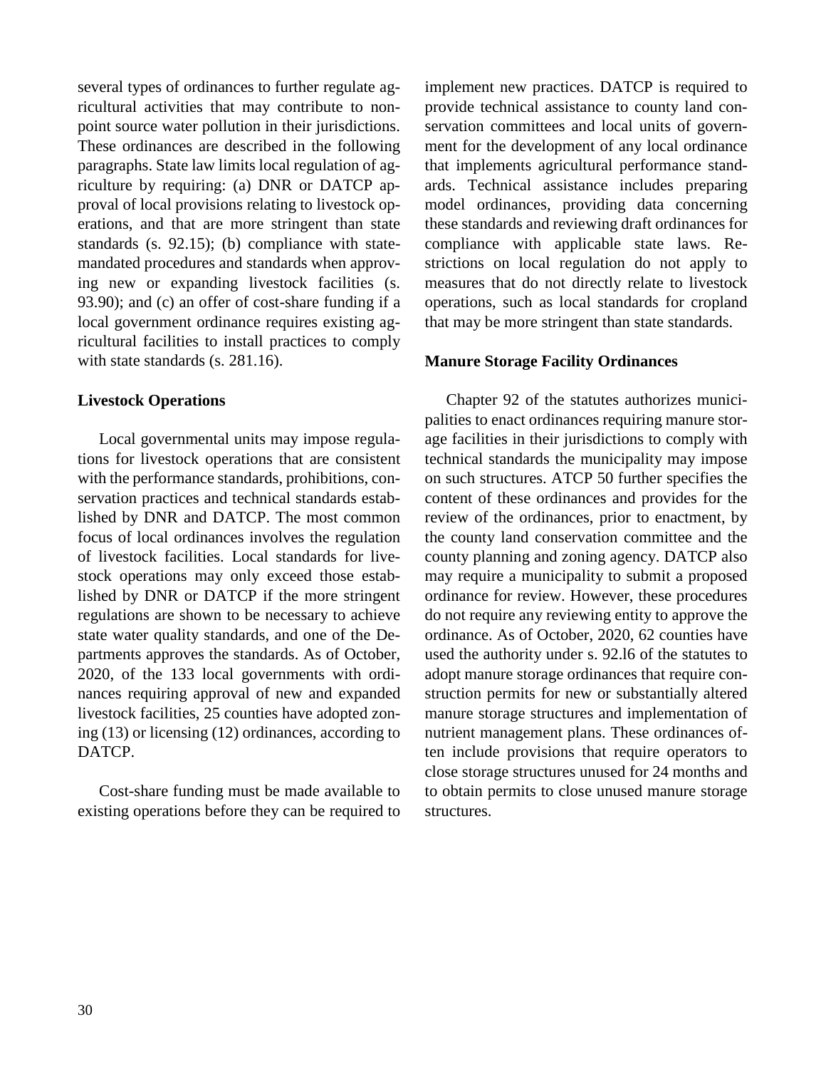several types of ordinances to further regulate agricultural activities that may contribute to nonpoint source water pollution in their jurisdictions. These ordinances are described in the following paragraphs. State law limits local regulation of agriculture by requiring: (a) DNR or DATCP approval of local provisions relating to livestock operations, and that are more stringent than state standards (s. 92.15); (b) compliance with state-mandated procedures and standards when approving new or expanding livestock facilities (s. 93.90); and (c) an offer of cost-share funding if a local government ordinance requires existing agricultural facilities to install practices to comply with state standards (s. 281.16).

**Livestock Operations**

Local governmental units may impose regulations for livestock operations that are consistent with the performance standards, prohibitions, conservation practices and technical standards established by DNR and DATCP. The most common focus of local ordinances involves the regulation of livestock facilities. Local standards for livestock operations may only exceed those established by DNR or DATCP if the more stringent regulations are shown to be necessary to achieve state water quality standards, and one of the Departments approves the standards. As of October, 2020, of the 133 local governments with ordinances requiring approval of new and expanded livestock facilities, 25 counties have adopted zoning (13) or licensing (12) ordinances, according to DATCP.

Cost-share funding must be made available to existing operations before they can be required to implement new practices. DATCP is required to provide technical assistance to county land conservation committees and local units of government for the development of any local ordinance that implements agricultural performance standards. Technical assistance includes preparing model ordinances, providing data concerning these standards and reviewing draft ordinances for compliance with applicable state laws. Restrictions on local regulation do not apply to measures that do not directly relate to livestock operations, such as local standards for cropland that may be more stringent than state standards.

**Manure Storage Facility Ordinances**

Chapter 92 of the statutes authorizes municipalities to enact ordinances requiring manure storage facilities in their jurisdictions to comply with technical standards the municipality may impose on such structures. ATCP 50 further specifies the content of these ordinances and provides for the review of the ordinances, prior to enactment, by the county land conservation committee and the county planning and zoning agency. DATCP also may require a municipality to submit a proposed ordinance for review. However, these procedures do not require any reviewing entity to approve the ordinance. As of October, 2020, 62 counties have used the authority under s. 92.l6 of the statutes to adopt manure storage ordinances that require construction permits for new or substantially altered manure storage structures and implementation of nutrient management plans. These ordinances often include provisions that require operators to close storage structures unused for 24 months and to obtain permits to close unused manure storage structures.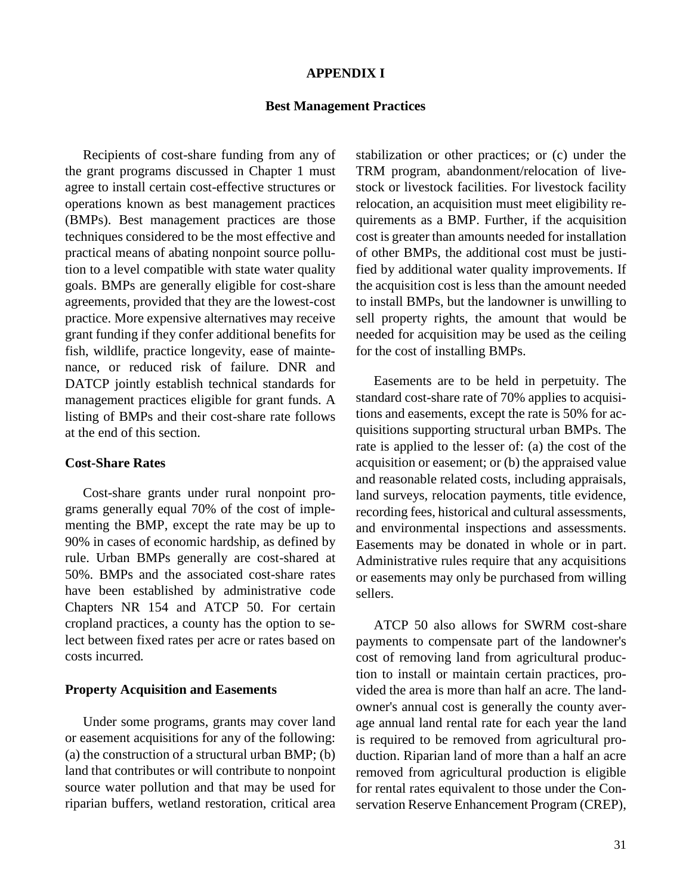# APPENDIX I

## Best Management Practices

Recipients of cost-share funding from any of the grant programs discussed in Chapter 1 must agree to install certain cost-effective structures or operations known as best management practices (BMPs). Best management practices are those techniques considered to be the most effective and practical means of abating nonpoint source pollution to a level compatible with state water quality goals. BMPs are generally eligible for cost-share agreements, provided that they are the lowest-cost practice. More expensive alternatives may receive grant funding if they confer additional benefits for fish, wildlife, practice longevity, ease of maintenance, or reduced risk of failure. DNR and DATCP jointly establish technical standards for management practices eligible for grant funds. A listing of BMPs and their cost-share rate follows at the end of this section.

### Cost-Share Rates

Cost-share grants under rural nonpoint programs generally equal 70% of the cost of implementing the BMP, except the rate may be up to 90% in cases of economic hardship, as defined by rule. Urban BMPs generally are cost-shared at 50%. BMPs and the associated cost-share rates have been established by administrative code Chapters NR 154 and ATCP 50. For certain cropland practices, a county has the option to select between fixed rates per acre or rates based on costs incurred.

### Property Acquisition and Easements

Under some programs, grants may cover land or easement acquisitions for any of the following: (a) the construction of a structural urban BMP; (b) land that contributes or will contribute to nonpoint source water pollution and that may be used for riparian buffers, wetland restoration, critical area stabilization or other practices; or (c) under the TRM program, abandonment/relocation of livestock or livestock facilities. For livestock facility relocation, an acquisition must meet eligibility requirements as a BMP. Further, if the acquisition cost is greater than amounts needed for installation of other BMPs, the additional cost must be justified by additional water quality improvements. If the acquisition cost is less than the amount needed to install BMPs, but the landowner is unwilling to sell property rights, the amount that would be needed for acquisition may be used as the ceiling for the cost of installing BMPs.

Easements are to be held in perpetuity. The standard cost-share rate of 70% applies to acquisitions and easements, except the rate is 50% for acquisitions supporting structural urban BMPs. The rate is applied to the lesser of: (a) the cost of the acquisition or easement; or (b) the appraised value and reasonable related costs, including appraisals, land surveys, relocation payments, title evidence, recording fees, historical and cultural assessments, and environmental inspections and assessments. Easements may be donated in whole or in part. Administrative rules require that any acquisitions or easements may only be purchased from willing sellers.

ATCP 50 also allows for SWRM cost-share payments to compensate part of the landowner's cost of removing land from agricultural production to install or maintain certain practices, provided the area is more than half an acre. The landowner's annual cost is generally the county average annual land rental rate for each year the land is required to be removed from agricultural production. Riparian land of more than a half an acre removed from agricultural production is eligible for rental rates equivalent to those under the Conservation Reserve Enhancement Program (CREP),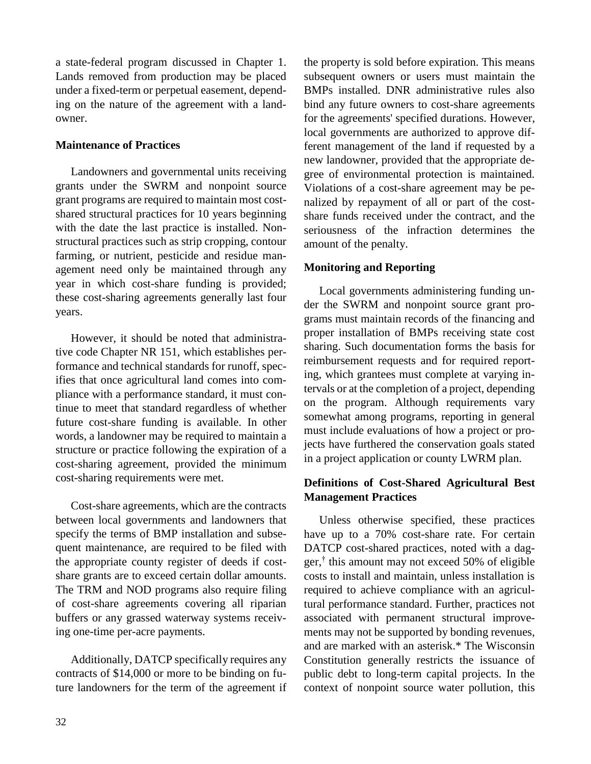a state-federal program discussed in Chapter 1. Lands removed from production may be placed under a fixed-term or perpetual easement, depending on the nature of the agreement with a landowner.

**Maintenance of Practices**

Landowners and governmental units receiving grants under the SWRM and nonpoint source grant programs are required to maintain most cost-shared structural practices for 10 years beginning with the date the last practice is installed. Nonstructural practices such as strip cropping, contour farming, or nutrient, pesticide and residue management need only be maintained through any year in which cost-share funding is provided; these cost-sharing agreements generally last four years.

However, it should be noted that administrative code Chapter NR 151, which establishes performance and technical standards for runoff, specifies that once agricultural land comes into compliance with a performance standard, it must continue to meet that standard regardless of whether future cost-share funding is available. In other words, a landowner may be required to maintain a structure or practice following the expiration of a cost-sharing agreement, provided the minimum cost-sharing requirements were met.

Cost-share agreements, which are the contracts between local governments and landowners that specify the terms of BMP installation and subsequent maintenance, are required to be filed with the appropriate county register of deeds if cost-share grants are to exceed certain dollar amounts. The TRM and NOD programs also require filing of cost-share agreements covering all riparian buffers or any grassed waterway systems receiving one-time per-acre payments.

Additionally, DATCP specifically requires any contracts of $14,000 or more to be binding on future landowners for the term of the agreement if the property is sold before expiration. This means subsequent owners or users must maintain the BMPs installed. DNR administrative rules also bind any future owners to cost-share agreements for the agreements' specified durations. However, local governments are authorized to approve different management of the land if requested by a new landowner, provided that the appropriate degree of environmental protection is maintained. Violations of a cost-share agreement may be penalized by repayment of all or part of the cost-share funds received under the contract, and the seriousness of the infraction determines the amount of the penalty.

**Monitoring and Reporting**

Local governments administering funding under the SWRM and nonpoint source grant programs must maintain records of the financing and proper installation of BMPs receiving state cost sharing. Such documentation forms the basis for reimbursement requests and for required reporting, which grantees must complete at varying intervals or at the completion of a project, depending on the program. Although requirements vary somewhat among programs, reporting in general must include evaluations of how a project or projects have furthered the conservation goals stated in a project application or county LWRM plan.

**Definitions of Cost-Shared Agricultural Best Management Practices**

Unless otherwise specified, these practices have up to a 70% cost-share rate. For certain DATCP cost-shared practices, noted with a dagger,† this amount may not exceed 50% of eligible costs to install and maintain, unless installation is required to achieve compliance with an agricultural performance standard. Further, practices not associated with permanent structural improvements may not be supported by bonding revenues, and are marked with an asterisk.* The Wisconsin Constitution generally restricts the issuance of public debt to long-term capital projects. In the context of nonpoint source water pollution, this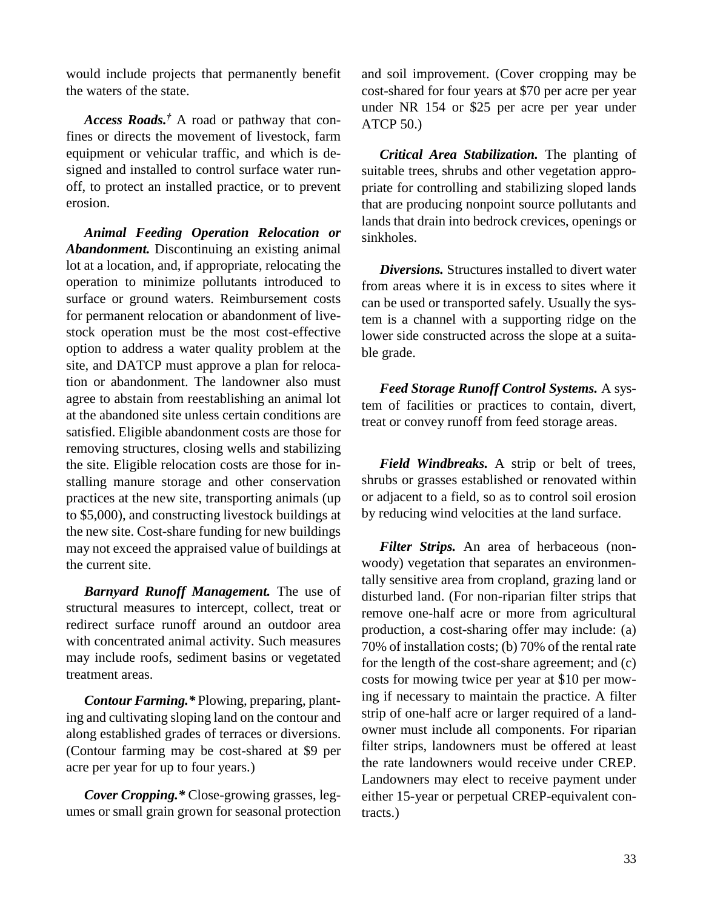would include projects that permanently benefit the waters of the state.

***Access Roads.***† A road or pathway that confines or directs the movement of livestock, farm equipment or vehicular traffic, and which is designed and installed to control surface water runoff, to protect an installed practice, or to prevent erosion.

***Animal Feeding Operation Relocation or Abandonment.*** Discontinuing an existing animal lot at a location, and, if appropriate, relocating the operation to minimize pollutants introduced to surface or ground waters. Reimbursement costs for permanent relocation or abandonment of livestock operation must be the most cost-effective option to address a water quality problem at the site, and DATCP must approve a plan for relocation or abandonment. The landowner also must agree to abstain from reestablishing an animal lot at the abandoned site unless certain conditions are satisfied. Eligible abandonment costs are those for removing structures, closing wells and stabilizing the site. Eligible relocation costs are those for installing manure storage and other conservation practices at the new site, transporting animals (up to $5,000), and constructing livestock buildings at the new site. Cost-share funding for new buildings may not exceed the appraised value of buildings at the current site.

***Barnyard Runoff Management.*** The use of structural measures to intercept, collect, treat or redirect surface runoff around an outdoor area with concentrated animal activity. Such measures may include roofs, sediment basins or vegetated treatment areas.

***Contour Farming.**** Plowing, preparing, planting and cultivating sloping land on the contour and along established grades of terraces or diversions. (Contour farming may be cost-shared at $9 per acre per year for up to four years.)

***Cover Cropping.**** Close-growing grasses, legumes or small grain grown for seasonal protection and soil improvement. (Cover cropping may be cost-shared for four years at $70 per acre per year under NR 154 or $25 per acre per year under ATCP 50.)

***Critical Area Stabilization.*** The planting of suitable trees, shrubs and other vegetation appropriate for controlling and stabilizing sloped lands that are producing nonpoint source pollutants and lands that drain into bedrock crevices, openings or sinkholes.

***Diversions.*** Structures installed to divert water from areas where it is in excess to sites where it can be used or transported safely. Usually the system is a channel with a supporting ridge on the lower side constructed across the slope at a suitable grade.

***Feed Storage Runoff Control Systems.*** A system of facilities or practices to contain, divert, treat or convey runoff from feed storage areas.

***Field Windbreaks.*** A strip or belt of trees, shrubs or grasses established or renovated within or adjacent to a field, so as to control soil erosion by reducing wind velocities at the land surface.

***Filter Strips.*** An area of herbaceous (non-woody) vegetation that separates an environmentally sensitive area from cropland, grazing land or disturbed land. (For non-riparian filter strips that remove one-half acre or more from agricultural production, a cost-sharing offer may include: (a) 70% of installation costs; (b) 70% of the rental rate for the length of the cost-share agreement; and (c) costs for mowing twice per year at $10 per mowing if necessary to maintain the practice. A filter strip of one-half acre or larger required of a landowner must include all components. For riparian filter strips, landowners must be offered at least the rate landowners would receive under CREP. Landowners may elect to receive payment under either 15-year or perpetual CREP-equivalent contracts.)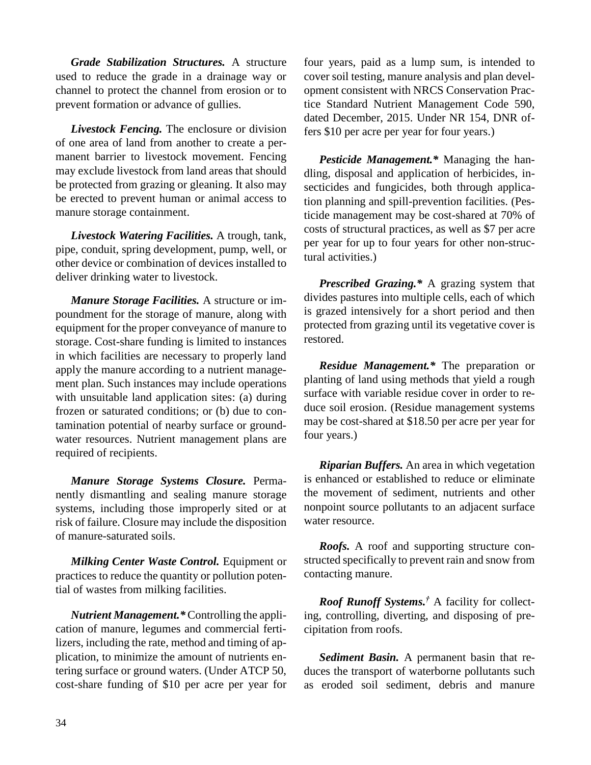***Grade Stabilization Structures.*** A structure used to reduce the grade in a drainage way or channel to protect the channel from erosion or to prevent formation or advance of gullies.

***Livestock Fencing.*** The enclosure or division of one area of land from another to create a permanent barrier to livestock movement. Fencing may exclude livestock from land areas that should be protected from grazing or gleaning. It also may be erected to prevent human or animal access to manure storage containment.

***Livestock Watering Facilities.*** A trough, tank, pipe, conduit, spring development, pump, well, or other device or combination of devices installed to deliver drinking water to livestock.

***Manure Storage Facilities.*** A structure or impoundment for the storage of manure, along with equipment for the proper conveyance of manure to storage. Cost-share funding is limited to instances in which facilities are necessary to properly land apply the manure according to a nutrient management plan. Such instances may include operations with unsuitable land application sites: (a) during frozen or saturated conditions; or (b) due to contamination potential of nearby surface or groundwater resources. Nutrient management plans are required of recipients.

***Manure Storage Systems Closure.*** Permanently dismantling and sealing manure storage systems, including those improperly sited or at risk of failure. Closure may include the disposition of manure-saturated soils.

***Milking Center Waste Control.*** Equipment or practices to reduce the quantity or pollution potential of wastes from milking facilities.

***Nutrient Management.**** Controlling the application of manure, legumes and commercial fertilizers, including the rate, method and timing of application, to minimize the amount of nutrients entering surface or ground waters. (Under ATCP 50, cost-share funding of $10 per acre per year for four years, paid as a lump sum, is intended to cover soil testing, manure analysis and plan development consistent with NRCS Conservation Practice Standard Nutrient Management Code 590, dated December, 2015. Under NR 154, DNR offers $10 per acre per year for four years.)

***Pesticide Management.**** Managing the handling, disposal and application of herbicides, insecticides and fungicides, both through application planning and spill-prevention facilities. (Pesticide management may be cost-shared at 70% of costs of structural practices, as well as $7 per acre per year for up to four years for other non-structural activities.)

***Prescribed Grazing.**** A grazing system that divides pastures into multiple cells, each of which is grazed intensively for a short period and then protected from grazing until its vegetative cover is restored.

***Residue Management.**** The preparation or planting of land using methods that yield a rough surface with variable residue cover in order to reduce soil erosion. (Residue management systems may be cost-shared at $18.50 per acre per year for four years.)

***Riparian Buffers.*** An area in which vegetation is enhanced or established to reduce or eliminate the movement of sediment, nutrients and other nonpoint source pollutants to an adjacent surface water resource.

***Roofs.*** A roof and supporting structure constructed specifically to prevent rain and snow from contacting manure.

***Roof Runoff Systems.***† A facility for collecting, controlling, diverting, and disposing of precipitation from roofs.

***Sediment Basin.*** A permanent basin that reduces the transport of waterborne pollutants such as eroded soil sediment, debris and manure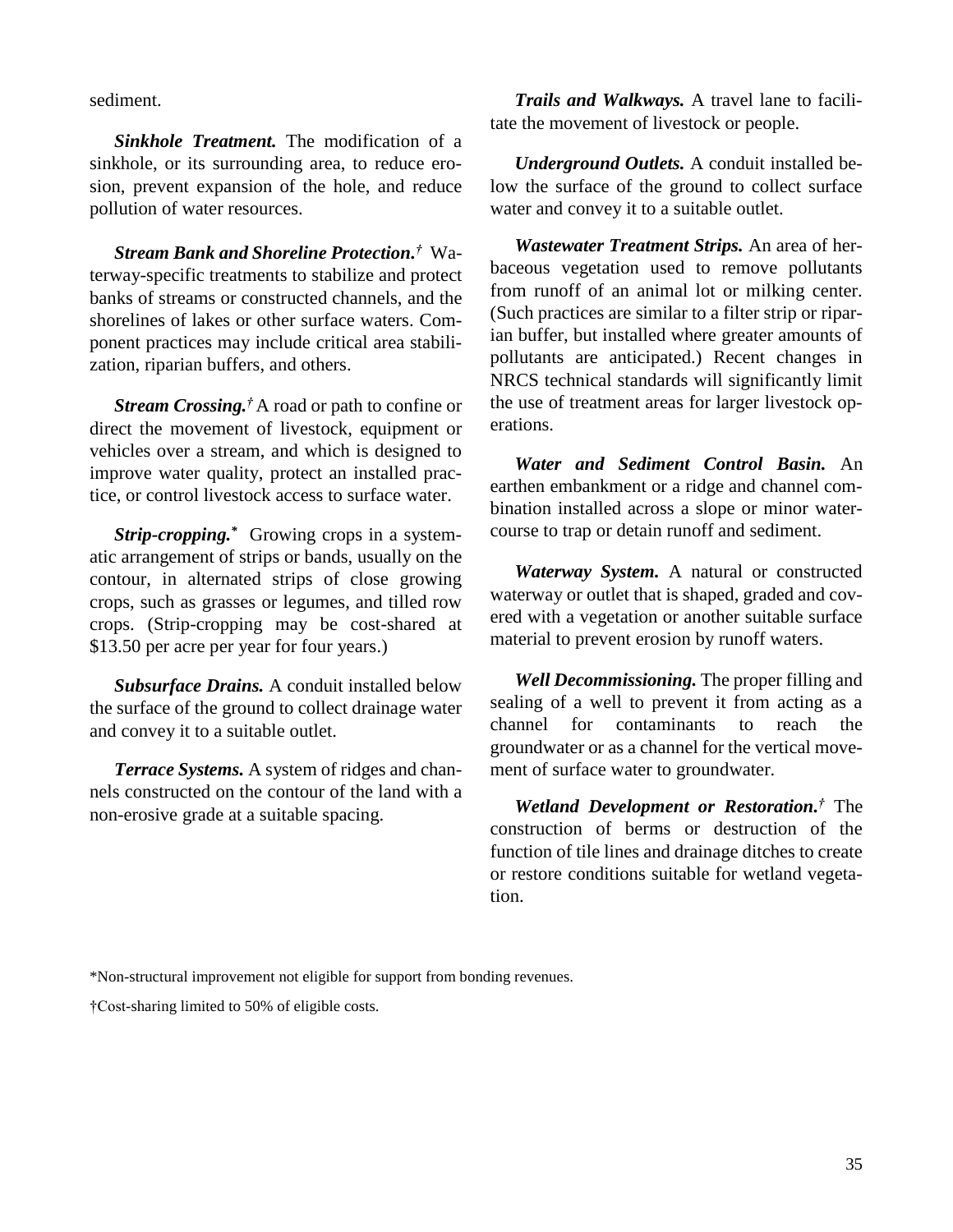sediment.

***Sinkhole Treatment.*** The modification of a sinkhole, or its surrounding area, to reduce erosion, prevent expansion of the hole, and reduce pollution of water resources.

***Stream Bank and Shoreline Protection.****†* Waterway-specific treatments to stabilize and protect banks of streams or constructed channels, and the shorelines of lakes or other surface waters. Component practices may include critical area stabilization, riparian buffers, and others.

***Stream Crossing.****†* A road or path to confine or direct the movement of livestock, equipment or vehicles over a stream, and which is designed to improve water quality, protect an installed practice, or control livestock access to surface water.

***Strip-cropping.**** Growing crops in a systematic arrangement of strips or bands, usually on the contour, in alternated strips of close growing crops, such as grasses or legumes, and tilled row crops. (Strip-cropping may be cost-shared at $13.50 per acre per year for four years.)

***Subsurface Drains.*** A conduit installed below the surface of the ground to collect drainage water and convey it to a suitable outlet.

***Terrace Systems.*** A system of ridges and channels constructed on the contour of the land with a non-erosive grade at a suitable spacing.

***Trails and Walkways.*** A travel lane to facilitate the movement of livestock or people.

***Underground Outlets.*** A conduit installed below the surface of the ground to collect surface water and convey it to a suitable outlet.

***Wastewater Treatment Strips.*** An area of herbaceous vegetation used to remove pollutants from runoff of an animal lot or milking center. (Such practices are similar to a filter strip or riparian buffer, but installed where greater amounts of pollutants are anticipated.) Recent changes in NRCS technical standards will significantly limit the use of treatment areas for larger livestock operations.

***Water and Sediment Control Basin.*** An earthen embankment or a ridge and channel combination installed across a slope or minor watercourse to trap or detain runoff and sediment.

***Waterway System.*** A natural or constructed waterway or outlet that is shaped, graded and covered with a vegetation or another suitable surface material to prevent erosion by runoff waters.

***Well Decommissioning.*** The proper filling and sealing of a well to prevent it from acting as a channel for contaminants to reach the groundwater or as a channel for the vertical movement of surface water to groundwater.

***Wetland Development or Restoration.****†* The construction of berms or destruction of the function of tile lines and drainage ditches to create or restore conditions suitable for wetland vegetation.

*Non-structural improvement not eligible for support from bonding revenues.

†Cost-sharing limited to 50% of eligible costs.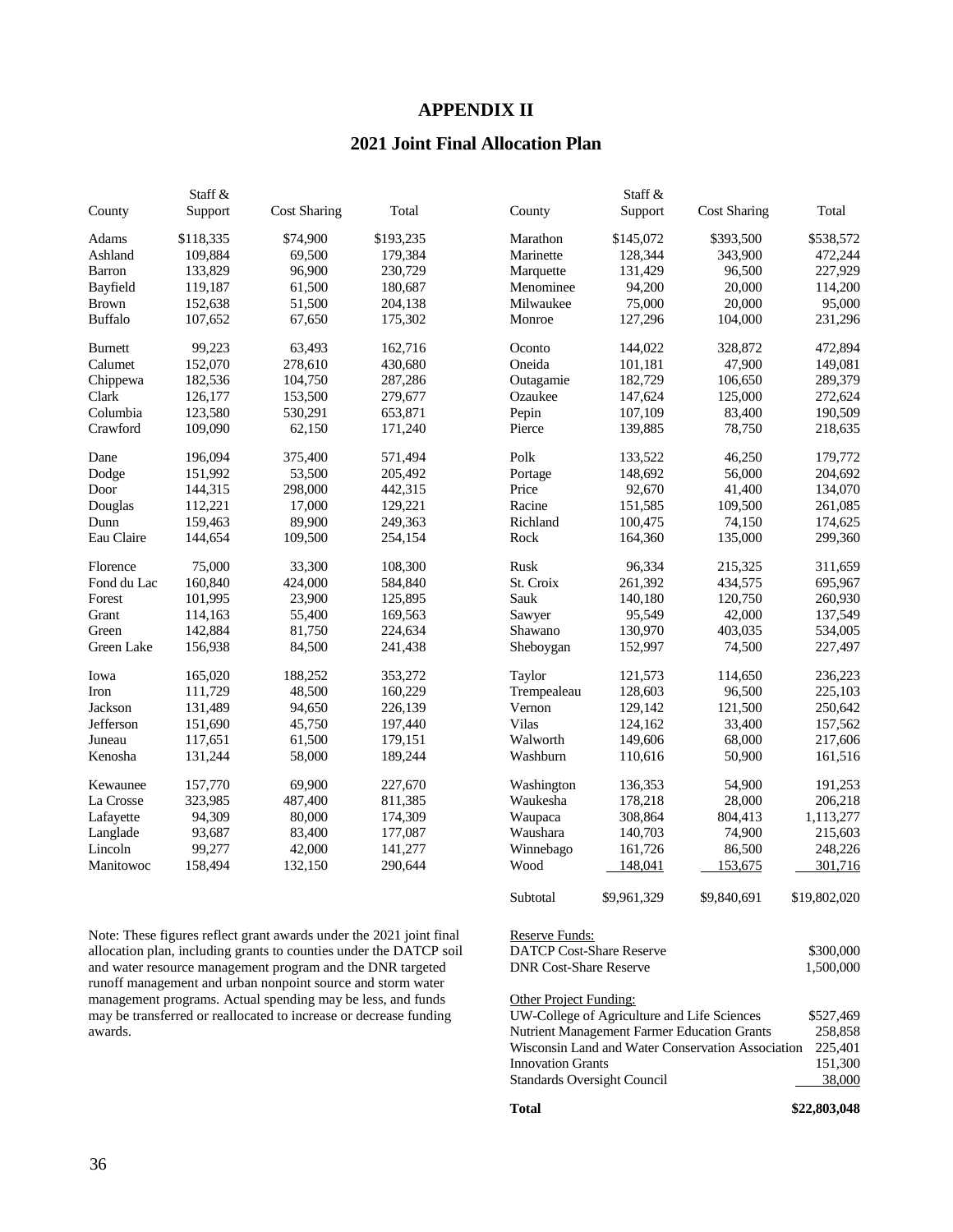# APPENDIX II

## 2021 Joint Final Allocation Plan

| County | Staff & Support | Cost Sharing | Total |
|---|---|---|---|
| Adams | $118,335 | $74,900 | $193,235 |
| Ashland | 109,884 | 69,500 | 179,384 |
| Barron | 133,829 | 96,900 | 230,729 |
| Bayfield | 119,187 | 61,500 | 180,687 |
| Brown | 152,638 | 51,500 | 204,138 |
| Buffalo | 107,652 | 67,650 | 175,302 |
| Burnett | 99,223 | 63,493 | 162,716 |
| Calumet | 152,070 | 278,610 | 430,680 |
| Chippewa | 182,536 | 104,750 | 287,286 |
| Clark | 126,177 | 153,500 | 279,677 |
| Columbia | 123,580 | 530,291 | 653,871 |
| Crawford | 109,090 | 62,150 | 171,240 |
| Dane | 196,094 | 375,400 | 571,494 |
| Dodge | 151,992 | 53,500 | 205,492 |
| Door | 144,315 | 298,000 | 442,315 |
| Douglas | 112,221 | 17,000 | 129,221 |
| Dunn | 159,463 | 89,900 | 249,363 |
| Eau Claire | 144,654 | 109,500 | 254,154 |
| Florence | 75,000 | 33,300 | 108,300 |
| Fond du Lac | 160,840 | 424,000 | 584,840 |
| Forest | 101,995 | 23,900 | 125,895 |
| Grant | 114,163 | 55,400 | 169,563 |
| Green | 142,884 | 81,750 | 224,634 |
| Green Lake | 156,938 | 84,500 | 241,438 |
| Iowa | 165,020 | 188,252 | 353,272 |
| Iron | 111,729 | 48,500 | 160,229 |
| Jackson | 131,489 | 94,650 | 226,139 |
| Jefferson | 151,690 | 45,750 | 197,440 |
| Juneau | 117,651 | 61,500 | 179,151 |
| Kenosha | 131,244 | 58,000 | 189,244 |
| Kewaunee | 157,770 | 69,900 | 227,670 |
| La Crosse | 323,985 | 487,400 | 811,385 |
| Lafayette | 94,309 | 80,000 | 174,309 |
| Langlade | 93,687 | 83,400 | 177,087 |
| Lincoln | 99,277 | 42,000 | 141,277 |
| Manitowoc | 158,494 | 132,150 | 290,644 |
| Marathon | $145,072 | $393,500 | $538,572 |
| Marinette | 128,344 | 343,900 | 472,244 |
| Marquette | 131,429 | 96,500 | 227,929 |
| Menominee | 94,200 | 20,000 | 114,200 |
| Milwaukee | 75,000 | 20,000 | 95,000 |
| Monroe | 127,296 | 104,000 | 231,296 |
| Oconto | 144,022 | 328,872 | 472,894 |
| Oneida | 101,181 | 47,900 | 149,081 |
| Outagamie | 182,729 | 106,650 | 289,379 |
| Ozaukee | 147,624 | 125,000 | 272,624 |
| Pepin | 107,109 | 83,400 | 190,509 |
| Pierce | 139,885 | 78,750 | 218,635 |
| Polk | 133,522 | 46,250 | 179,772 |
| Portage | 148,692 | 56,000 | 204,692 |
| Price | 92,670 | 41,400 | 134,070 |
| Racine | 151,585 | 109,500 | 261,085 |
| Richland | 100,475 | 74,150 | 174,625 |
| Rock | 164,360 | 135,000 | 299,360 |
| Rusk | 96,334 | 215,325 | 311,659 |
| St. Croix | 261,392 | 434,575 | 695,967 |
| Sauk | 140,180 | 120,750 | 260,930 |
| Sawyer | 95,549 | 42,000 | 137,549 |
| Shawano | 130,970 | 403,035 | 534,005 |
| Sheboygan | 152,997 | 74,500 | 227,497 |
| Taylor | 121,573 | 114,650 | 236,223 |
| Trempealeau | 128,603 | 96,500 | 225,103 |
| Vernon | 129,142 | 121,500 | 250,642 |
| Vilas | 124,162 | 33,400 | 157,562 |
| Walworth | 149,606 | 68,000 | 217,606 |
| Washburn | 110,616 | 50,900 | 161,516 |
| Washington | 136,353 | 54,900 | 191,253 |
| Waukesha | 178,218 | 28,000 | 206,218 |
| Waupaca | 308,864 | 804,413 | 1,113,277 |
| Waushara | 140,703 | 74,900 | 215,603 |
| Winnebago | 161,726 | 86,500 | 248,226 |
| Wood | 148,041 | 153,675 | 301,716 |
| Subtotal | $9,961,329 | $9,840,691 | $19,802,020 |

| Reserve Funds: | |
|---|---|
| DATCP Cost-Share Reserve | $300,000 |
| DNR Cost-Share Reserve | 1,500,000 |
| **Other Project Funding:** | |
| UW-College of Agriculture and Life Sciences | $527,469 |
| Nutrient Management Farmer Education Grants | 258,858 |
| Wisconsin Land and Water Conservation Association | 225,401 |
| Innovation Grants | 151,300 |
| Standards Oversight Council | 38,000 |
| **Total** | **$22,803,048** |

Note: These figures reflect grant awards under the 2021 joint final allocation plan, including grants to counties under the DATCP soil and water resource management program and the DNR targeted runoff management and urban nonpoint source and storm water management programs. Actual spending may be less, and funds may be transferred or reallocated to increase or decrease funding awards.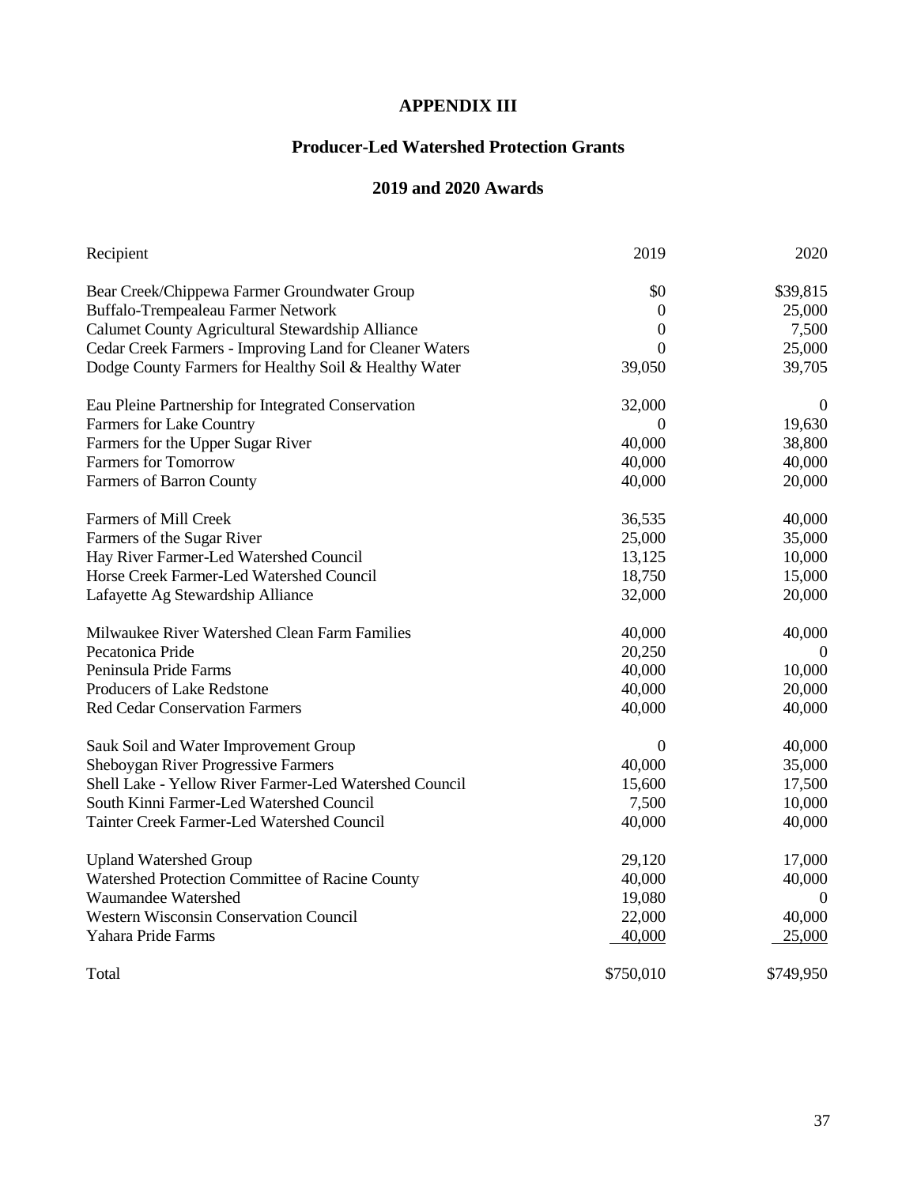# APPENDIX III

## Producer-Led Watershed Protection Grants

## 2019 and 2020 Awards

| Recipient | 2019 | 2020 |
|---|---|---|
| Bear Creek/Chippewa Farmer Groundwater Group | $0 | $39,815 |
| Buffalo-Trempealeau Farmer Network | 0 | 25,000 |
| Calumet County Agricultural Stewardship Alliance | 0 | 7,500 |
| Cedar Creek Farmers - Improving Land for Cleaner Waters | 0 | 25,000 |
| Dodge County Farmers for Healthy Soil & Healthy Water | 39,050 | 39,705 |
| Eau Pleine Partnership for Integrated Conservation | 32,000 | 0 |
| Farmers for Lake Country | 0 | 19,630 |
| Farmers for the Upper Sugar River | 40,000 | 38,800 |
| Farmers for Tomorrow | 40,000 | 40,000 |
| Farmers of Barron County | 40,000 | 20,000 |
| Farmers of Mill Creek | 36,535 | 40,000 |
| Farmers of the Sugar River | 25,000 | 35,000 |
| Hay River Farmer-Led Watershed Council | 13,125 | 10,000 |
| Horse Creek Farmer-Led Watershed Council | 18,750 | 15,000 |
| Lafayette Ag Stewardship Alliance | 32,000 | 20,000 |
| Milwaukee River Watershed Clean Farm Families | 40,000 | 40,000 |
| Pecatonica Pride | 20,250 | 0 |
| Peninsula Pride Farms | 40,000 | 10,000 |
| Producers of Lake Redstone | 40,000 | 20,000 |
| Red Cedar Conservation Farmers | 40,000 | 40,000 |
| Sauk Soil and Water Improvement Group | 0 | 40,000 |
| Sheboygan River Progressive Farmers | 40,000 | 35,000 |
| Shell Lake - Yellow River Farmer-Led Watershed Council | 15,600 | 17,500 |
| South Kinni Farmer-Led Watershed Council | 7,500 | 10,000 |
| Tainter Creek Farmer-Led Watershed Council | 40,000 | 40,000 |
| Upland Watershed Group | 29,120 | 17,000 |
| Watershed Protection Committee of Racine County | 40,000 | 40,000 |
| Waumandee Watershed | 19,080 | 0 |
| Western Wisconsin Conservation Council | 22,000 | 40,000 |
| Yahara Pride Farms | 40,000 | 25,000 |
| Total | $750,010 | $749,950 |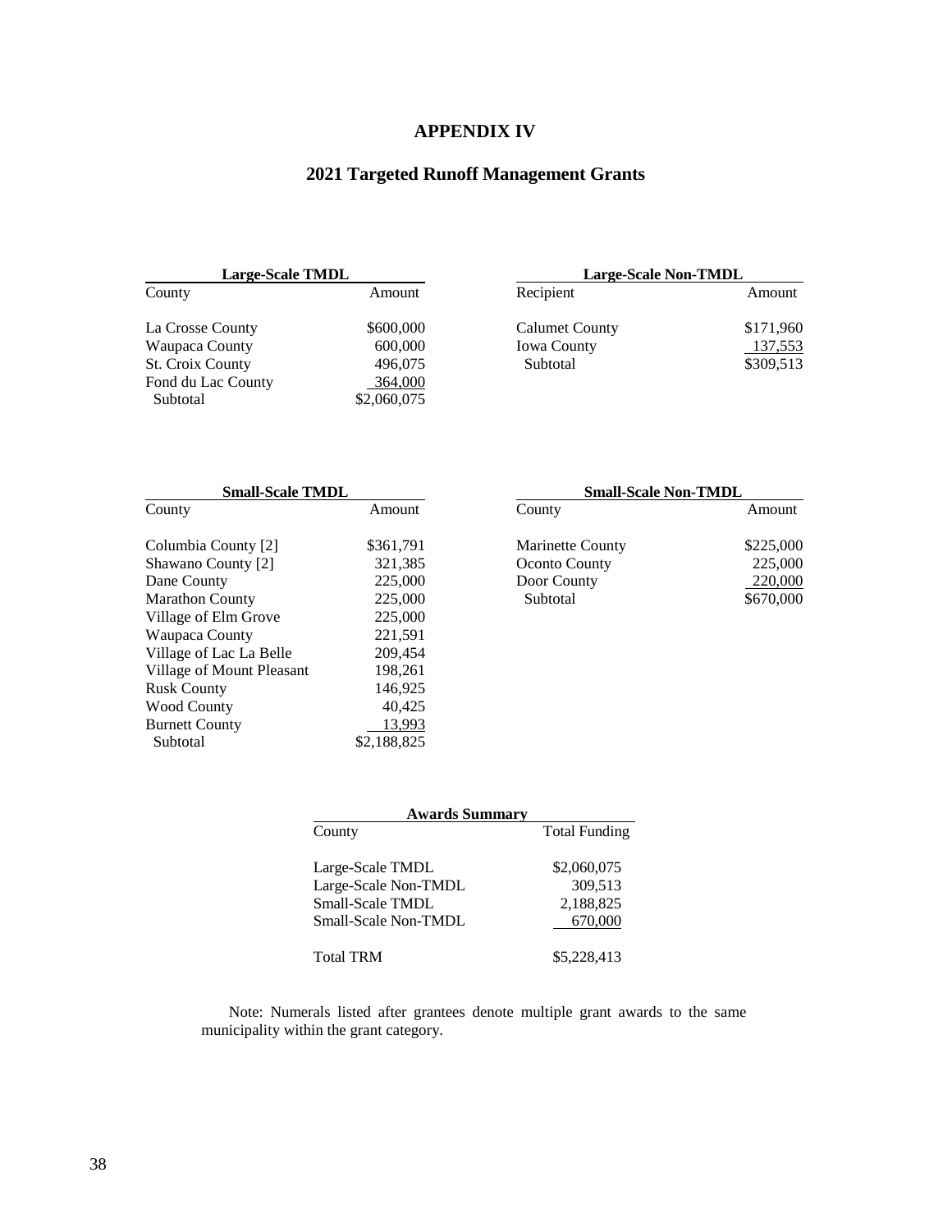# APPENDIX IV

## 2021 Targeted Runoff Management Grants

**Large-Scale TMDL**

| County | Amount |
|---|---|
| La Crosse County | $600,000 |
| Waupaca County | 600,000 |
| St. Croix County | 496,075 |
| Fond du Lac County | 364,000 |
| Subtotal | $2,060,075 |

**Large-Scale Non-TMDL**

| Recipient | Amount |
|---|---|
| Calumet County | $171,960 |
| Iowa County | 137,553 |
| Subtotal | $309,513 |

**Small-Scale TMDL**

| County | Amount |
|---|---|
| Columbia County [2] | $361,791 |
| Shawano County [2] | 321,385 |
| Dane County | 225,000 |
| Marathon County | 225,000 |
| Village of Elm Grove | 225,000 |
| Waupaca County | 221,591 |
| Village of Lac La Belle | 209,454 |
| Village of Mount Pleasant | 198,261 |
| Rusk County | 146,925 |
| Wood County | 40,425 |
| Burnett County | 13,993 |
| Subtotal | $2,188,825 |

**Small-Scale Non-TMDL**

| County | Amount |
|---|---|
| Marinette County | $225,000 |
| Oconto County | 225,000 |
| Door County | 220,000 |
| Subtotal | $670,000 |

**Awards Summary**

| County | Total Funding |
|---|---|
| Large-Scale TMDL | $2,060,075 |
| Large-Scale Non-TMDL | 309,513 |
| Small-Scale TMDL | 2,188,825 |
| Small-Scale Non-TMDL | 670,000 |
| Total TRM | $5,228,413 |

Note: Numerals listed after grantees denote multiple grant awards to the same municipality within the grant category.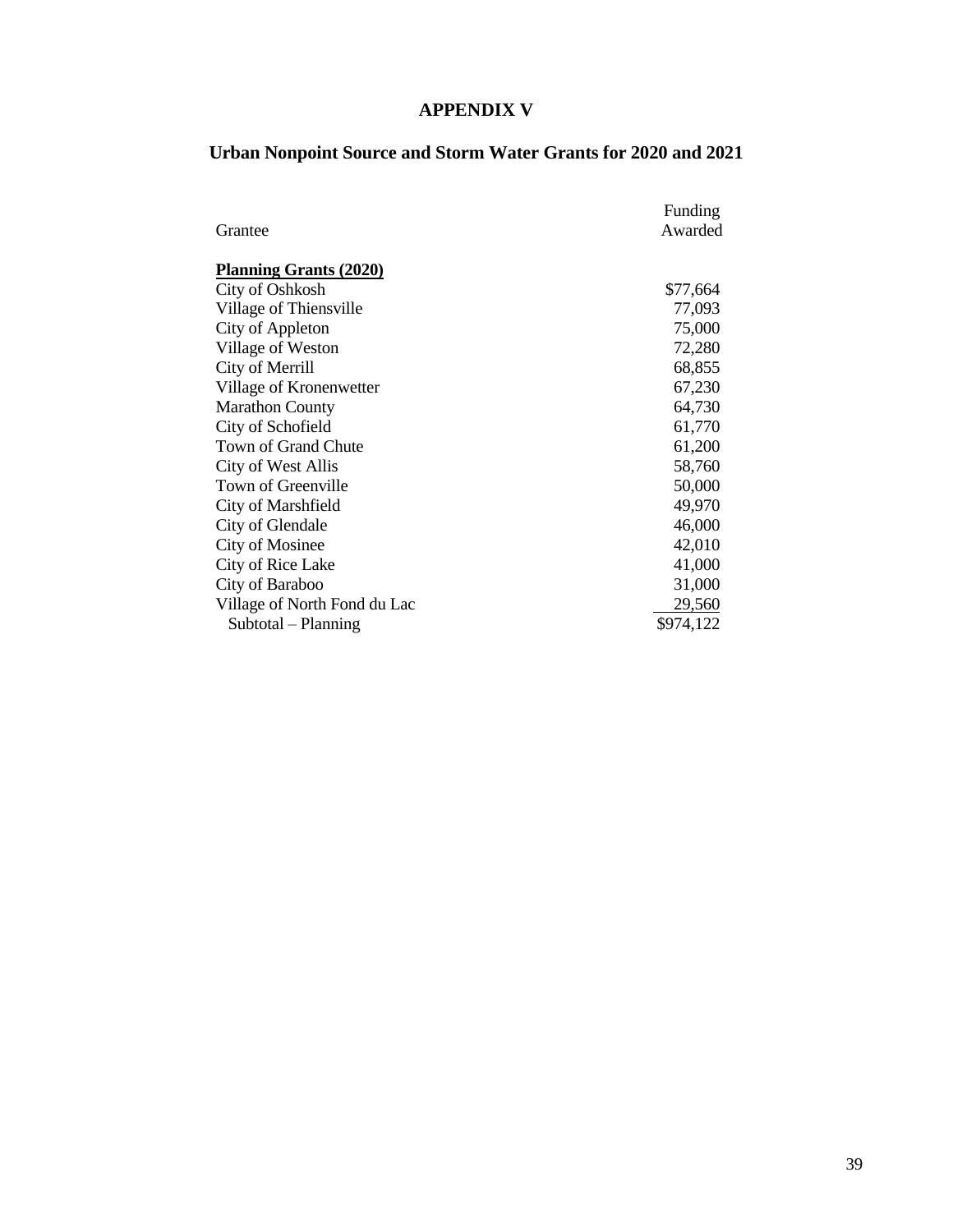# APPENDIX V

## Urban Nonpoint Source and Storm Water Grants for 2020 and 2021

| Grantee | Funding Awarded |
|---|---|
| **Planning Grants (2020)** | |
| City of Oshkosh | $77,664 |
| Village of Thiensville | 77,093 |
| City of Appleton | 75,000 |
| Village of Weston | 72,280 |
| City of Merrill | 68,855 |
| Village of Kronenwetter | 67,230 |
| Marathon County | 64,730 |
| City of Schofield | 61,770 |
| Town of Grand Chute | 61,200 |
| City of West Allis | 58,760 |
| Town of Greenville | 50,000 |
| City of Marshfield | 49,970 |
| City of Glendale | 46,000 |
| City of Mosinee | 42,010 |
| City of Rice Lake | 41,000 |
| City of Baraboo | 31,000 |
| Village of North Fond du Lac | 29,560 |
| Subtotal – Planning | $974,122 |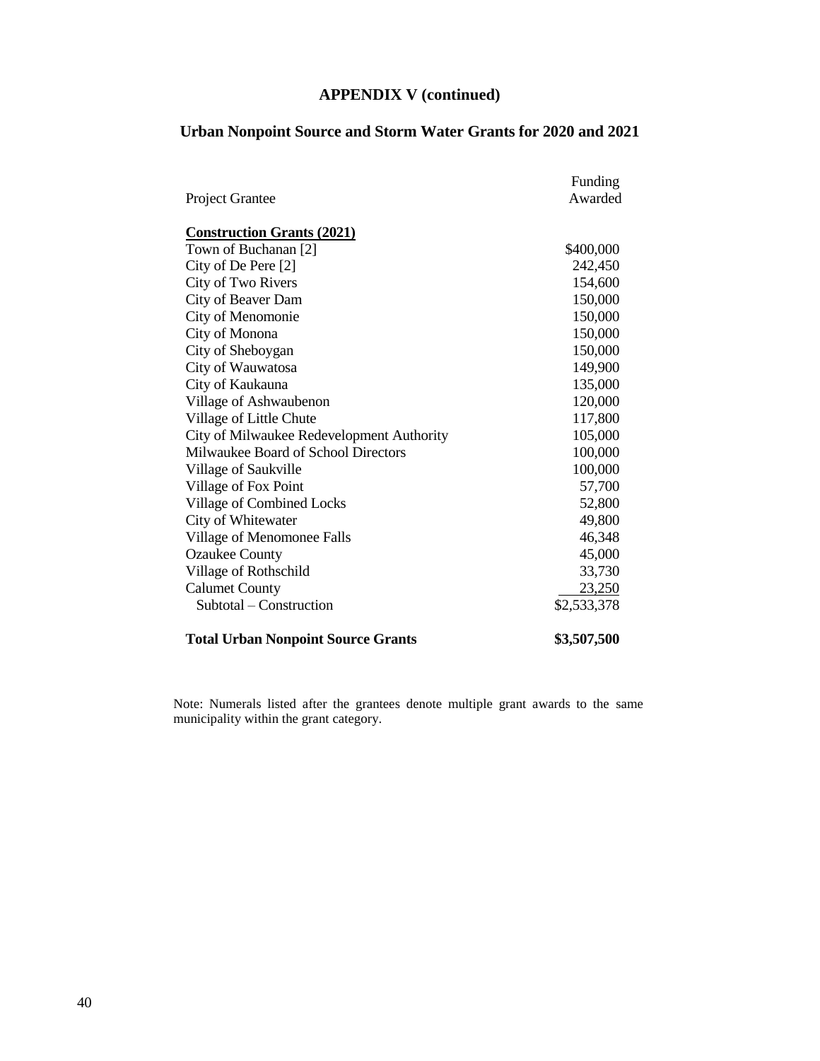# APPENDIX V (continued)

## Urban Nonpoint Source and Storm Water Grants for 2020 and 2021

| Project Grantee | Funding Awarded |
|---|---|
| **Construction Grants (2021)** | |
| Town of Buchanan [2] | $400,000 |
| City of De Pere [2] | 242,450 |
| City of Two Rivers | 154,600 |
| City of Beaver Dam | 150,000 |
| City of Menomonie | 150,000 |
| City of Monona | 150,000 |
| City of Sheboygan | 150,000 |
| City of Wauwatosa | 149,900 |
| City of Kaukauna | 135,000 |
| Village of Ashwaubenon | 120,000 |
| Village of Little Chute | 117,800 |
| City of Milwaukee Redevelopment Authority | 105,000 |
| Milwaukee Board of School Directors | 100,000 |
| Village of Saukville | 100,000 |
| Village of Fox Point | 57,700 |
| Village of Combined Locks | 52,800 |
| City of Whitewater | 49,800 |
| Village of Menomonee Falls | 46,348 |
| Ozaukee County | 45,000 |
| Village of Rothschild | 33,730 |
| Calumet County | 23,250 |
| Subtotal – Construction | $2,533,378 |
| **Total Urban Nonpoint Source Grants** | **$3,507,500** |

Note: Numerals listed after the grantees denote multiple grant awards to the same municipality within the grant category.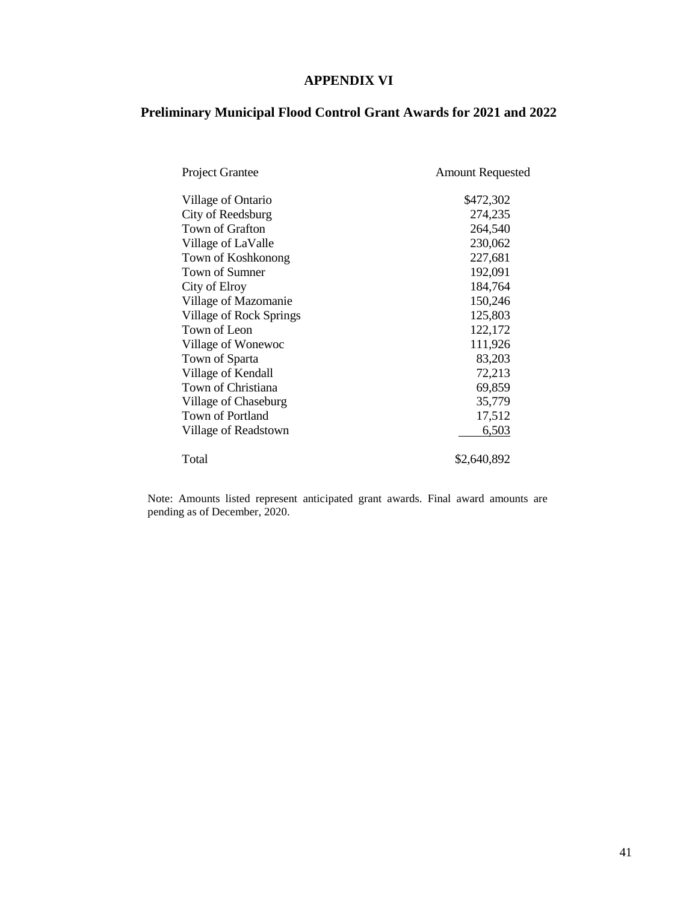# APPENDIX VI

## Preliminary Municipal Flood Control Grant Awards for 2021 and 2022

| Project Grantee | Amount Requested |
|---|---|
| Village of Ontario | $472,302 |
| City of Reedsburg | 274,235 |
| Town of Grafton | 264,540 |
| Village of LaValle | 230,062 |
| Town of Koshkonong | 227,681 |
| Town of Sumner | 192,091 |
| City of Elroy | 184,764 |
| Village of Mazomanie | 150,246 |
| Village of Rock Springs | 125,803 |
| Town of Leon | 122,172 |
| Village of Wonewoc | 111,926 |
| Town of Sparta | 83,203 |
| Village of Kendall | 72,213 |
| Town of Christiana | 69,859 |
| Village of Chaseburg | 35,779 |
| Town of Portland | 17,512 |
| Village of Readstown | 6,503 |
| Total | $2,640,892 |

Note: Amounts listed represent anticipated grant awards. Final award amounts are pending as of December, 2020.